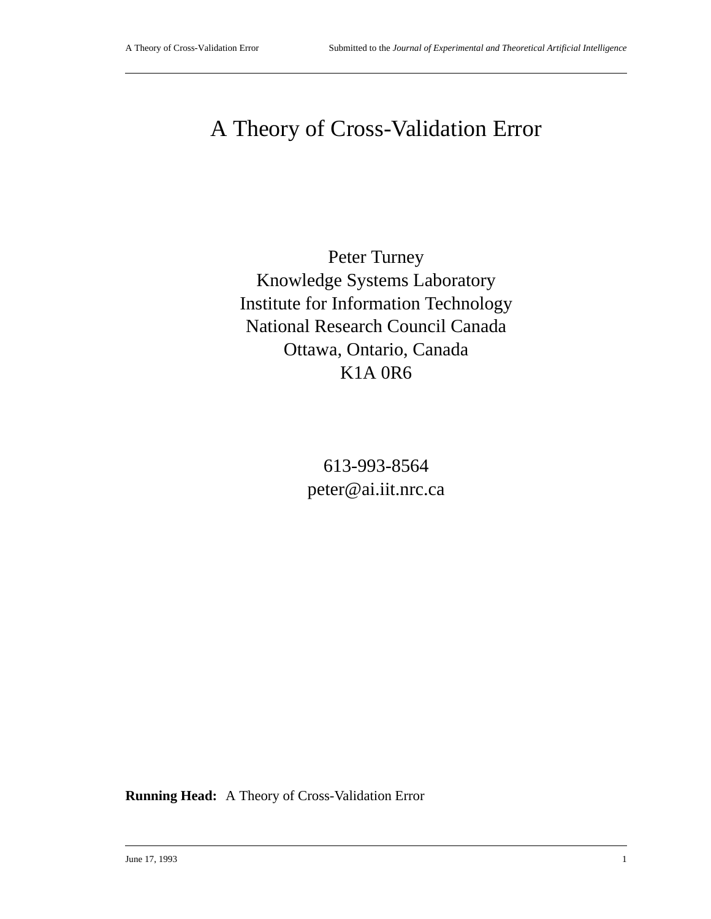# A Theory of Cross-Validation Error

Peter Turney
Knowledge Systems Laboratory
Institute for Information Technology
National Research Council Canada
Ottawa, Ontario, Canada
K1A 0R6

613-993-8564
peter@ai.iit.nrc.ca

**Running Head:** A Theory of Cross-Validation Error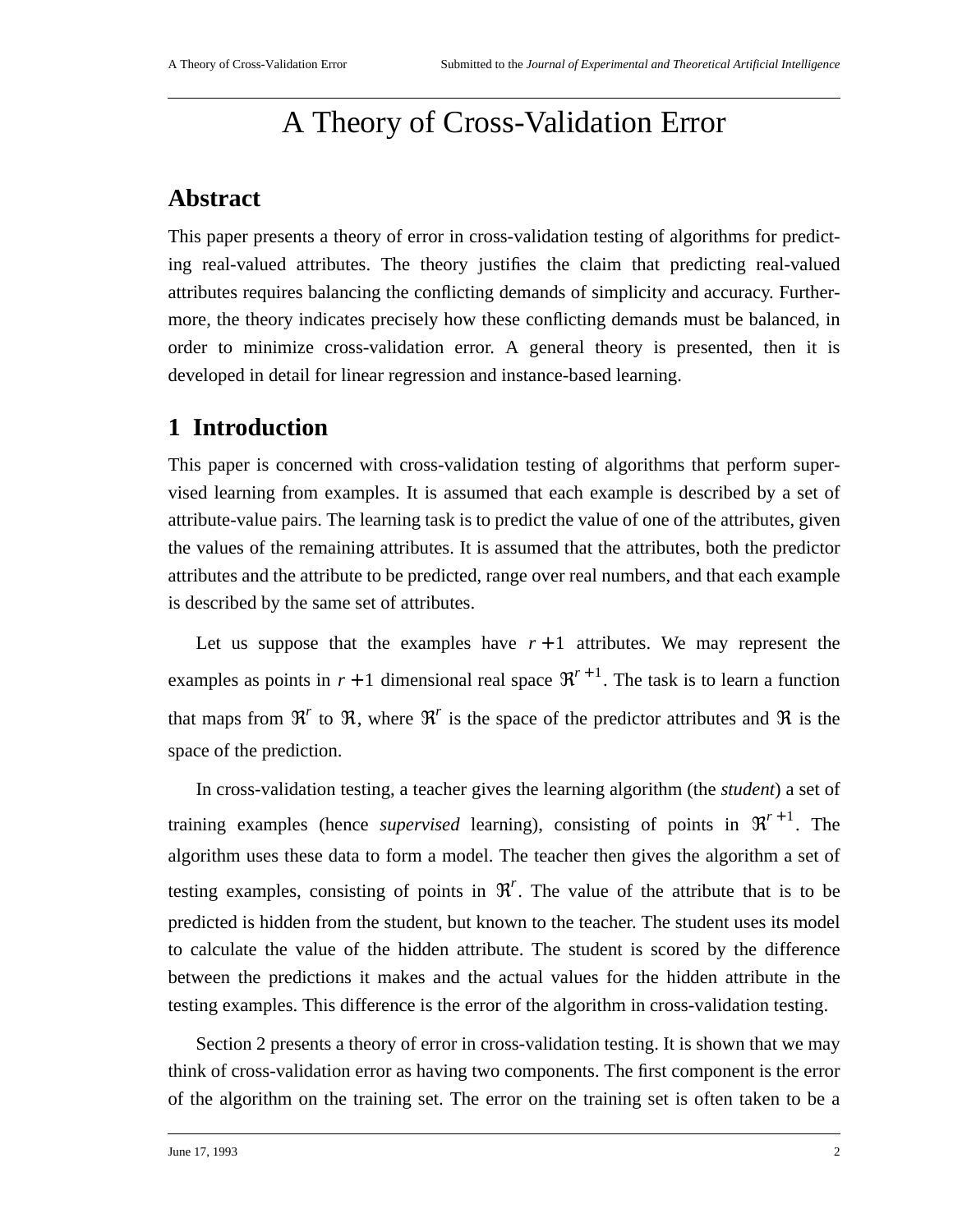# A Theory of Cross-Validation Error

## Abstract

This paper presents a theory of error in cross-validation testing of algorithms for predicting real-valued attributes. The theory justifies the claim that predicting real-valued attributes requires balancing the conflicting demands of simplicity and accuracy. Furthermore, the theory indicates precisely how these conflicting demands must be balanced, in order to minimize cross-validation error. A general theory is presented, then it is developed in detail for linear regression and instance-based learning.

## 1 Introduction

This paper is concerned with cross-validation testing of algorithms that perform supervised learning from examples. It is assumed that each example is described by a set of attribute-value pairs. The learning task is to predict the value of one of the attributes, given the values of the remaining attributes. It is assumed that the attributes, both the predictor attributes and the attribute to be predicted, range over real numbers, and that each example is described by the same set of attributes.

Let us suppose that the examples have $r+1$ attributes. We may represent the examples as points in $r+1$ dimensional real space $\Re^{r+1}$. The task is to learn a function that maps from $\Re^r$ to $\Re$, where $\Re^r$ is the space of the predictor attributes and $\Re$ is the space of the prediction.

In cross-validation testing, a teacher gives the learning algorithm (the *student*) a set of training examples (hence *supervised* learning), consisting of points in $\Re^{r+1}$. The algorithm uses these data to form a model. The teacher then gives the algorithm a set of testing examples, consisting of points in $\Re^r$. The value of the attribute that is to be predicted is hidden from the student, but known to the teacher. The student uses its model to calculate the value of the hidden attribute. The student is scored by the difference between the predictions it makes and the actual values for the hidden attribute in the testing examples. This difference is the error of the algorithm in cross-validation testing.

Section 2 presents a theory of error in cross-validation testing. It is shown that we may think of cross-validation error as having two components. The first component is the error of the algorithm on the training set. The error on the training set is often taken to be a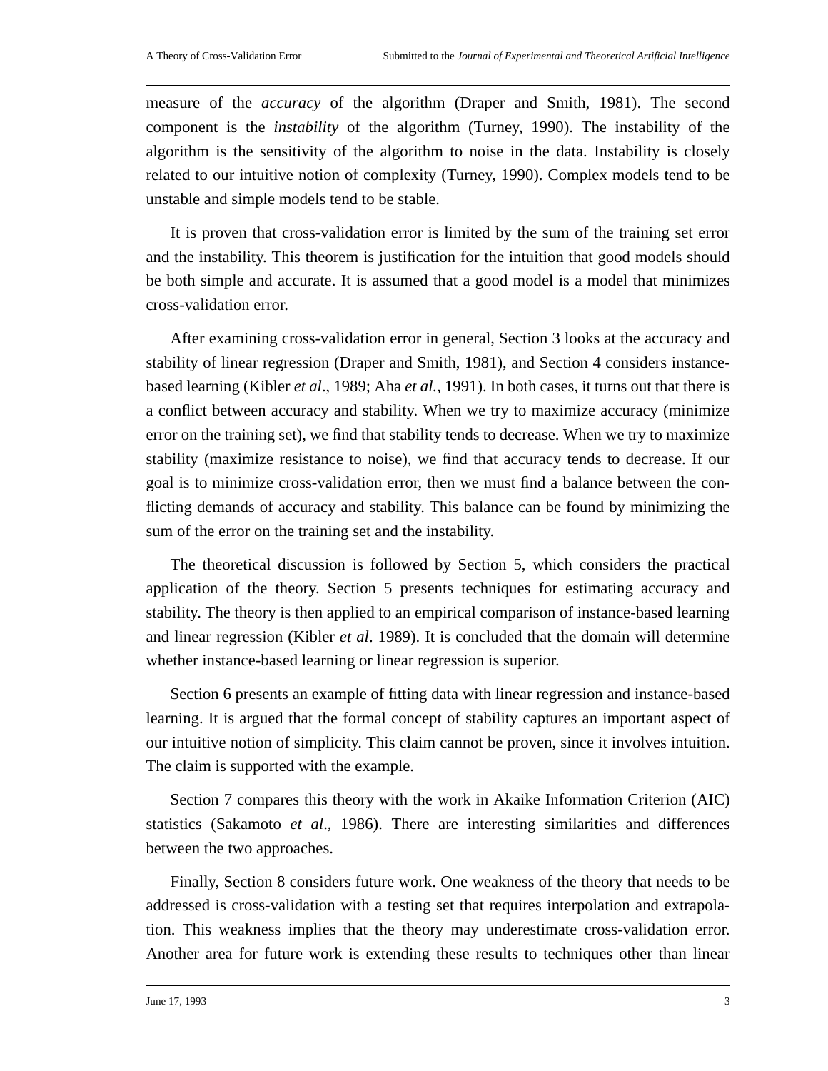measure of the *accuracy* of the algorithm (Draper and Smith, 1981). The second component is the *instability* of the algorithm (Turney, 1990). The instability of the algorithm is the sensitivity of the algorithm to noise in the data. Instability is closely related to our intuitive notion of complexity (Turney, 1990). Complex models tend to be unstable and simple models tend to be stable.

It is proven that cross-validation error is limited by the sum of the training set error and the instability. This theorem is justification for the intuition that good models should be both simple and accurate. It is assumed that a good model is a model that minimizes cross-validation error.

After examining cross-validation error in general, Section 3 looks at the accuracy and stability of linear regression (Draper and Smith, 1981), and Section 4 considers instance-based learning (Kibler *et al*., 1989; Aha *et al.*, 1991). In both cases, it turns out that there is a conflict between accuracy and stability. When we try to maximize accuracy (minimize error on the training set), we find that stability tends to decrease. When we try to maximize stability (maximize resistance to noise), we find that accuracy tends to decrease. If our goal is to minimize cross-validation error, then we must find a balance between the conflicting demands of accuracy and stability. This balance can be found by minimizing the sum of the error on the training set and the instability.

The theoretical discussion is followed by Section 5, which considers the practical application of the theory. Section 5 presents techniques for estimating accuracy and stability. The theory is then applied to an empirical comparison of instance-based learning and linear regression (Kibler *et al*. 1989). It is concluded that the domain will determine whether instance-based learning or linear regression is superior.

Section 6 presents an example of fitting data with linear regression and instance-based learning. It is argued that the formal concept of stability captures an important aspect of our intuitive notion of simplicity. This claim cannot be proven, since it involves intuition. The claim is supported with the example.

Section 7 compares this theory with the work in Akaike Information Criterion (AIC) statistics (Sakamoto *et al*., 1986). There are interesting similarities and differences between the two approaches.

Finally, Section 8 considers future work. One weakness of the theory that needs to be addressed is cross-validation with a testing set that requires interpolation and extrapolation. This weakness implies that the theory may underestimate cross-validation error. Another area for future work is extending these results to techniques other than linear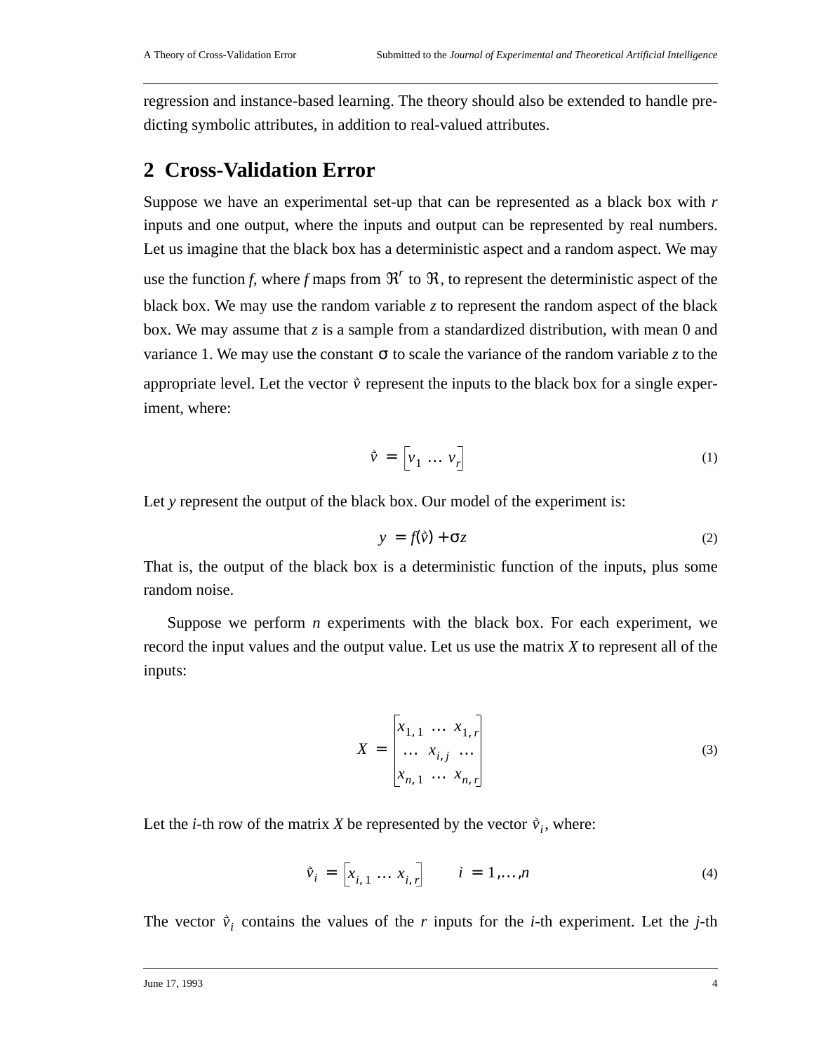regression and instance-based learning. The theory should also be extended to handle predicting symbolic attributes, in addition to real-valued attributes.

## 2 Cross-Validation Error

Suppose we have an experimental set-up that can be represented as a black box with $r$ inputs and one output, where the inputs and output can be represented by real numbers. Let us imagine that the black box has a deterministic aspect and a random aspect. We may use the function $f$, where $f$ maps from $\Re^r$ to $\Re$, to represent the deterministic aspect of the black box. We may use the random variable $z$ to represent the random aspect of the black box. We may assume that $z$ is a sample from a standardized distribution, with mean 0 and variance 1. We may use the constant $\sigma$ to scale the variance of the random variable $z$ to the appropriate level. Let the vector $\vec{v}$ represent the inputs to the black box for a single experiment, where:

$$\vec{v} = \begin{bmatrix} v_1 \ \dots \ v_r \end{bmatrix} \tag{1}$$

Let $y$ represent the output of the black box. Our model of the experiment is:

$$y = f(\vec{v}) + \sigma z \tag{2}$$

That is, the output of the black box is a deterministic function of the inputs, plus some random noise.

Suppose we perform $n$ experiments with the black box. For each experiment, we record the input values and the output value. Let us use the matrix $X$ to represent all of the inputs:

$$X = \begin{bmatrix} x_{1,1} & \dots & x_{1,r} \\ \dots & x_{i,j} & \dots \\ x_{n,1} & \dots & x_{n,r} \end{bmatrix} \tag{3}$$

Let the $i$-th row of the matrix $X$ be represented by the vector $\vec{v}_i$, where:

$$\vec{v}_i = \begin{bmatrix} x_{i,1} \ \dots \ x_{i,r} \end{bmatrix} \qquad i = 1, \dots, n \tag{4}$$

The vector $\vec{v}_i$ contains the values of the $r$ inputs for the $i$-th experiment. Let the $j$-th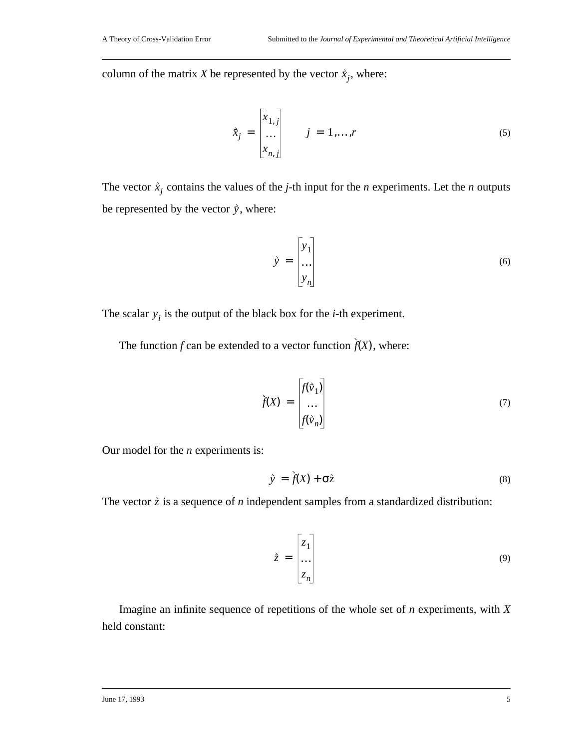column of the matrix $X$ be represented by the vector $\vec{x}_j$, where:

$$\vec{x}_j = \begin{bmatrix} x_{1,j} \\ \dots \\ x_{n,j} \end{bmatrix} \qquad j = 1, \dots, r \tag{5}$$

The vector $\vec{x}_j$ contains the values of the $j$-th input for the $n$ experiments. Let the $n$ outputs be represented by the vector $\vec{y}$, where:

$$\vec{y} = \begin{bmatrix} y_1 \\ \dots \\ y_n \end{bmatrix} \tag{6}$$

The scalar $y_i$ is the output of the black box for the $i$-th experiment.

The function $f$ can be extended to a vector function $\vec{f}(X)$, where:

$$\vec{f}(X) = \begin{bmatrix} f(\vec{v}_1) \\ \dots \\ f(\vec{v}_n) \end{bmatrix} \tag{7}$$

Our model for the $n$ experiments is:

$$\vec{y} = \vec{f}(X) + \sigma\vec{z} \tag{8}$$

The vector $\vec{z}$ is a sequence of $n$ independent samples from a standardized distribution:

$$\vec{z} = \begin{bmatrix} z_1 \\ \dots \\ z_n \end{bmatrix} \tag{9}$$

Imagine an infinite sequence of repetitions of the whole set of $n$ experiments, with $X$ held constant: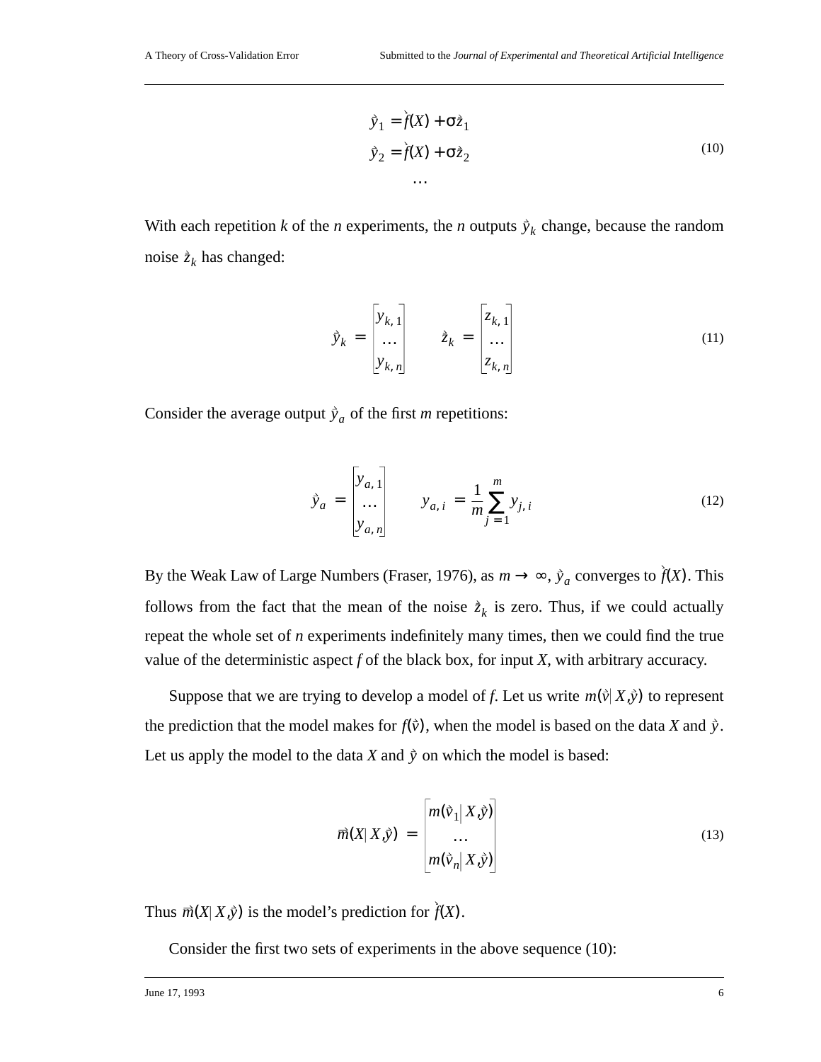$$\vec{y}_1 = \vec{f}(X) + \sigma\vec{z}_1$$
$$\vec{y}_2 = \vec{f}(X) + \sigma\vec{z}_2 \tag{10}$$
$$\dots$$

With each repetition $k$ of the $n$ experiments, the $n$ outputs $\vec{y}_k$ change, because the random noise $\vec{z}_k$ has changed:

$$\vec{y}_k = \begin{bmatrix} y_{k,1} \\ \dots \\ y_{k,n} \end{bmatrix} \qquad \vec{z}_k = \begin{bmatrix} z_{k,1} \\ \dots \\ z_{k,n} \end{bmatrix} \tag{11}$$

Consider the average output $\vec{y}_a$ of the first $m$ repetitions:

$$\vec{y}_a = \begin{bmatrix} y_{a,1} \\ \dots \\ y_{a,n} \end{bmatrix} \qquad y_{a,i} = \frac{1}{m}\sum_{j=1}^{m} y_{j,i} \tag{12}$$

By the Weak Law of Large Numbers (Fraser, 1976), as $m \to \infty$, $\vec{y}_a$ converges to $\vec{f}(X)$. This follows from the fact that the mean of the noise $\vec{z}_k$ is zero. Thus, if we could actually repeat the whole set of $n$ experiments indefinitely many times, then we could find the true value of the deterministic aspect $f$ of the black box, for input $X$, with arbitrary accuracy.

Suppose that we are trying to develop a model of $f$. Let us write $m(\vec{v} | X, \vec{y})$ to represent the prediction that the model makes for $f(\vec{v})$, when the model is based on the data $X$ and $\vec{y}$. Let us apply the model to the data $X$ and $\vec{y}$ on which the model is based:

$$\vec{m}(X | X, \vec{y}) = \begin{bmatrix} m(\vec{v}_1 | X, \vec{y}) \\ \dots \\ m(\vec{v}_n | X, \vec{y}) \end{bmatrix} \tag{13}$$

Thus $\vec{m}(X | X, \vec{y})$ is the model's prediction for $\vec{f}(X)$.

Consider the first two sets of experiments in the above sequence (10):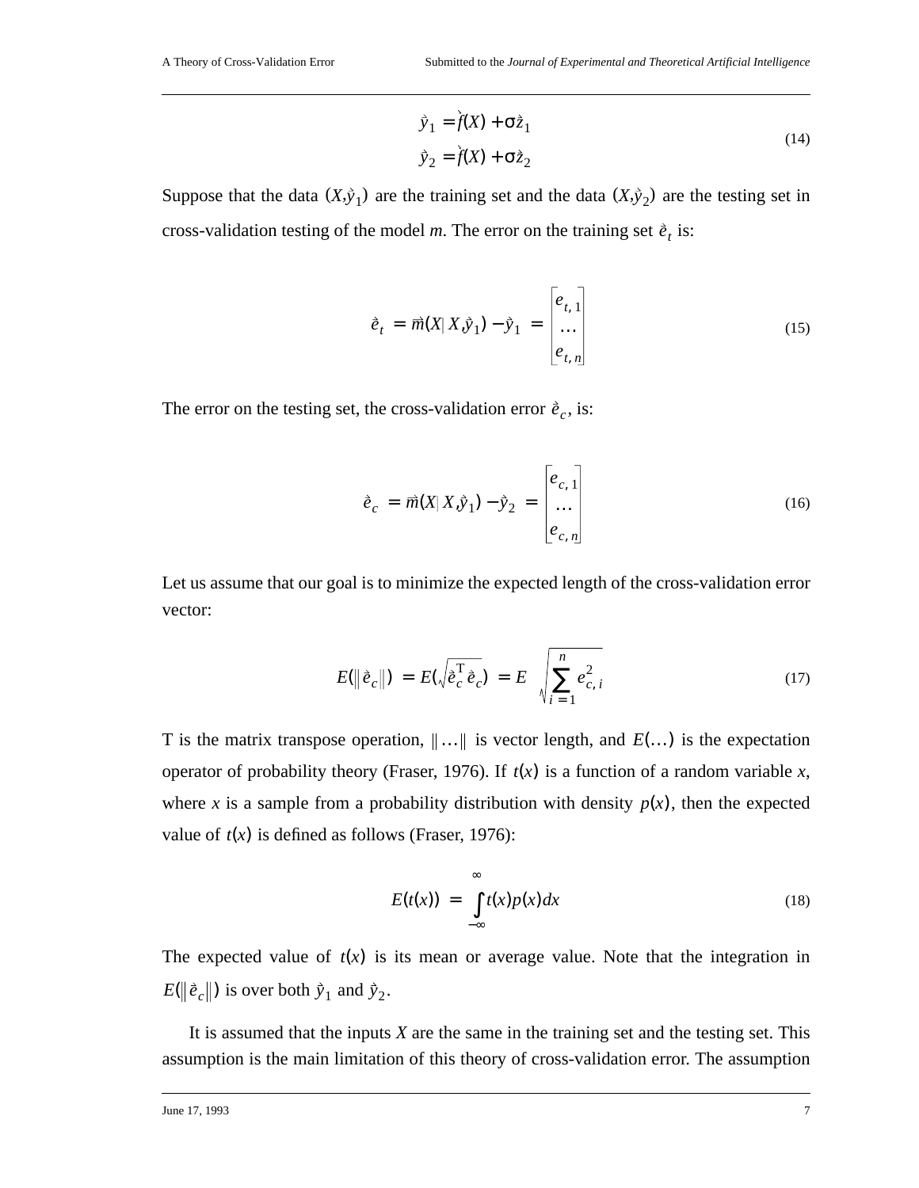$$\vec{y}_1 = \vec{f}(X) + \sigma \vec{z}_1$$
$$\vec{y}_2 = \vec{f}(X) + \sigma \vec{z}_2 \tag{14}$$

Suppose that the data $(X, \vec{y}_1)$ are the training set and the data $(X, \vec{y}_2)$ are the testing set in cross-validation testing of the model *m*. The error on the training set $\vec{e}_t$ is:

$$\vec{e}_t = \vec{m}(X | X, \vec{y}_1) - \vec{y}_1 = \begin{bmatrix} e_{t,1} \\ \dots \\ e_{t,n} \end{bmatrix} \tag{15}$$

The error on the testing set, the cross-validation error $\vec{e}_c$, is:

$$\vec{e}_c = \vec{m}(X | X, \vec{y}_1) - \vec{y}_2 = \begin{bmatrix} e_{c,1} \\ \dots \\ e_{c,n} \end{bmatrix} \tag{16}$$

Let us assume that our goal is to minimize the expected length of the cross-validation error vector:

$$E(\|\vec{e}_c\|) = E\left(\sqrt{\vec{e}_c^{\mathrm{T}} \vec{e}_c}\right) = E\left(\sqrt{\sum_{i=1}^{n} e_{c,i}^2}\right) \tag{17}$$

T is the matrix transpose operation, $\|\dots\|$ is vector length, and $E(\dots)$ is the expectation operator of probability theory (Fraser, 1976). If $t(x)$ is a function of a random variable *x*, where *x* is a sample from a probability distribution with density $p(x)$, then the expected value of $t(x)$ is defined as follows (Fraser, 1976):

$$E(t(x)) = \int_{-\infty}^{\infty} t(x) p(x) dx \tag{18}$$

The expected value of $t(x)$ is its mean or average value. Note that the integration in $E(\|\vec{e}_c\|)$ is over both $\vec{y}_1$ and $\vec{y}_2$.

It is assumed that the inputs *X* are the same in the training set and the testing set. This assumption is the main limitation of this theory of cross-validation error. The assumption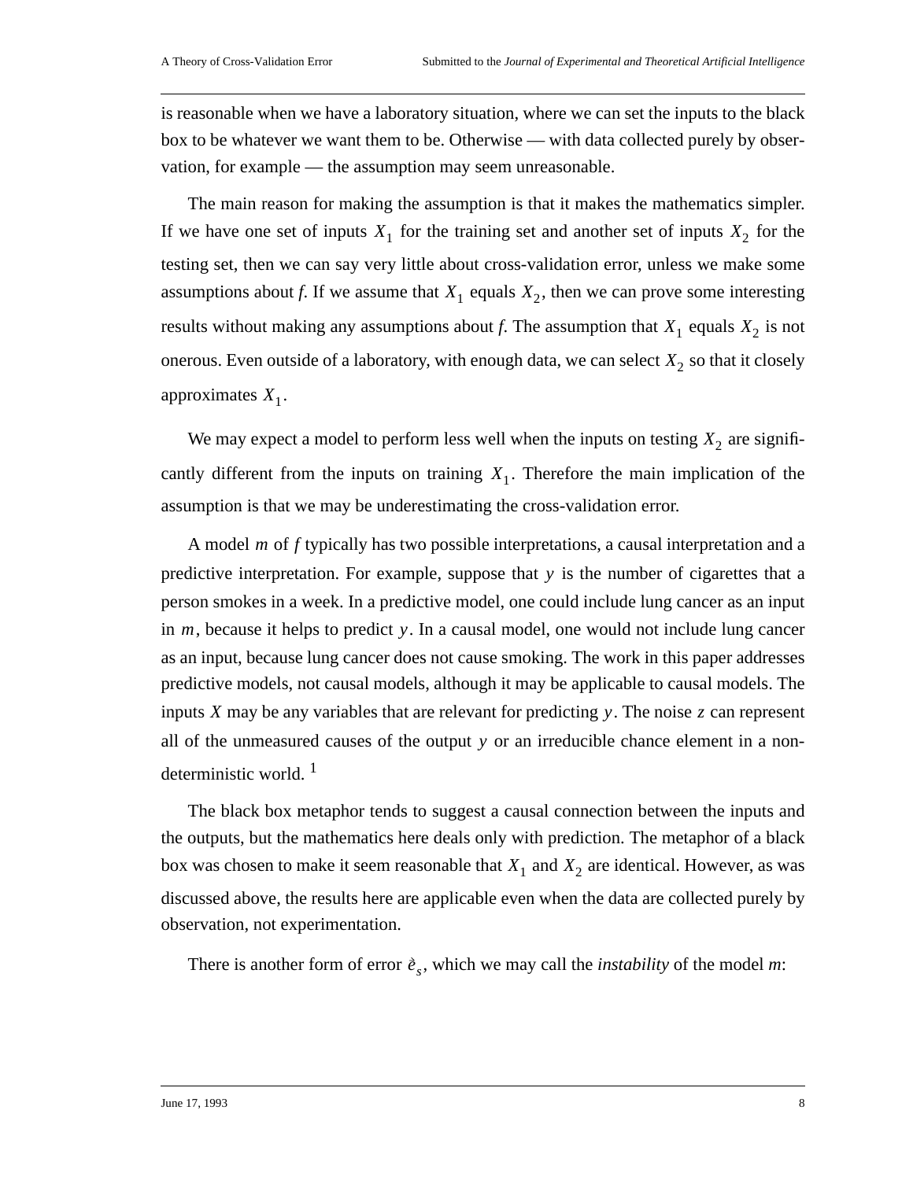is reasonable when we have a laboratory situation, where we can set the inputs to the black box to be whatever we want them to be. Otherwise — with data collected purely by observation, for example — the assumption may seem unreasonable.

The main reason for making the assumption is that it makes the mathematics simpler. If we have one set of inputs $X_1$ for the training set and another set of inputs $X_2$ for the testing set, then we can say very little about cross-validation error, unless we make some assumptions about *f*. If we assume that $X_1$ equals $X_2$, then we can prove some interesting results without making any assumptions about *f*. The assumption that $X_1$ equals $X_2$ is not onerous. Even outside of a laboratory, with enough data, we can select $X_2$ so that it closely approximates $X_1$.

We may expect a model to perform less well when the inputs on testing $X_2$ are significantly different from the inputs on training $X_1$. Therefore the main implication of the assumption is that we may be underestimating the cross-validation error.

A model *m* of *f* typically has two possible interpretations, a causal interpretation and a predictive interpretation. For example, suppose that $y$ is the number of cigarettes that a person smokes in a week. In a predictive model, one could include lung cancer as an input in $m$, because it helps to predict $y$. In a causal model, one would not include lung cancer as an input, because lung cancer does not cause smoking. The work in this paper addresses predictive models, not causal models, although it may be applicable to causal models. The inputs $X$ may be any variables that are relevant for predicting $y$. The noise $z$ can represent all of the unmeasured causes of the output $y$ or an irreducible chance element in a non-deterministic world. [1]

The black box metaphor tends to suggest a causal connection between the inputs and the outputs, but the mathematics here deals only with prediction. The metaphor of a black box was chosen to make it seem reasonable that $X_1$ and $X_2$ are identical. However, as was discussed above, the results here are applicable even when the data are collected purely by observation, not experimentation.

There is another form of error $\grave{e}_s$, which we may call the *instability* of the model *m*: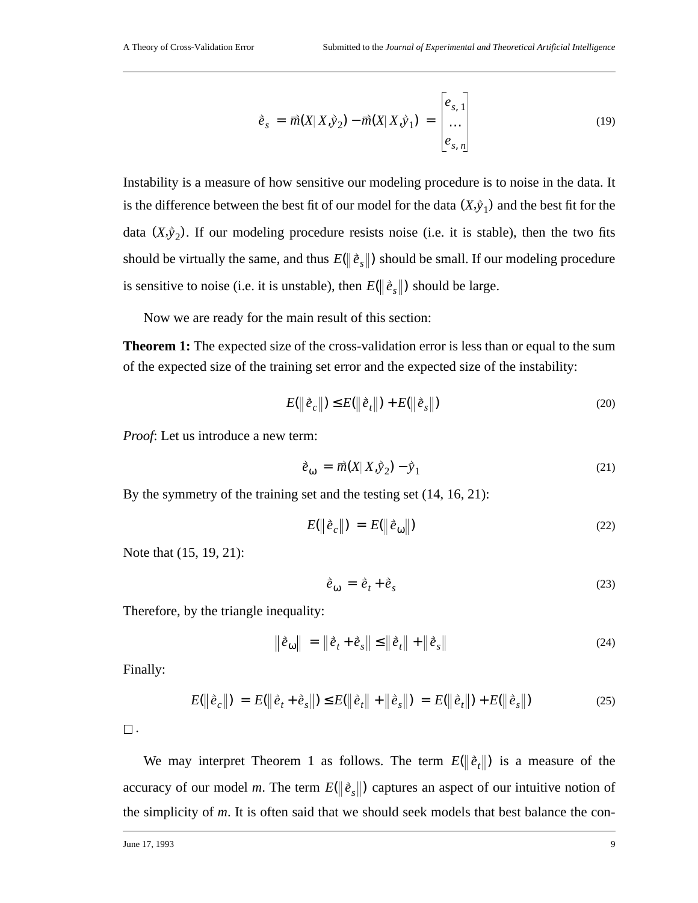$$\vec{e}_s = \vec{m}(X | X, \vec{y}_2) - \vec{m}(X | X, \vec{y}_1) = \begin{bmatrix} e_{s,1} \\ \ldots \\ e_{s,n} \end{bmatrix} \tag{19}$$

Instability is a measure of how sensitive our modeling procedure is to noise in the data. It is the difference between the best fit of our model for the data $(X, \vec{y}_1)$ and the best fit for the data $(X, \vec{y}_2)$. If our modeling procedure resists noise (i.e. it is stable), then the two fits should be virtually the same, and thus $E(\|\vec{e}_s\|)$ should be small. If our modeling procedure is sensitive to noise (i.e. it is unstable), then $E(\|\vec{e}_s\|)$ should be large.

Now we are ready for the main result of this section:

**Theorem 1:** The expected size of the cross-validation error is less than or equal to the sum of the expected size of the training set error and the expected size of the instability:

$$E(\|\vec{e}_c\|) \leq E(\|\vec{e}_t\|) + E(\|\vec{e}_s\|) \tag{20}$$

*Proof*: Let us introduce a new term:

$$\vec{e}_\omega = \vec{m}(X | X, \vec{y}_2) - \vec{y}_1 \tag{21}$$

By the symmetry of the training set and the testing set (14, 16, 21):

$$E(\|\vec{e}_c\|) = E(\|\vec{e}_\omega\|) \tag{22}$$

Note that (15, 19, 21):

$$\vec{e}_\omega = \vec{e}_t + \vec{e}_s \tag{23}$$

Therefore, by the triangle inequality:

$$\|\vec{e}_\omega\| = \|\vec{e}_t + \vec{e}_s\| \leq \|\vec{e}_t\| + \|\vec{e}_s\| \tag{24}$$

Finally:

$$E(\|\vec{e}_c\|) = E(\|\vec{e}_t + \vec{e}_s\|) \leq E(\|\vec{e}_t\| + \|\vec{e}_s\|) = E(\|\vec{e}_t\|) + E(\|\vec{e}_s\|) \tag{25}$$

□ .

We may interpret Theorem 1 as follows. The term $E(\|\vec{e}_t\|)$ is a measure of the accuracy of our model *m*. The term $E(\|\vec{e}_s\|)$ captures an aspect of our intuitive notion of the simplicity of *m*. It is often said that we should seek models that best balance the con-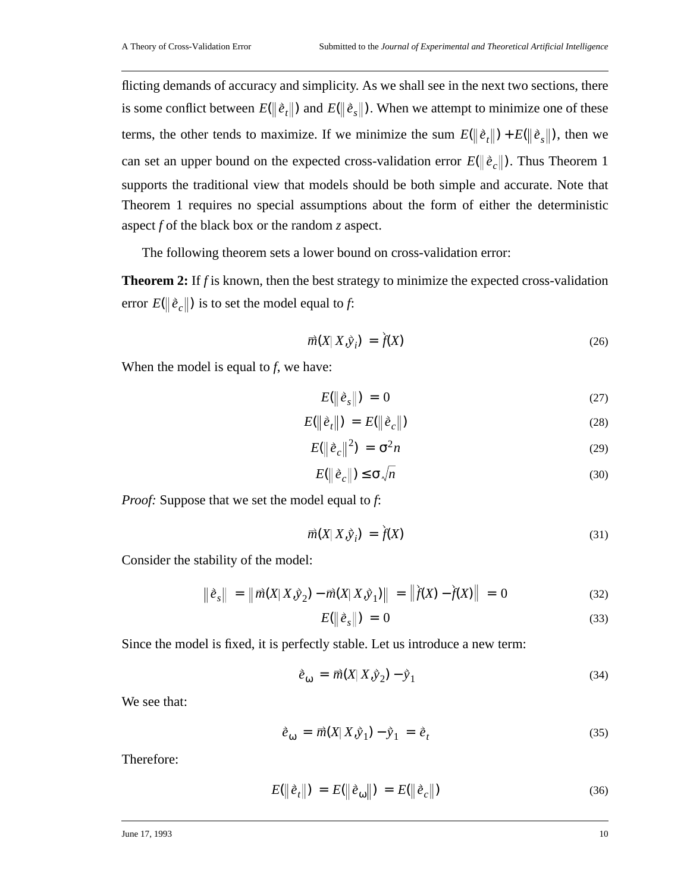flicting demands of accuracy and simplicity. As we shall see in the next two sections, there is some conflict between $E(\|\vec{e}_t\|)$ and $E(\|\vec{e}_s\|)$. When we attempt to minimize one of these terms, the other tends to maximize. If we minimize the sum $E(\|\vec{e}_t\|) + E(\|\vec{e}_s\|)$, then we can set an upper bound on the expected cross-validation error $E(\|\vec{e}_c\|)$. Thus Theorem 1 supports the traditional view that models should be both simple and accurate. Note that Theorem 1 requires no special assumptions about the form of either the deterministic aspect $f$ of the black box or the random $z$ aspect.

The following theorem sets a lower bound on cross-validation error:

**Theorem 2:** If $f$ is known, then the best strategy to minimize the expected cross-validation error $E(\|\vec{e}_c\|)$ is to set the model equal to $f$:

$$\vec{m}(X|\ X, \vec{y}_i) = \vec{f}(X) \tag{26}$$

When the model is equal to $f$, we have:

$$E(\|\vec{e}_s\|) = 0 \tag{27}$$

$$E(\|\vec{e}_t\|) = E(\|\vec{e}_c\|) \tag{28}$$

$$E(\|\vec{e}_c\|^2) = \sigma^2 n \tag{29}$$

$$E(\|\vec{e}_c\|) \leq \sigma\sqrt{n} \tag{30}$$

*Proof:* Suppose that we set the model equal to $f$:

$$\vec{m}(X|\ X, \vec{y}_i) = \vec{f}(X) \tag{31}$$

Consider the stability of the model:

$$\|\vec{e}_s\| = \|\vec{m}(X|\ X, \vec{y}_2) - \vec{m}(X|\ X, \vec{y}_1)\| = \|\vec{f}(X) - \vec{f}(X)\| = 0 \tag{32}$$

$$E(\|\vec{e}_s\|) = 0 \tag{33}$$

Since the model is fixed, it is perfectly stable. Let us introduce a new term:

$$\vec{e}_\omega = \vec{m}(X|\ X, \vec{y}_2) - \vec{y}_1 \tag{34}$$

We see that:

$$\vec{e}_\omega = \vec{m}(X|\ X, \vec{y}_1) - \vec{y}_1 = \vec{e}_t \tag{35}$$

Therefore:

$$E(\|\vec{e}_t\|) = E(\|\vec{e}_\omega\|) = E(\|\vec{e}_c\|) \tag{36}$$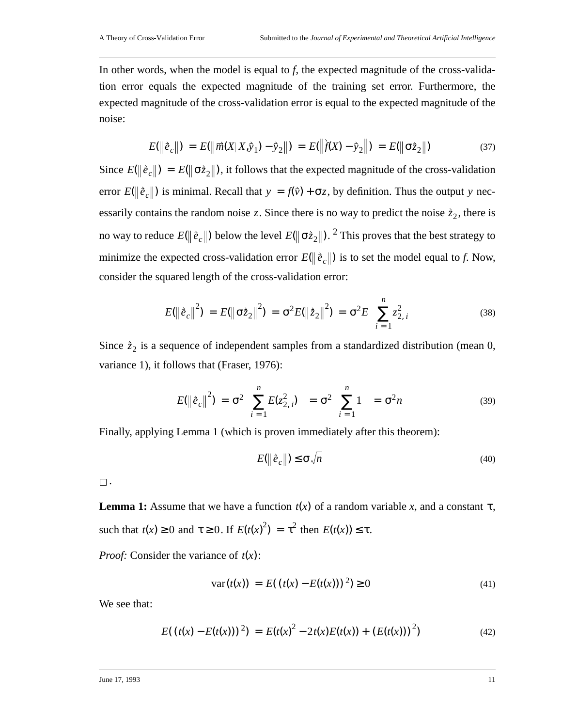In other words, when the model is equal to *f*, the expected magnitude of the cross-validation error equals the expected magnitude of the training set error. Furthermore, the expected magnitude of the cross-validation error is equal to the expected magnitude of the noise:

$$E(\|\vec{e}_c\|) = E(\|\vec{m}(X|X,\vec{y}_1) - \vec{y}_2\|) = E(\|\vec{f}(X) - \vec{y}_2\|) = E(\|\sigma\vec{z}_2\|) \tag{37}$$

Since $E(\|\vec{e}_c\|) = E(\|\sigma\vec{z}_2\|)$, it follows that the expected magnitude of the cross-validation error $E(\|\vec{e}_c\|)$ is minimal. Recall that $y = f(\vec{v}) + \sigma z$, by definition. Thus the output $y$ necessarily contains the random noise $z$. Since there is no way to predict the noise $\vec{z}_2$, there is no way to reduce $E(\|\vec{e}_c\|)$ below the level $E(\|\sigma\vec{z}_2\|)$. [2] This proves that the best strategy to minimize the expected cross-validation error $E(\|\vec{e}_c\|)$ is to set the model equal to *f*. Now, consider the squared length of the cross-validation error:

$$E(\|\vec{e}_c\|^2) = E(\|\sigma\vec{z}_2\|^2) = \sigma^2 E(\|\vec{z}_2\|^2) = \sigma^2 E\left(\sum_{i=1}^{n} z_{2,i}^2\right) \tag{38}$$

Since $\vec{z}_2$ is a sequence of independent samples from a standardized distribution (mean 0, variance 1), it follows that (Fraser, 1976):

$$E(\|\vec{e}_c\|^2) = \sigma^2 \left(\sum_{i=1}^{n} E(z_{2,i}^2)\right) = \sigma^2 \left(\sum_{i=1}^{n} 1\right) = \sigma^2 n \tag{39}$$

Finally, applying Lemma 1 (which is proven immediately after this theorem):

$$E(\|\vec{e}_c\|) \leq \sigma\sqrt{n} \tag{40}$$

$\square$.

**Lemma 1:** Assume that we have a function $t(x)$ of a random variable *x*, and a constant $\tau$, such that $t(x) \geq 0$ and $\tau \geq 0$. If $E(t(x)^2) = \tau^2$ then $E(t(x)) \leq \tau$.

*Proof:* Consider the variance of $t(x)$:

$$\mathrm{var}(t(x)) = E((t(x) - E(t(x)))^2) \geq 0 \tag{41}$$

We see that:

$$E((t(x) - E(t(x)))^2) = E(t(x)^2 - 2t(x)E(t(x)) + (E(t(x)))^2) \tag{42}$$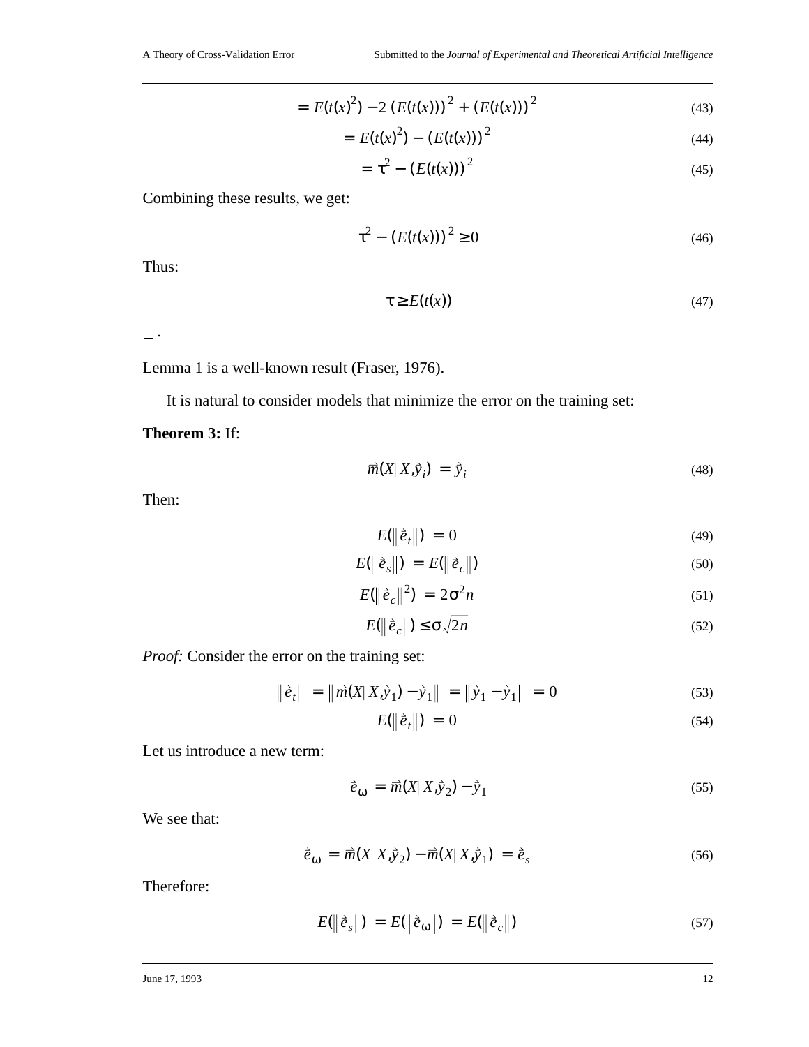$$= E(t(x)^2) - 2(E(t(x)))^2 + (E(t(x)))^2 \tag{43}$$

$$= E(t(x)^2) - (E(t(x)))^2 \tag{44}$$

$$= \tau^2 - (E(t(x)))^2 \tag{45}$$

Combining these results, we get:

$$\tau^2 - (E(t(x)))^2 \geq 0 \tag{46}$$

Thus:

$$\tau \geq E(t(x)) \tag{47}$$

□ .

Lemma 1 is a well-known result (Fraser, 1976).

It is natural to consider models that minimize the error on the training set:

**Theorem 3:** If:

$$\vec{m}(X|X, \vec{y}_i) = \vec{y}_i \tag{48}$$

Then:

$$E(\|\vec{e}_t\|) = 0 \tag{49}$$

$$E(\|\vec{e}_s\|) = E(\|\vec{e}_c\|) \tag{50}$$

$$E(\|\vec{e}_c\|^2) = 2\sigma^2 n \tag{51}$$

$$E(\|\vec{e}_c\|) \leq \sigma\sqrt{2n} \tag{52}$$

*Proof:* Consider the error on the training set:

$$\|\vec{e}_t\| = \|\vec{m}(X|X, \vec{y}_1) - \vec{y}_1\| = \|\vec{y}_1 - \vec{y}_1\| = 0 \tag{53}$$

$$E(\|\vec{e}_t\|) = 0 \tag{54}$$

Let us introduce a new term:

$$\vec{e}_\omega = \vec{m}(X|X, \vec{y}_2) - \vec{y}_1 \tag{55}$$

We see that:

$$\vec{e}_\omega = \vec{m}(X|X, \vec{y}_2) - \vec{m}(X|X, \vec{y}_1) = \vec{e}_s \tag{56}$$

Therefore:

$$E(\|\vec{e}_s\|) = E(\|\vec{e}_\omega\|) = E(\|\vec{e}_c\|) \tag{57}$$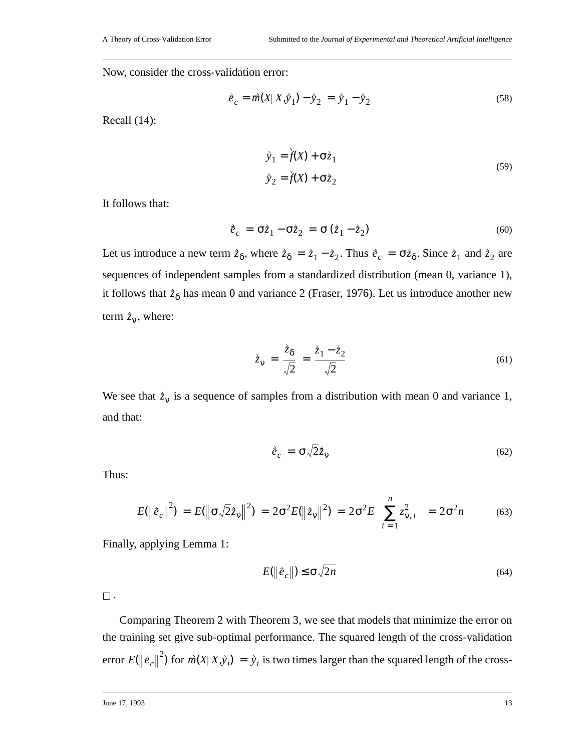Now, consider the cross-validation error:

$$\vec{e}_c = \vec{m}(X|X,\vec{y}_1) - \vec{y}_2 = \vec{y}_1 - \vec{y}_2 \tag{58}$$

Recall (14):

$$\begin{aligned} \vec{y}_1 &= \vec{f}(X) + \sigma\vec{z}_1 \\ \vec{y}_2 &= \vec{f}(X) + \sigma\vec{z}_2 \end{aligned} \tag{59}$$

It follows that:

$$\vec{e}_c = \sigma\vec{z}_1 - \sigma\vec{z}_2 = \sigma(\vec{z}_1 - \vec{z}_2) \tag{60}$$

Let us introduce a new term $\vec{z}_\delta$, where $\vec{z}_\delta = \vec{z}_1 - \vec{z}_2$. Thus $\vec{e}_c = \sigma\vec{z}_\delta$. Since $\vec{z}_1$ and $\vec{z}_2$ are sequences of independent samples from a standardized distribution (mean 0, variance 1), it follows that $\vec{z}_\delta$ has mean 0 and variance 2 (Fraser, 1976). Let us introduce another new term $\vec{z}_\nu$, where:

$$\vec{z}_\nu = \frac{\vec{z}_\delta}{\sqrt{2}} = \frac{\vec{z}_1 - \vec{z}_2}{\sqrt{2}} \tag{61}$$

We see that $\vec{z}_\nu$ is a sequence of samples from a distribution with mean 0 and variance 1, and that:

$$\vec{e}_c = \sigma\sqrt{2}\vec{z}_\nu \tag{62}$$

Thus:

$$E(\|\vec{e}_c\|^2) = E(\|\sigma\sqrt{2}\vec{z}_\nu\|^2) = 2\sigma^2 E(\|\vec{z}_\nu\|^2) = 2\sigma^2 E\left(\sum_{i=1}^{n} z_{\nu,i}^2\right) = 2\sigma^2 n \tag{63}$$

Finally, applying Lemma 1:

$$E(\|\vec{e}_c\|) \le \sigma\sqrt{2n} \tag{64}$$

□ .

Comparing Theorem 2 with Theorem 3, we see that models that minimize the error on the training set give sub-optimal performance. The squared length of the cross-validation error $E(\|\vec{e}_c\|^2)$ for $\vec{m}(X|X,\vec{y}_i) = \vec{y}_i$ is two times larger than the squared length of the cross-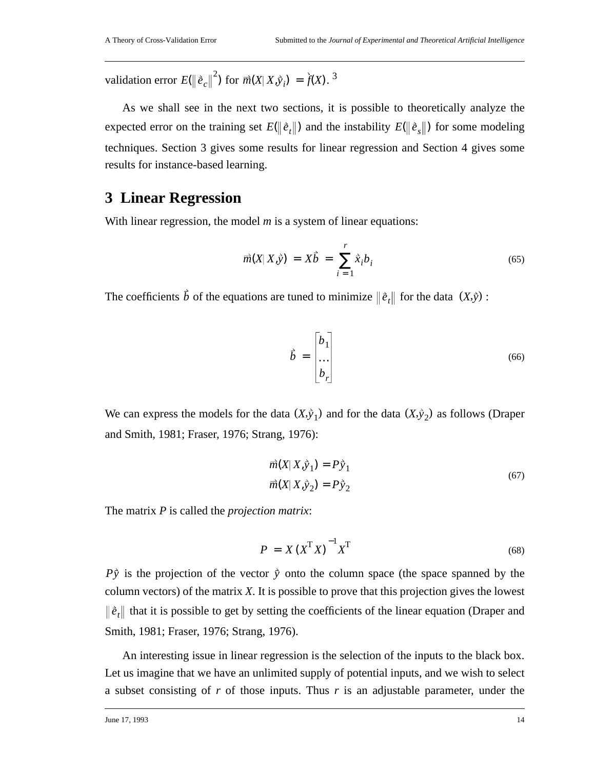validation error $E(\|\vec{e}_c\|^2)$ for $\vec{m}(X|X,\vec{y}_i) = \vec{f}(X)$. 3

As we shall see in the next two sections, it is possible to theoretically analyze the expected error on the training set $E(\|\vec{e}_t\|)$ and the instability $E(\|\vec{e}_s\|)$ for some modeling techniques. Section 3 gives some results for linear regression and Section 4 gives some results for instance-based learning.

# 3 Linear Regression

With linear regression, the model *m* is a system of linear equations:

$$\vec{m}(X|X,\vec{y}) = X\vec{b} = \sum_{i=1}^{r} \vec{x}_i b_i \tag{65}$$

The coefficients $\vec{b}$ of the equations are tuned to minimize $\|\vec{e}_t\|$ for the data $(X,\vec{y})$ :

$$\vec{b} = \begin{bmatrix} b_1 \\ \dots \\ b_r \end{bmatrix} \tag{66}$$

We can express the models for the data $(X,\vec{y}_1)$ and for the data $(X,\vec{y}_2)$ as follows (Draper and Smith, 1981; Fraser, 1976; Strang, 1976):

$$\begin{aligned} \vec{m}(X|X,\vec{y}_1) &= P\vec{y}_1 \\ \vec{m}(X|X,\vec{y}_2) &= P\vec{y}_2 \end{aligned} \tag{67}$$

The matrix *P* is called the *projection matrix*:

$$P = X(X^{\mathrm{T}}X)^{-1}X^{\mathrm{T}} \tag{68}$$

$P\vec{y}$ is the projection of the vector $\vec{y}$ onto the column space (the space spanned by the column vectors) of the matrix *X*. It is possible to prove that this projection gives the lowest $\|\vec{e}_t\|$ that it is possible to get by setting the coefficients of the linear equation (Draper and Smith, 1981; Fraser, 1976; Strang, 1976).

An interesting issue in linear regression is the selection of the inputs to the black box. Let us imagine that we have an unlimited supply of potential inputs, and we wish to select a subset consisting of *r* of those inputs. Thus *r* is an adjustable parameter, under the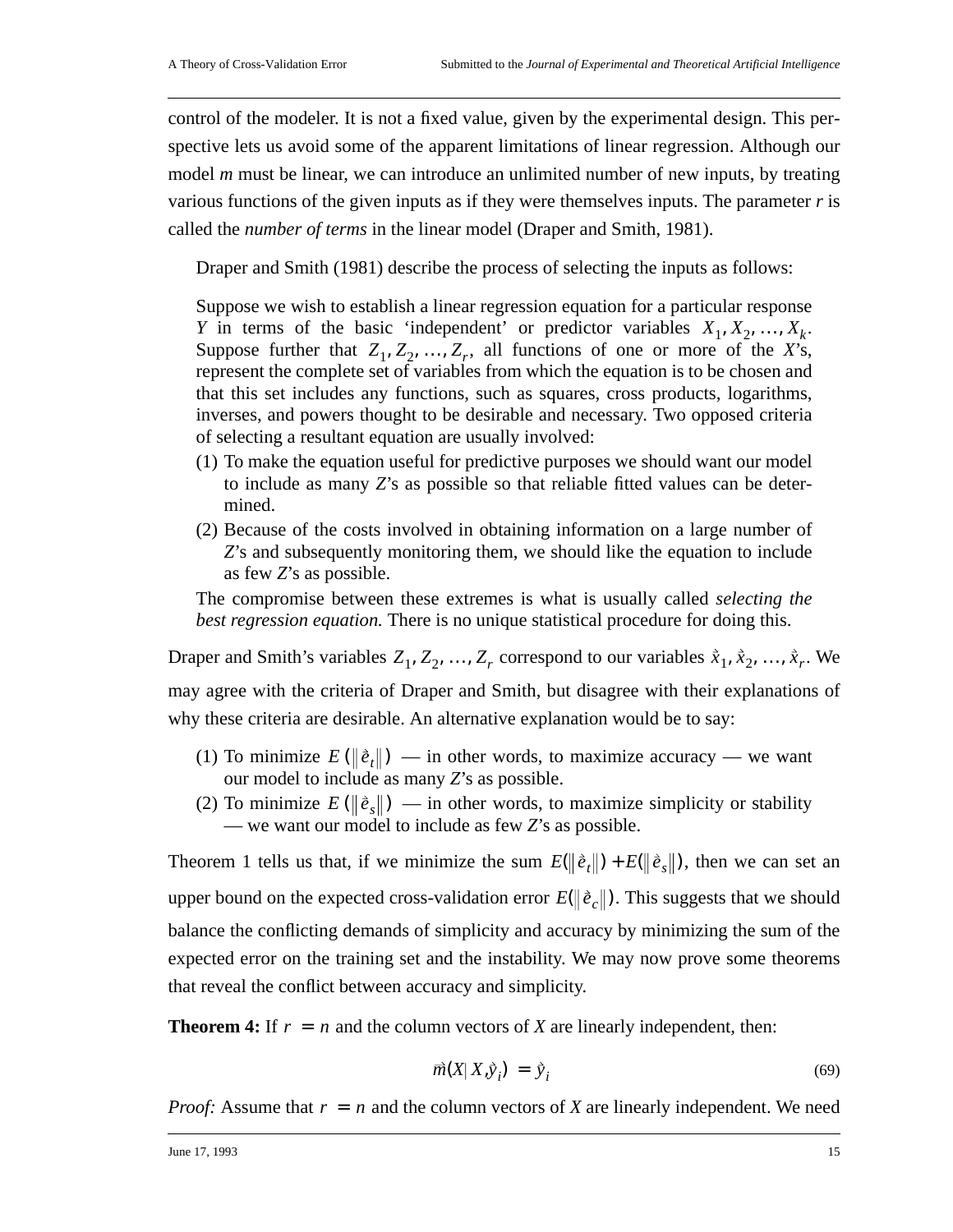control of the modeler. It is not a fixed value, given by the experimental design. This perspective lets us avoid some of the apparent limitations of linear regression. Although our model *m* must be linear, we can introduce an unlimited number of new inputs, by treating various functions of the given inputs as if they were themselves inputs. The parameter *r* is called the *number of terms* in the linear model (Draper and Smith, 1981).

Draper and Smith (1981) describe the process of selecting the inputs as follows:

> Suppose we wish to establish a linear regression equation for a particular response *Y* in terms of the basic 'independent' or predictor variables $X_1, X_2, \ldots, X_k$. Suppose further that $Z_1, Z_2, \ldots, Z_r$, all functions of one or more of the *X*'s, represent the complete set of variables from which the equation is to be chosen and that this set includes any functions, such as squares, cross products, logarithms, inverses, and powers thought to be desirable and necessary. Two opposed criteria of selecting a resultant equation are usually involved:
>
> (1) To make the equation useful for predictive purposes we should want our model to include as many *Z*'s as possible so that reliable fitted values can be determined.
>
> (2) Because of the costs involved in obtaining information on a large number of *Z*'s and subsequently monitoring them, we should like the equation to include as few *Z*'s as possible.
>
> The compromise between these extremes is what is usually called *selecting the best regression equation.* There is no unique statistical procedure for doing this.

Draper and Smith's variables $Z_1, Z_2, \ldots, Z_r$ correspond to our variables $\vec{x}_1, \vec{x}_2, \ldots, \vec{x}_r$. We may agree with the criteria of Draper and Smith, but disagree with their explanations of why these criteria are desirable. An alternative explanation would be to say:

(1) To minimize $E(\|\vec{e}_t\|)$ — in other words, to maximize accuracy — we want our model to include as many *Z*'s as possible.

(2) To minimize $E(\|\vec{e}_s\|)$ — in other words, to maximize simplicity or stability — we want our model to include as few *Z*'s as possible.

Theorem 1 tells us that, if we minimize the sum $E(\|\vec{e}_t\|) + E(\|\vec{e}_s\|)$, then we can set an upper bound on the expected cross-validation error $E(\|\vec{e}_c\|)$. This suggests that we should balance the conflicting demands of simplicity and accuracy by minimizing the sum of the expected error on the training set and the instability. We may now prove some theorems that reveal the conflict between accuracy and simplicity.

**Theorem 4:** If $r = n$ and the column vectors of *X* are linearly independent, then:

$$\vec{m}(X | X, \vec{y}_i) = \vec{y}_i \tag{69}$$

*Proof:* Assume that $r = n$ and the column vectors of *X* are linearly independent. We need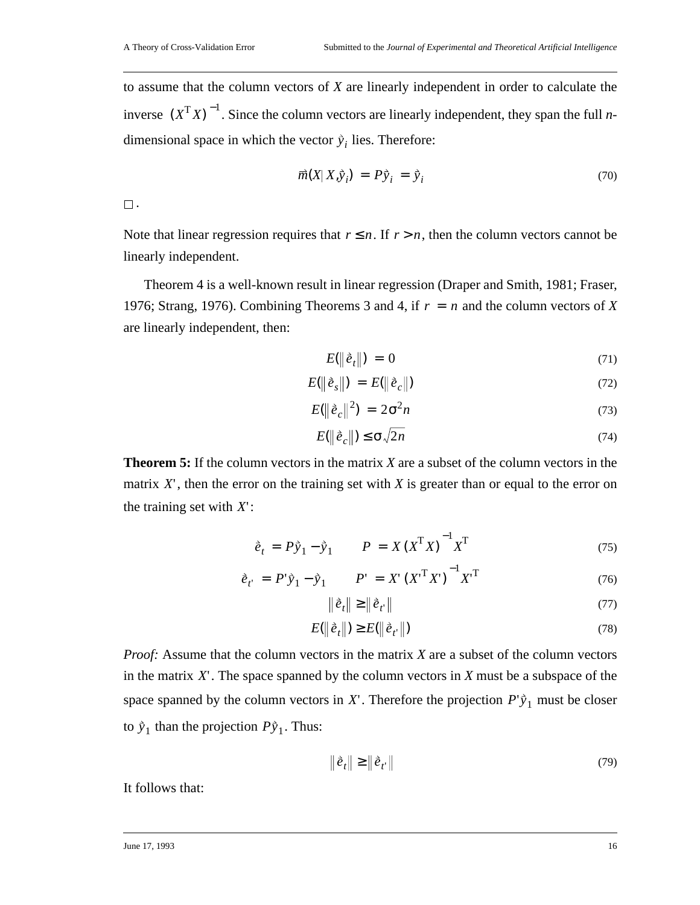to assume that the column vectors of $X$ are linearly independent in order to calculate the inverse $(X^{\mathrm{T}} X)^{-1}$. Since the column vectors are linearly independent, they span the full $n$-dimensional space in which the vector $\vec{y}_i$ lies. Therefore:

$$\vec{m}(X|X, \vec{y}_i) = P\vec{y}_i = \vec{y}_i \tag{70}$$

$\square$.

Note that linear regression requires that $r \leq n$. If $r > n$, then the column vectors cannot be linearly independent.

Theorem 4 is a well-known result in linear regression (Draper and Smith, 1981; Fraser, 1976; Strang, 1976). Combining Theorems 3 and 4, if $r = n$ and the column vectors of $X$ are linearly independent, then:

$$E(\|\vec{e}_t\|) = 0 \tag{71}$$

$$E(\|\vec{e}_s\|) = E(\|\vec{e}_c\|) \tag{72}$$

$$E(\|\vec{e}_c\|^2) = 2\sigma^2 n \tag{73}$$

$$E(\|\vec{e}_c\|) \leq \sigma\sqrt{2n} \tag{74}$$

**Theorem 5:** If the column vectors in the matrix $X$ are a subset of the column vectors in the matrix $X'$, then the error on the training set with $X$ is greater than or equal to the error on the training set with $X'$:

$$\vec{e}_t = P\vec{y}_1 - \vec{y}_1 \qquad P = X(X^{\mathrm{T}} X)^{-1} X^{\mathrm{T}} \tag{75}$$

$$\vec{e}_{t'} = P'\vec{y}_1 - \vec{y}_1 \qquad P' = X'(X'^{\mathrm{T}} X')^{-1} X'^{\mathrm{T}} \tag{76}$$

$$\|\vec{e}_t\| \geq \|\vec{e}_{t'}\| \tag{77}$$

$$E(\|\vec{e}_t\|) \geq E(\|\vec{e}_{t'}\|) \tag{78}$$

*Proof:* Assume that the column vectors in the matrix $X$ are a subset of the column vectors in the matrix $X'$. The space spanned by the column vectors in $X$ must be a subspace of the space spanned by the column vectors in $X'$. Therefore the projection $P'\vec{y}_1$ must be closer to $\vec{y}_1$ than the projection $P\vec{y}_1$. Thus:

$$\|\vec{e}_t\| \geq \|\vec{e}_{t'}\| \tag{79}$$

It follows that: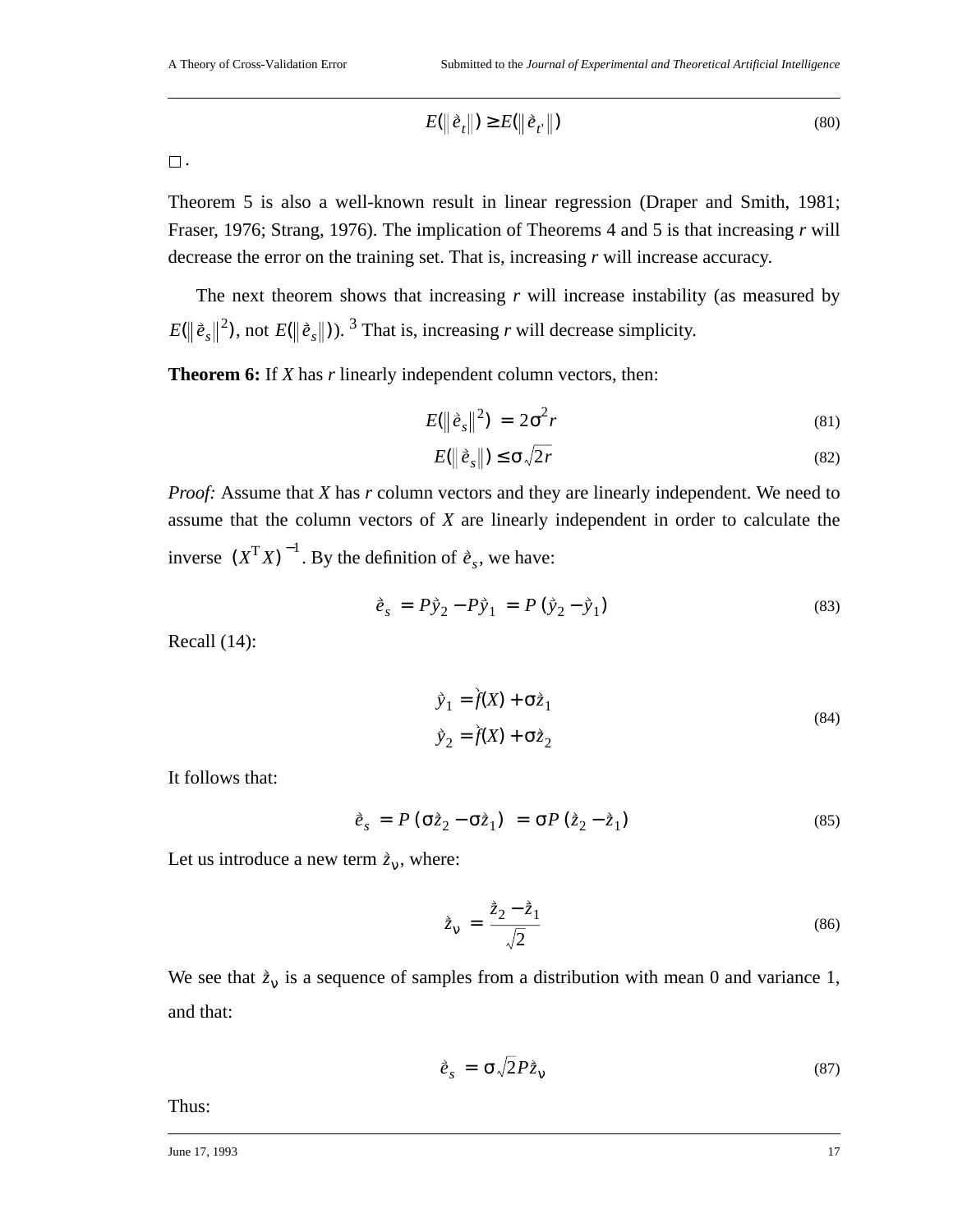$$E(\|\vec{e}_t\|) \geq E(\|\vec{e}_{t'}\|) \tag{80}$$

□.

Theorem 5 is also a well-known result in linear regression (Draper and Smith, 1981; Fraser, 1976; Strang, 1976). The implication of Theorems 4 and 5 is that increasing *r* will decrease the error on the training set. That is, increasing *r* will increase accuracy.

The next theorem shows that increasing *r* will increase instability (as measured by $E(\|\vec{e}_s\|^2)$, not $E(\|\vec{e}_s\|)$).[3] That is, increasing *r* will decrease simplicity.

**Theorem 6:** If *X* has *r* linearly independent column vectors, then:

$$E(\|\vec{e}_s\|^2) = 2\sigma^2 r \tag{81}$$

$$E(\|\vec{e}_s\|) \leq \sigma\sqrt{2r} \tag{82}$$

*Proof:* Assume that *X* has *r* column vectors and they are linearly independent. We need to assume that the column vectors of *X* are linearly independent in order to calculate the inverse $(X^{\mathrm{T}}X)^{-1}$. By the definition of $\vec{e}_s$, we have:

$$\vec{e}_s = P\vec{y}_2 - P\vec{y}_1 = P(\vec{y}_2 - \vec{y}_1) \tag{83}$$

Recall (14):

$$\begin{aligned} \vec{y}_1 &= \vec{f}(X) + \sigma\vec{z}_1 \\ \vec{y}_2 &= \vec{f}(X) + \sigma\vec{z}_2 \end{aligned} \tag{84}$$

It follows that:

$$\vec{e}_s = P(\sigma\vec{z}_2 - \sigma\vec{z}_1) = \sigma P(\vec{z}_2 - \vec{z}_1) \tag{85}$$

Let us introduce a new term $\vec{z}_\nu$, where:

$$\vec{z}_\nu = \frac{\vec{z}_2 - \vec{z}_1}{\sqrt{2}} \tag{86}$$

We see that $\vec{z}_\nu$ is a sequence of samples from a distribution with mean 0 and variance 1, and that:

$$\vec{e}_s = \sigma\sqrt{2}P\vec{z}_\nu \tag{87}$$

Thus: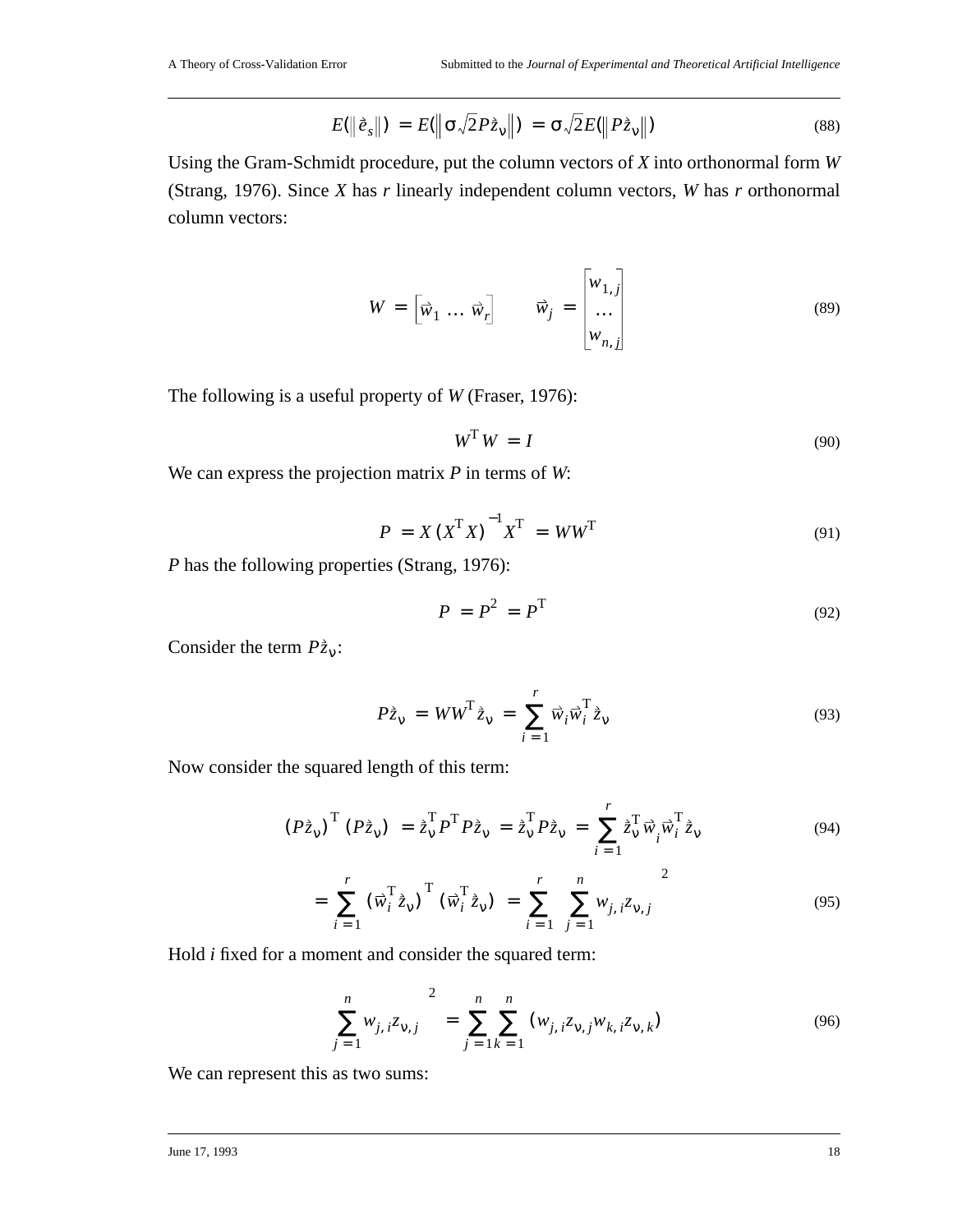$$E(\|\vec{e}_s\|) = E(\|\sigma\sqrt{2}P\vec{z}_\nu\|) = \sigma\sqrt{2}E(\|P\vec{z}_\nu\|) \tag{88}$$

Using the Gram-Schmidt procedure, put the column vectors of $X$ into orthonormal form $W$ (Strang, 1976). Since $X$ has $r$ linearly independent column vectors, $W$ has $r$ orthonormal column vectors:

$$W = \begin{bmatrix} \vec{w}_1 & \dots & \vec{w}_r \end{bmatrix} \qquad \vec{w}_j = \begin{bmatrix} w_{1,j} \\ \dots \\ w_{n,j} \end{bmatrix} \tag{89}$$

The following is a useful property of $W$ (Fraser, 1976):

$$W^{\mathrm{T}}W = I \tag{90}$$

We can express the projection matrix $P$ in terms of $W$:

$$P = X(X^{\mathrm{T}}X)^{-1}X^{\mathrm{T}} = WW^{\mathrm{T}} \tag{91}$$

$P$ has the following properties (Strang, 1976):

$$P = P^2 = P^{\mathrm{T}} \tag{92}$$

Consider the term $P\vec{z}_\nu$:

$$P\vec{z}_\nu = WW^{\mathrm{T}}\vec{z}_\nu = \sum_{i=1}^{r} \vec{w}_i \vec{w}_i^{\mathrm{T}} \vec{z}_\nu \tag{93}$$

Now consider the squared length of this term:

$$(P\vec{z}_\nu)^{\mathrm{T}}(P\vec{z}_\nu) = \vec{z}_\nu^{\mathrm{T}}P^{\mathrm{T}}P\vec{z}_\nu = \vec{z}_\nu^{\mathrm{T}}P\vec{z}_\nu = \sum_{i=1}^{r} \vec{z}_\nu^{\mathrm{T}}\vec{w}_i\vec{w}_i^{\mathrm{T}}\vec{z}_\nu \tag{94}$$

$$= \sum_{i=1}^{r} (\vec{w}_i^{\mathrm{T}}\vec{z}_\nu)^{\mathrm{T}}(\vec{w}_i^{\mathrm{T}}\vec{z}_\nu) = \sum_{i=1}^{r} \left( \sum_{j=1}^{n} w_{j,i}z_{\nu,j} \right)^2 \tag{95}$$

Hold $i$ fixed for a moment and consider the squared term:

$$\left( \sum_{j=1}^{n} w_{j,i}z_{\nu,j} \right)^2 = \sum_{j=1}^{n} \sum_{k=1}^{n} (w_{j,i}z_{\nu,j}w_{k,i}z_{\nu,k}) \tag{96}$$

We can represent this as two sums: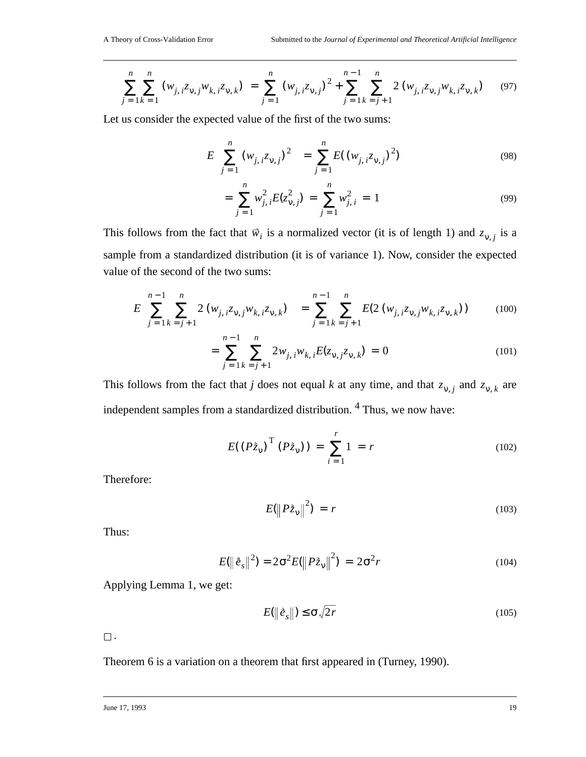$$\sum_{j=1}^{n} \sum_{k=1}^{n} (w_{j,i} z_{\nu,j} w_{k,i} z_{\nu,k}) = \sum_{j=1}^{n} (w_{j,i} z_{\nu,j})^2 + \sum_{j=1}^{n-1} \sum_{k=j+1}^{n} 2 (w_{j,i} z_{\nu,j} w_{k,i} z_{\nu,k}) \tag{97}$$

Let us consider the expected value of the first of the two sums:

$$E\left(\sum_{j=1}^{n} (w_{j,i} z_{\nu,j})^2\right) = \sum_{j=1}^{n} E((w_{j,i} z_{\nu,j})^2) \tag{98}$$

$$= \sum_{j=1}^{n} w_{j,i}^2 E(z_{\nu,j}^2) = \sum_{j=1}^{n} w_{j,i}^2 = 1 \tag{99}$$

This follows from the fact that $\vec{w}_i$ is a normalized vector (it is of length 1) and $z_{\nu,j}$ is a sample from a standardized distribution (it is of variance 1). Now, consider the expected value of the second of the two sums:

$$E\left(\sum_{j=1}^{n-1} \sum_{k=j+1}^{n} 2 (w_{j,i} z_{\nu,j} w_{k,i} z_{\nu,k})\right) = \sum_{j=1}^{n-1} \sum_{k=j+1}^{n} E(2 (w_{j,i} z_{\nu,j} w_{k,i} z_{\nu,k})) \tag{100}$$

$$= \sum_{j=1}^{n-1} \sum_{k=j+1}^{n} 2 w_{j,i} w_{k,i} E(z_{\nu,j} z_{\nu,k}) = 0 \tag{101}$$

This follows from the fact that *j* does not equal *k* at any time, and that $z_{\nu,j}$ and $z_{\nu,k}$ are independent samples from a standardized distribution. [4] Thus, we now have:

$$E((P\vec{z}_\nu)^{\mathrm{T}} (P\vec{z}_\nu)) = \sum_{i=1}^{r} 1 = r \tag{102}$$

Therefore:

$$E(\|P\vec{z}_\nu\|^2) = r \tag{103}$$

Thus:

$$E(\|\vec{e}_s\|^2) = 2\sigma^2 E(\|P\vec{z}_\nu\|^2) = 2\sigma^2 r \tag{104}$$

Applying Lemma 1, we get:

$$E(\|\vec{e}_s\|) \le \sigma\sqrt{2r} \tag{105}$$

$\square$.

Theorem 6 is a variation on a theorem that first appeared in (Turney, 1990).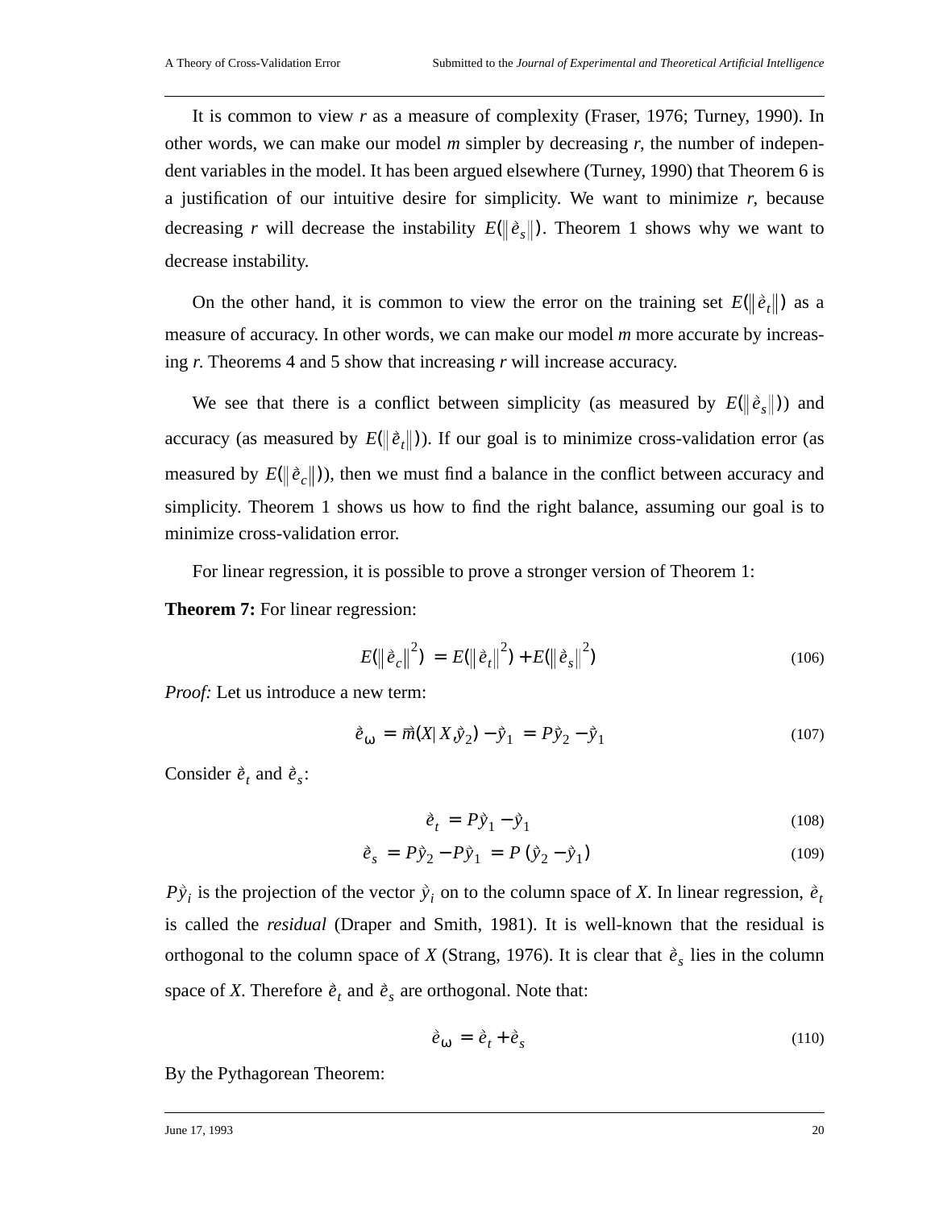It is common to view $r$ as a measure of complexity (Fraser, 1976; Turney, 1990). In other words, we can make our model $m$ simpler by decreasing $r$, the number of independent variables in the model. It has been argued elsewhere (Turney, 1990) that Theorem 6 is a justification of our intuitive desire for simplicity. We want to minimize $r$, because decreasing $r$ will decrease the instability $E(\|\vec{e}_s\|)$. Theorem 1 shows why we want to decrease instability.

On the other hand, it is common to view the error on the training set $E(\|\vec{e}_t\|)$ as a measure of accuracy. In other words, we can make our model $m$ more accurate by increasing $r$. Theorems 4 and 5 show that increasing $r$ will increase accuracy.

We see that there is a conflict between simplicity (as measured by $E(\|\vec{e}_s\|)$) and accuracy (as measured by $E(\|\vec{e}_t\|)$). If our goal is to minimize cross-validation error (as measured by $E(\|\vec{e}_c\|)$), then we must find a balance in the conflict between accuracy and simplicity. Theorem 1 shows us how to find the right balance, assuming our goal is to minimize cross-validation error.

For linear regression, it is possible to prove a stronger version of Theorem 1:

**Theorem 7:** For linear regression:

$$E(\|\vec{e}_c\|^2) = E(\|\vec{e}_t\|^2) + E(\|\vec{e}_s\|^2) \tag{106}$$

*Proof:* Let us introduce a new term:

$$\vec{e}_\omega = \vec{m}(X|X, \vec{y}_2) - \vec{y}_1 = P\vec{y}_2 - \vec{y}_1 \tag{107}$$

Consider $\vec{e}_t$ and $\vec{e}_s$:

$$\vec{e}_t = P\vec{y}_1 - \vec{y}_1 \tag{108}$$

$$\vec{e}_s = P\vec{y}_2 - P\vec{y}_1 = P(\vec{y}_2 - \vec{y}_1) \tag{109}$$

$P\vec{y}_i$ is the projection of the vector $\vec{y}_i$ on to the column space of $X$. In linear regression, $\vec{e}_t$ is called the *residual* (Draper and Smith, 1981). It is well-known that the residual is orthogonal to the column space of $X$ (Strang, 1976). It is clear that $\vec{e}_s$ lies in the column space of $X$. Therefore $\vec{e}_t$ and $\vec{e}_s$ are orthogonal. Note that:

$$\vec{e}_\omega = \vec{e}_t + \vec{e}_s \tag{110}$$

By the Pythagorean Theorem: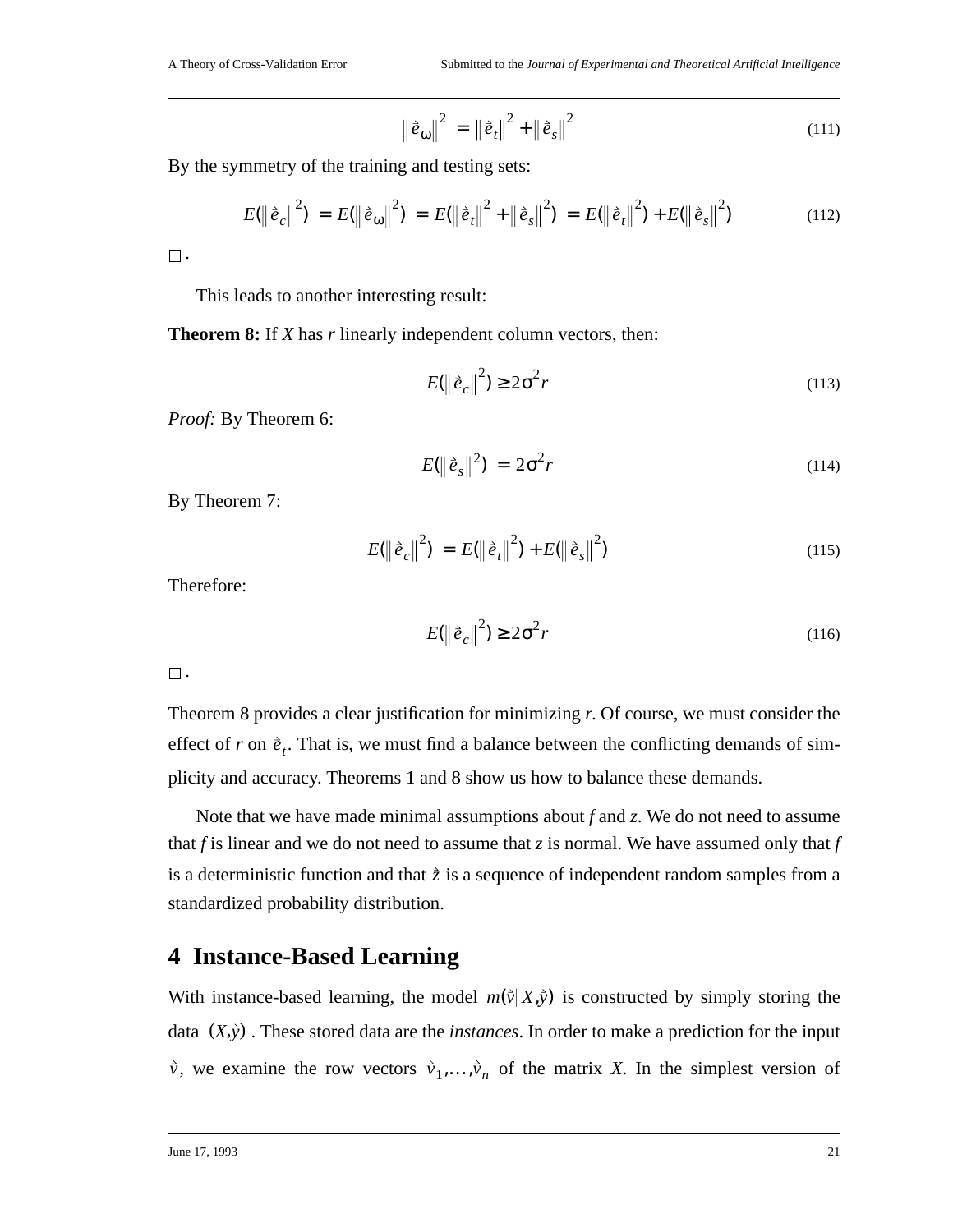$$\|\vec{e}_\omega\|^2 = \|\vec{e}_t\|^2 + \|\vec{e}_s\|^2 \tag{111}$$

By the symmetry of the training and testing sets:

$$E(\|\vec{e}_c\|^2) = E(\|\vec{e}_\omega\|^2) = E(\|\vec{e}_t\|^2 + \|\vec{e}_s\|^2) = E(\|\vec{e}_t\|^2) + E(\|\vec{e}_s\|^2) \tag{112}$$

$\square$ .

This leads to another interesting result:

**Theorem 8:** If *X* has *r* linearly independent column vectors, then:

$$E(\|\vec{e}_c\|^2) \geq 2\sigma^2 r \tag{113}$$

*Proof:* By Theorem 6:

$$E(\|\vec{e}_s\|^2) = 2\sigma^2 r \tag{114}$$

By Theorem 7:

$$E(\|\vec{e}_c\|^2) = E(\|\vec{e}_t\|^2) + E(\|\vec{e}_s\|^2) \tag{115}$$

Therefore:

$$E(\|\vec{e}_c\|^2) \geq 2\sigma^2 r \tag{116}$$

$\square$ .

Theorem 8 provides a clear justification for minimizing *r*. Of course, we must consider the effect of *r* on $\vec{e}_t$. That is, we must find a balance between the conflicting demands of simplicity and accuracy. Theorems 1 and 8 show us how to balance these demands.

Note that we have made minimal assumptions about *f* and *z*. We do not need to assume that *f* is linear and we do not need to assume that *z* is normal. We have assumed only that *f* is a deterministic function and that $\vec{z}$ is a sequence of independent random samples from a standardized probability distribution.

## 4 Instance-Based Learning

With instance-based learning, the model $m(\vec{v} \mid X, \vec{y})$ is constructed by simply storing the data $(X, \vec{y})$ . These stored data are the *instances*. In order to make a prediction for the input $\vec{v}$, we examine the row vectors $\vec{v}_1, \ldots, \vec{v}_n$ of the matrix *X*. In the simplest version of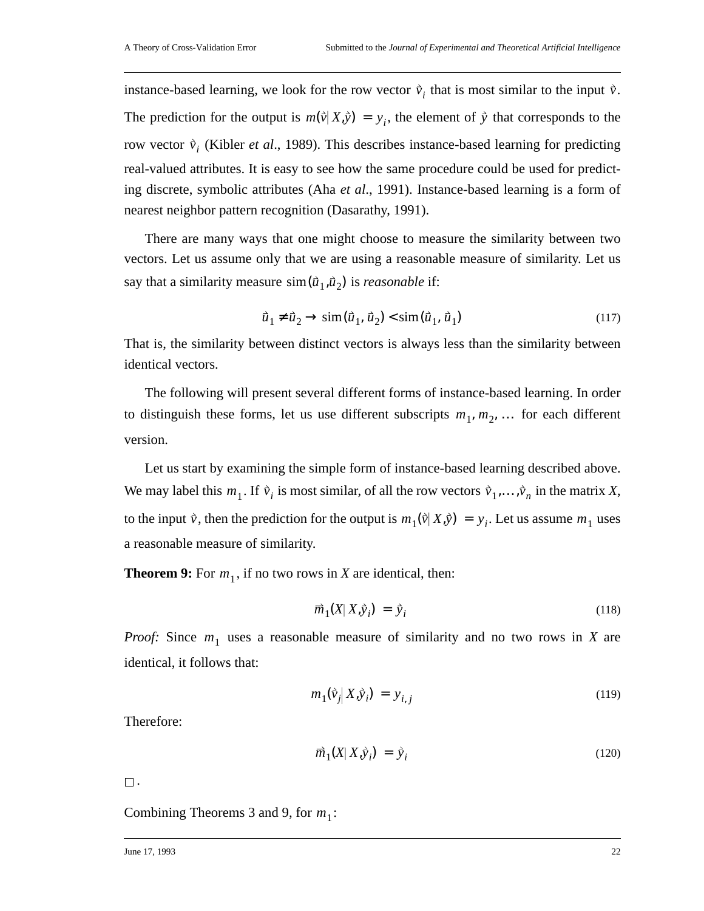instance-based learning, we look for the row vector $\vec{v}_i$ that is most similar to the input $\vec{v}$. The prediction for the output is $m(\vec{v}|X,\vec{y}) = y_i$, the element of $\vec{y}$ that corresponds to the row vector $\vec{v}_i$ (Kibler *et al*., 1989). This describes instance-based learning for predicting real-valued attributes. It is easy to see how the same procedure could be used for predicting discrete, symbolic attributes (Aha *et al*., 1991). Instance-based learning is a form of nearest neighbor pattern recognition (Dasarathy, 1991).

There are many ways that one might choose to measure the similarity between two vectors. Let us assume only that we are using a reasonable measure of similarity. Let us say that a similarity measure $\text{sim}(\vec{u}_1, \vec{u}_2)$ is *reasonable* if:

$$\vec{u}_1 \neq \vec{u}_2 \rightarrow \text{sim}(\vec{u}_1, \vec{u}_2) < \text{sim}(\vec{u}_1, \vec{u}_1) \tag{117}$$

That is, the similarity between distinct vectors is always less than the similarity between identical vectors.

The following will present several different forms of instance-based learning. In order to distinguish these forms, let us use different subscripts $m_1, m_2, \ldots$ for each different version.

Let us start by examining the simple form of instance-based learning described above. We may label this $m_1$. If $\vec{v}_i$ is most similar, of all the row vectors $\vec{v}_1, \ldots, \vec{v}_n$ in the matrix *X*, to the input $\vec{v}$, then the prediction for the output is $m_1(\vec{v}|X,\vec{y}) = y_i$. Let us assume $m_1$ uses a reasonable measure of similarity.

**Theorem 9:** For $m_1$, if no two rows in *X* are identical, then:

$$\vec{m}_1(X|X,\vec{y}_i) = \vec{y}_i \tag{118}$$

*Proof:* Since $m_1$ uses a reasonable measure of similarity and no two rows in *X* are identical, it follows that:

$$m_1(\vec{v}_j|X,\vec{y}_i) = y_{i,j} \tag{119}$$

Therefore:

$$\vec{m}_1(X|X,\vec{y}_i) = \vec{y}_i \tag{120}$$

□ .

Combining Theorems 3 and 9, for $m_1$: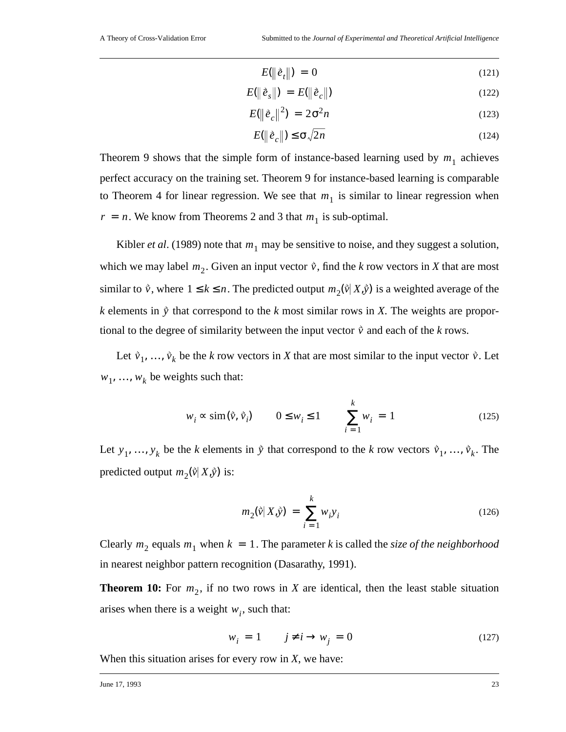$$E(\|\vec{e}_t\|) = 0 \tag{121}$$

$$E(\|\vec{e}_s\|) = E(\|\vec{e}_c\|) \tag{122}$$

$$E(\|\vec{e}_c\|^2) = 2\sigma^2 n \tag{123}$$

$$E(\|\vec{e}_c\|) \le \sigma\sqrt{2n} \tag{124}$$

Theorem 9 shows that the simple form of instance-based learning used by $m_1$ achieves perfect accuracy on the training set. Theorem 9 for instance-based learning is comparable to Theorem 4 for linear regression. We see that $m_1$ is similar to linear regression when $r = n$. We know from Theorems 2 and 3 that $m_1$ is sub-optimal.

Kibler *et al*. (1989) note that $m_1$ may be sensitive to noise, and they suggest a solution, which we may label $m_2$. Given an input vector $\vec{v}$, find the *k* row vectors in *X* that are most similar to $\vec{v}$, where $1 \le k \le n$. The predicted output $m_2(\vec{v} | X, \vec{y})$ is a weighted average of the *k* elements in $\vec{y}$ that correspond to the *k* most similar rows in *X*. The weights are proportional to the degree of similarity between the input vector $\vec{v}$ and each of the *k* rows.

Let $\vec{v}_1, \ldots, \vec{v}_k$ be the *k* row vectors in *X* that are most similar to the input vector $\vec{v}$. Let $w_1, \ldots, w_k$ be weights such that:

$$w_i \propto \mathrm{sim}(\vec{v}, \vec{v}_i) \qquad 0 \le w_i \le 1 \qquad \sum_{i=1}^{k} w_i = 1 \tag{125}$$

Let $y_1, \ldots, y_k$ be the *k* elements in $\vec{y}$ that correspond to the *k* row vectors $\vec{v}_1, \ldots, \vec{v}_k$. The predicted output $m_2(\vec{v} | X, \vec{y})$ is:

$$m_2(\vec{v} | X, \vec{y}) = \sum_{i=1}^{k} w_i y_i \tag{126}$$

Clearly $m_2$ equals $m_1$ when $k = 1$. The parameter *k* is called the *size of the neighborhood* in nearest neighbor pattern recognition (Dasarathy, 1991).

**Theorem 10:** For $m_2$, if no two rows in *X* are identical, then the least stable situation arises when there is a weight $w_i$, such that:

$$w_i = 1 \qquad j \ne i \rightarrow w_j = 0 \tag{127}$$

When this situation arises for every row in *X*, we have: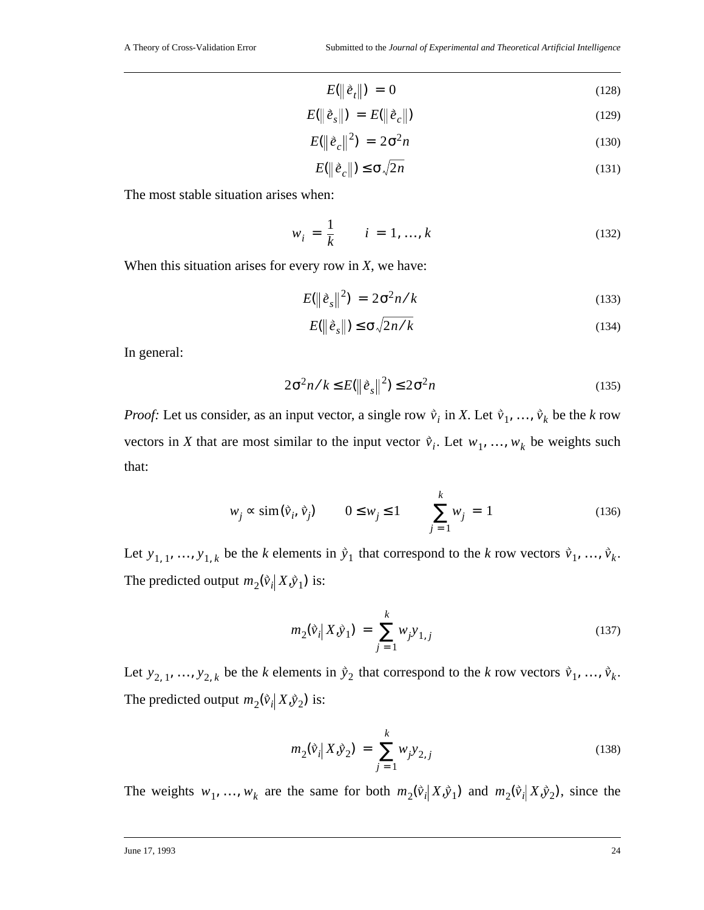$$E(\|\vec{e}_t\|) = 0 \tag{128}$$

$$E(\|\vec{e}_s\|) = E(\|\vec{e}_c\|) \tag{129}$$

$$E(\|\vec{e}_c\|^2) = 2\sigma^2 n \tag{130}$$

$$E(\|\vec{e}_c\|) \leq \sigma\sqrt{2n} \tag{131}$$

The most stable situation arises when:

$$w_i = \frac{1}{k} \qquad i = 1, \ldots, k \tag{132}$$

When this situation arises for every row in *X*, we have:

$$E(\|\vec{e}_s\|^2) = 2\sigma^2 n / k \tag{133}$$

$$E(\|\vec{e}_s\|) \leq \sigma\sqrt{2n/k} \tag{134}$$

In general:

$$2\sigma^2 n / k \leq E(\|\vec{e}_s\|^2) \leq 2\sigma^2 n \tag{135}$$

*Proof:* Let us consider, as an input vector, a single row $\vec{v}_i$ in *X*. Let $\vec{v}_1, \ldots, \vec{v}_k$ be the *k* row vectors in *X* that are most similar to the input vector $\vec{v}_i$. Let $w_1, \ldots, w_k$ be weights such that:

$$w_j \propto \mathrm{sim}(\vec{v}_i, \vec{v}_j) \qquad 0 \leq w_j \leq 1 \qquad \sum_{j=1}^{k} w_j = 1 \tag{136}$$

Let $y_{1,1}, \ldots, y_{1,k}$ be the *k* elements in $\vec{y}_1$ that correspond to the *k* row vectors $\vec{v}_1, \ldots, \vec{v}_k$. The predicted output $m_2(\vec{v}_i | X, \vec{y}_1)$ is:

$$m_2(\vec{v}_i | X, \vec{y}_1) = \sum_{j=1}^{k} w_j y_{1,j} \tag{137}$$

Let $y_{2,1}, \ldots, y_{2,k}$ be the *k* elements in $\vec{y}_2$ that correspond to the *k* row vectors $\vec{v}_1, \ldots, \vec{v}_k$. The predicted output $m_2(\vec{v}_i | X, \vec{y}_2)$ is:

$$m_2(\vec{v}_i | X, \vec{y}_2) = \sum_{j=1}^{k} w_j y_{2,j} \tag{138}$$

The weights $w_1, \ldots, w_k$ are the same for both $m_2(\vec{v}_i | X, \vec{y}_1)$ and $m_2(\vec{v}_i | X, \vec{y}_2)$, since the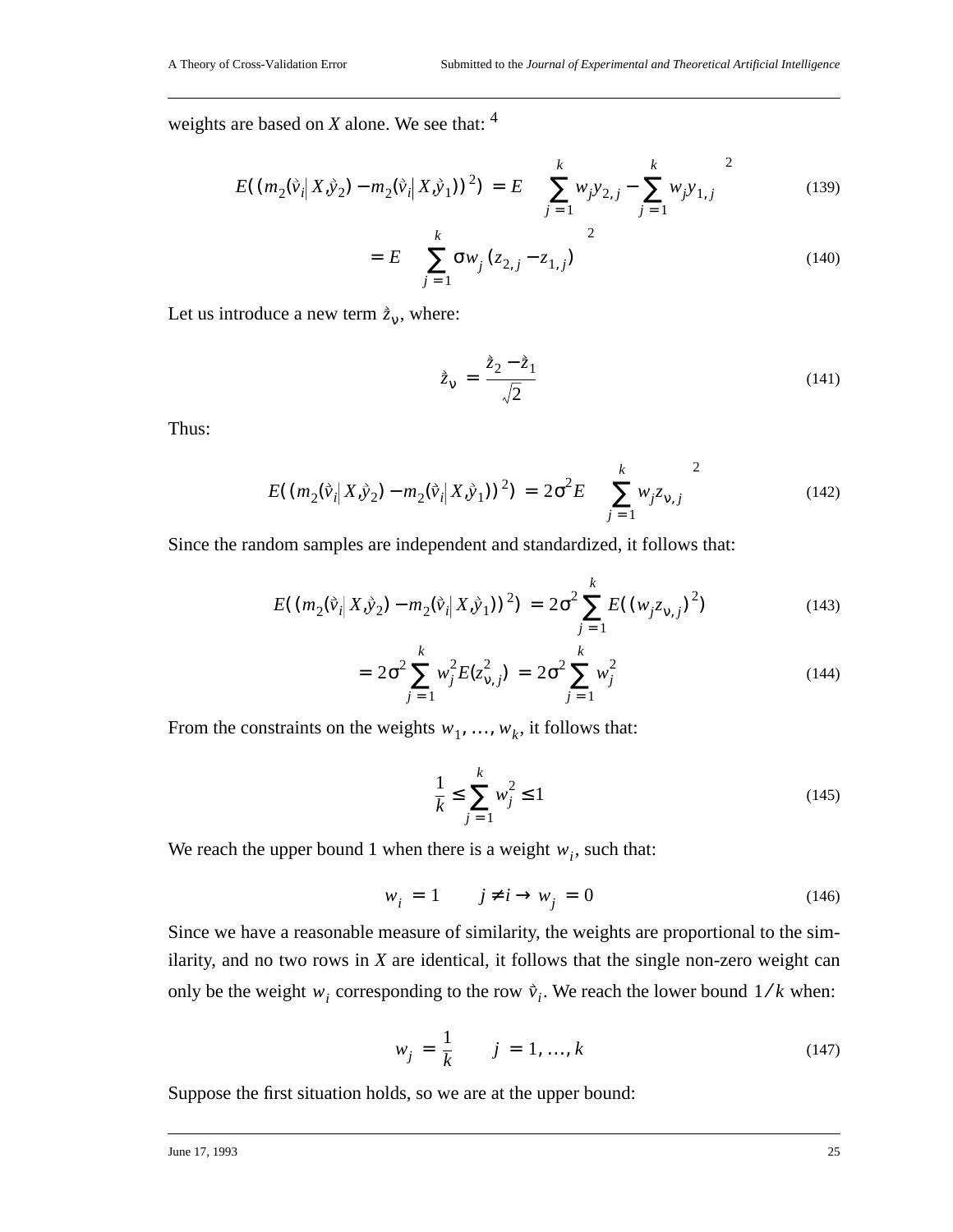weights are based on $X$ alone. We see that: [4]

$$E((m_2(\vec{v}_i | X, \vec{y}_2) - m_2(\vec{v}_i | X, \vec{y}_1))^2) = E\left(\sum_{j=1}^{k} w_j y_{2,j} - \sum_{j=1}^{k} w_j y_{1,j}\right)^2 \tag{139}$$

$$= E\left(\sum_{j=1}^{k} \sigma w_j (z_{2,j} - z_{1,j})\right)^2 \tag{140}$$

Let us introduce a new term $\vec{z}_\nu$, where:

$$\vec{z}_\nu = \frac{\vec{z}_2 - \vec{z}_1}{\sqrt{2}} \tag{141}$$

Thus:

$$E((m_2(\vec{v}_i | X, \vec{y}_2) - m_2(\vec{v}_i | X, \vec{y}_1))^2) = 2\sigma^2 E\left(\sum_{j=1}^{k} w_j z_{\nu,j}\right)^2 \tag{142}$$

Since the random samples are independent and standardized, it follows that:

$$E((m_2(\vec{v}_i | X, \vec{y}_2) - m_2(\vec{v}_i | X, \vec{y}_1))^2) = 2\sigma^2 \sum_{j=1}^{k} E((w_j z_{\nu,j})^2) \tag{143}$$

$$= 2\sigma^2 \sum_{j=1}^{k} w_j^2 E(z_{\nu,j}^2) = 2\sigma^2 \sum_{j=1}^{k} w_j^2 \tag{144}$$

From the constraints on the weights $w_1, \ldots, w_k$, it follows that:

$$\frac{1}{k} \leq \sum_{j=1}^{k} w_j^2 \leq 1 \tag{145}$$

We reach the upper bound 1 when there is a weight $w_i$, such that:

$$w_i = 1 \qquad j \neq i \rightarrow w_j = 0 \tag{146}$$

Since we have a reasonable measure of similarity, the weights are proportional to the similarity, and no two rows in $X$ are identical, it follows that the single non-zero weight can only be the weight $w_i$ corresponding to the row $\vec{v}_i$. We reach the lower bound $1/k$ when:

$$w_j = \frac{1}{k} \qquad j = 1, \ldots, k \tag{147}$$

Suppose the first situation holds, so we are at the upper bound: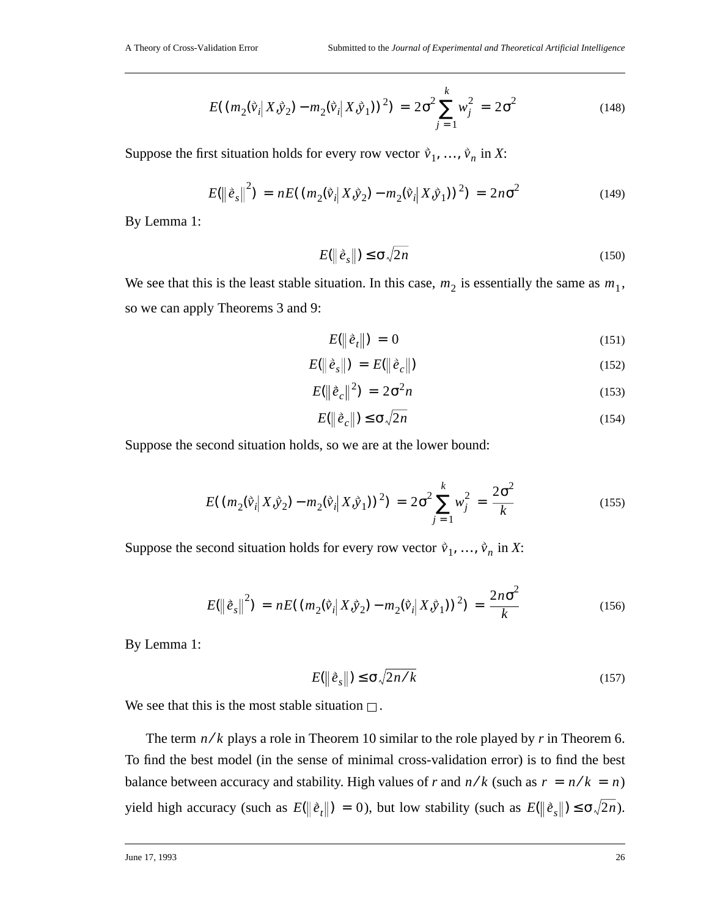$$E\left(\left(m_2(\vec{v}_i|X,\vec{y}_2) - m_2(\vec{v}_i|X,\vec{y}_1)\right)^2\right) = 2\sigma^2 \sum_{j=1}^{k} w_j^2 = 2\sigma^2 \tag{148}$$

Suppose the first situation holds for every row vector $\vec{v}_1, \ldots, \vec{v}_n$ in *X*:

$$E\left(\|\vec{e}_s\|^2\right) = nE\left(\left(m_2(\vec{v}_i|X,\vec{y}_2) - m_2(\vec{v}_i|X,\vec{y}_1)\right)^2\right) = 2n\sigma^2 \tag{149}$$

By Lemma 1:

$$E(\|\vec{e}_s\|) \le \sigma\sqrt{2n} \tag{150}$$

We see that this is the least stable situation. In this case, $m_2$ is essentially the same as $m_1$, so we can apply Theorems 3 and 9:

$$E(\|\vec{e}_t\|) = 0 \tag{151}$$

$$E(\|\vec{e}_s\|) = E(\|\vec{e}_c\|) \tag{152}$$

$$E\left(\|\vec{e}_c\|^2\right) = 2\sigma^2 n \tag{153}$$

$$E(\|\vec{e}_c\|) \le \sigma\sqrt{2n} \tag{154}$$

Suppose the second situation holds, so we are at the lower bound:

$$E\left(\left(m_2(\vec{v}_i|X,\vec{y}_2) - m_2(\vec{v}_i|X,\vec{y}_1)\right)^2\right) = 2\sigma^2 \sum_{j=1}^{k} w_j^2 = \frac{2\sigma^2}{k} \tag{155}$$

Suppose the second situation holds for every row vector $\vec{v}_1, \ldots, \vec{v}_n$ in *X*:

$$E\left(\|\vec{e}_s\|^2\right) = nE\left(\left(m_2(\vec{v}_i|X,\vec{y}_2) - m_2(\vec{v}_i|X,\vec{y}_1)\right)^2\right) = \frac{2n\sigma^2}{k} \tag{156}$$

By Lemma 1:

$$E(\|\vec{e}_s\|) \le \sigma\sqrt{2n/k} \tag{157}$$

We see that this is the most stable situation □.

The term $n/k$ plays a role in Theorem 10 similar to the role played by *r* in Theorem 6. To find the best model (in the sense of minimal cross-validation error) is to find the best balance between accuracy and stability. High values of *r* and $n/k$ (such as $r = n/k = n$) yield high accuracy (such as $E(\|\vec{e}_t\|) = 0$), but low stability (such as $E(\|\vec{e}_s\|) \le \sigma\sqrt{2n}$).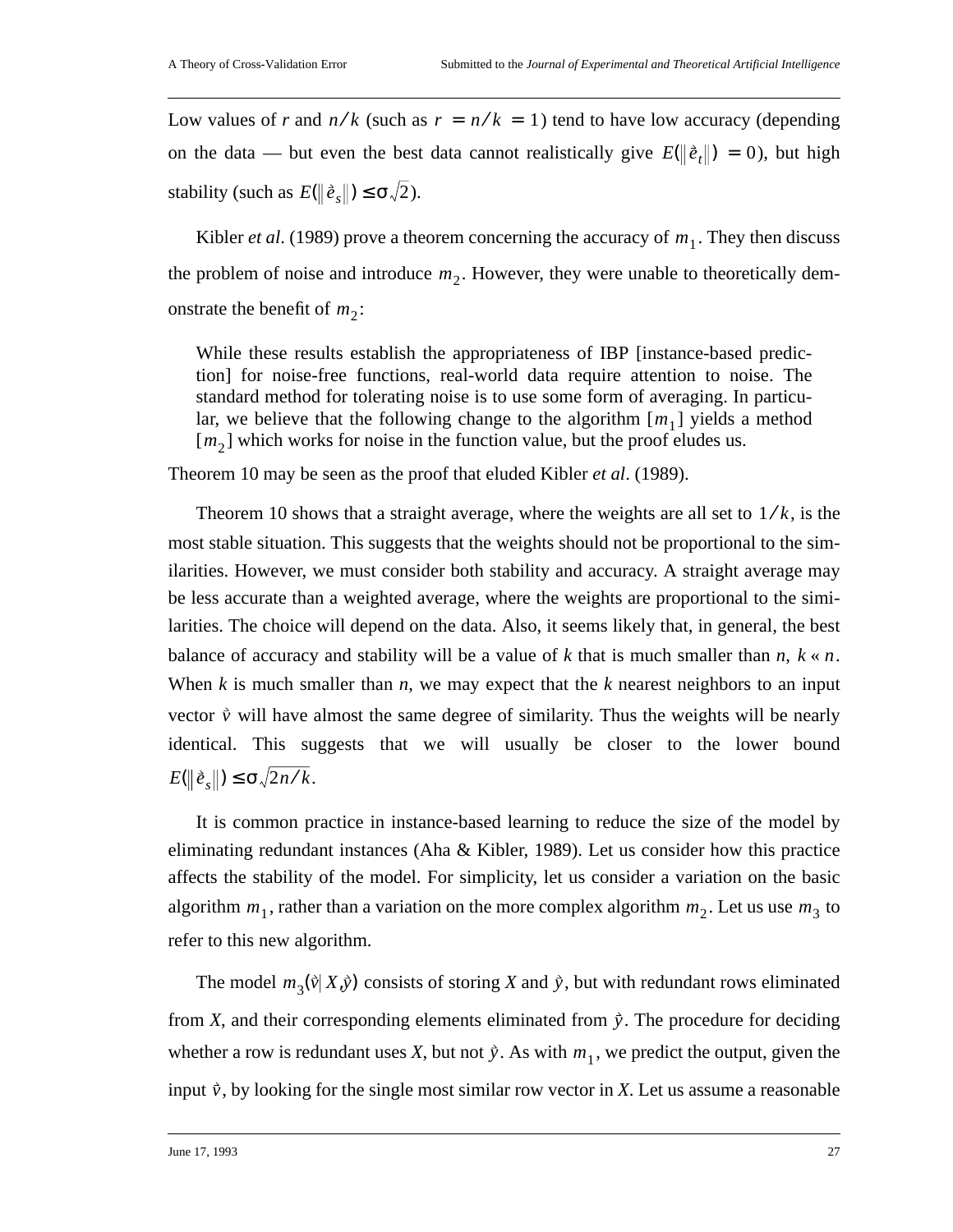Low values of $r$ and $n/k$ (such as $r = n/k = 1$) tend to have low accuracy (depending on the data — but even the best data cannot realistically give $E(\|\vec{e}_t\|) = 0$), but high stability (such as $E(\|\vec{e}_s\|) \leq \sigma\sqrt{2}$).

Kibler *et al*. (1989) prove a theorem concerning the accuracy of $m_1$. They then discuss the problem of noise and introduce $m_2$. However, they were unable to theoretically demonstrate the benefit of $m_2$:

> While these results establish the appropriateness of IBP [instance-based prediction] for noise-free functions, real-world data require attention to noise. The standard method for tolerating noise is to use some form of averaging. In particular, we believe that the following change to the algorithm [$m_1$] yields a method [$m_2$] which works for noise in the function value, but the proof eludes us.

Theorem 10 may be seen as the proof that eluded Kibler *et al*. (1989).

Theorem 10 shows that a straight average, where the weights are all set to $1/k$, is the most stable situation. This suggests that the weights should not be proportional to the similarities. However, we must consider both stability and accuracy. A straight average may be less accurate than a weighted average, where the weights are proportional to the similarities. The choice will depend on the data. Also, it seems likely that, in general, the best balance of accuracy and stability will be a value of $k$ that is much smaller than $n$, $k \ll n$. When $k$ is much smaller than $n$, we may expect that the $k$ nearest neighbors to an input vector $\vec{v}$ will have almost the same degree of similarity. Thus the weights will be nearly identical. This suggests that we will usually be closer to the lower bound $E(\|\vec{e}_s\|) \leq \sigma\sqrt{2n/k}$.

It is common practice in instance-based learning to reduce the size of the model by eliminating redundant instances (Aha & Kibler, 1989). Let us consider how this practice affects the stability of the model. For simplicity, let us consider a variation on the basic algorithm $m_1$, rather than a variation on the more complex algorithm $m_2$. Let us use $m_3$ to refer to this new algorithm.

The model $m_3(\vec{v}|X,\vec{y})$ consists of storing $X$ and $\vec{y}$, but with redundant rows eliminated from $X$, and their corresponding elements eliminated from $\vec{y}$. The procedure for deciding whether a row is redundant uses $X$, but not $\vec{y}$. As with $m_1$, we predict the output, given the input $\vec{v}$, by looking for the single most similar row vector in $X$. Let us assume a reasonable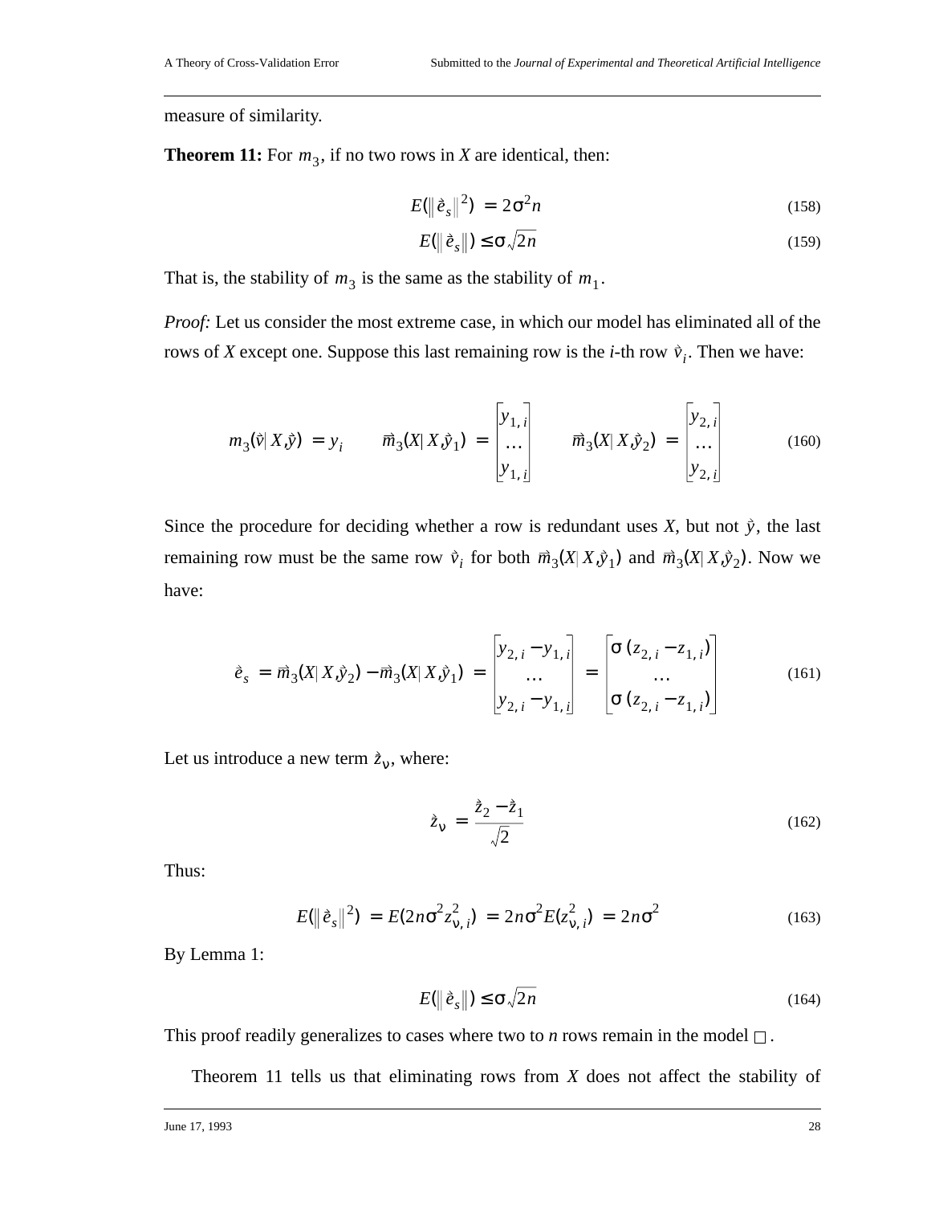measure of similarity.

**Theorem 11:** For $m_3$, if no two rows in *X* are identical, then:

$$E(\|\vec{e}_s\|^2) = 2\sigma^2 n \tag{158}$$

$$E(\|\vec{e}_s\|) \le \sigma\sqrt{2n} \tag{159}$$

That is, the stability of $m_3$ is the same as the stability of $m_1$.

*Proof:* Let us consider the most extreme case, in which our model has eliminated all of the rows of *X* except one. Suppose this last remaining row is the *i*-th row $\vec{v}_i$. Then we have:

$$m_3(\vec{v}|X,\vec{y}) = y_i \qquad \vec{m}_3(X|X,\vec{y}_1) = \begin{bmatrix} y_{1,i} \\ \dots \\ y_{1,i} \end{bmatrix} \qquad \vec{m}_3(X|X,\vec{y}_2) = \begin{bmatrix} y_{2,i} \\ \dots \\ y_{2,i} \end{bmatrix} \tag{160}$$

Since the procedure for deciding whether a row is redundant uses *X*, but not $\vec{y}$, the last remaining row must be the same row $\vec{v}_i$ for both $\vec{m}_3(X|X,\vec{y}_1)$ and $\vec{m}_3(X|X,\vec{y}_2)$. Now we have:

$$\vec{e}_s = \vec{m}_3(X|X,\vec{y}_2) - \vec{m}_3(X|X,\vec{y}_1) = \begin{bmatrix} y_{2,i} - y_{1,i} \\ \dots \\ y_{2,i} - y_{1,i} \end{bmatrix} = \begin{bmatrix} \sigma(z_{2,i} - z_{1,i}) \\ \dots \\ \sigma(z_{2,i} - z_{1,i}) \end{bmatrix} \tag{161}$$

Let us introduce a new term $\vec{z}_\nu$, where:

$$\vec{z}_\nu = \frac{\vec{z}_2 - \vec{z}_1}{\sqrt{2}} \tag{162}$$

Thus:

$$E(\|\vec{e}_s\|^2) = E(2n\sigma^2 z_{\nu,i}^2) = 2n\sigma^2 E(z_{\nu,i}^2) = 2n\sigma^2 \tag{163}$$

By Lemma 1:

$$E(\|\vec{e}_s\|) \le \sigma\sqrt{2n} \tag{164}$$

This proof readily generalizes to cases where two to *n* rows remain in the model □.

Theorem 11 tells us that eliminating rows from *X* does not affect the stability of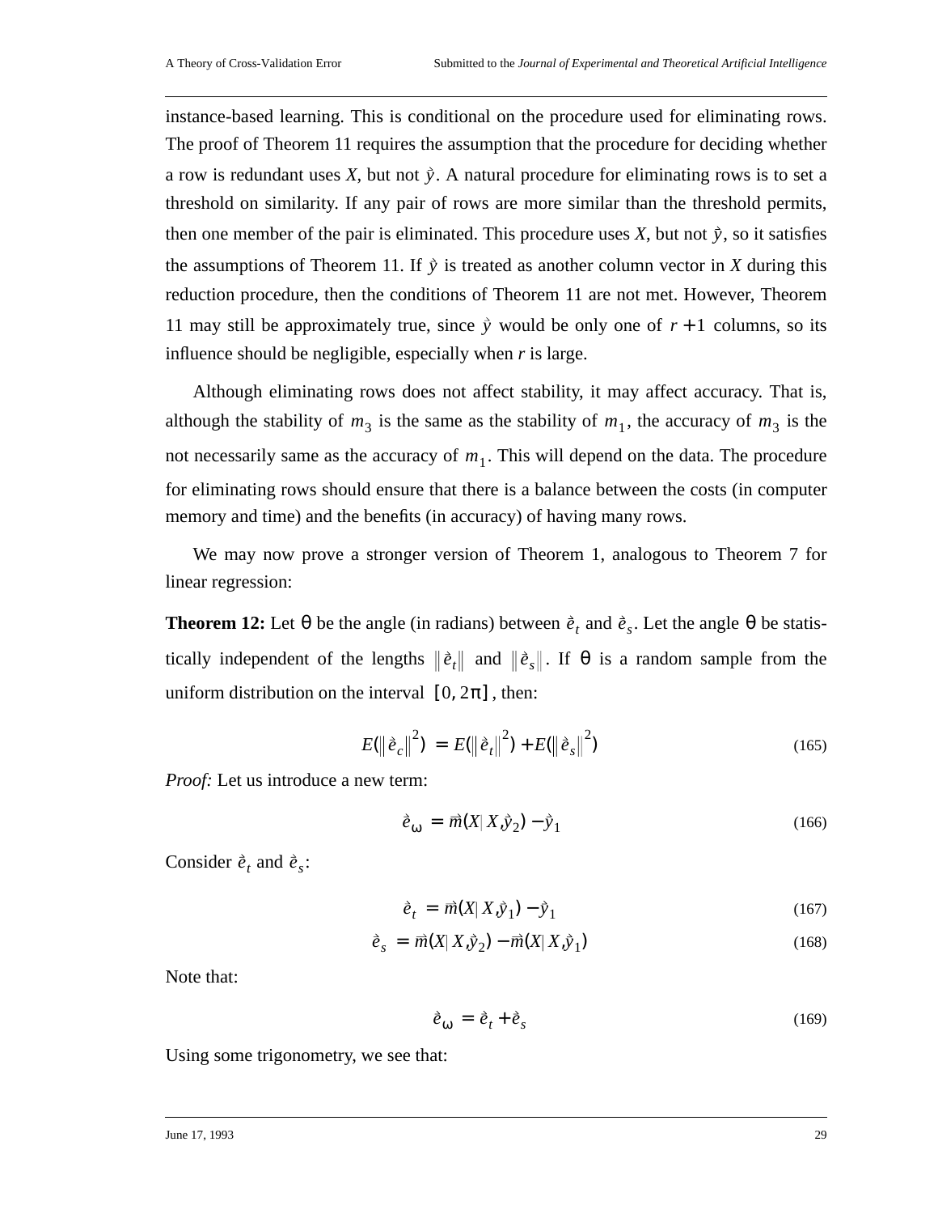instance-based learning. This is conditional on the procedure used for eliminating rows. The proof of Theorem 11 requires the assumption that the procedure for deciding whether a row is redundant uses $X$, but not $\vec{y}$. A natural procedure for eliminating rows is to set a threshold on similarity. If any pair of rows are more similar than the threshold permits, then one member of the pair is eliminated. This procedure uses $X$, but not $\vec{y}$, so it satisfies the assumptions of Theorem 11. If $\vec{y}$ is treated as another column vector in $X$ during this reduction procedure, then the conditions of Theorem 11 are not met. However, Theorem 11 may still be approximately true, since $\vec{y}$ would be only one of $r+1$ columns, so its influence should be negligible, especially when $r$ is large.

Although eliminating rows does not affect stability, it may affect accuracy. That is, although the stability of $m_3$ is the same as the stability of $m_1$, the accuracy of $m_3$ is the not necessarily same as the accuracy of $m_1$. This will depend on the data. The procedure for eliminating rows should ensure that there is a balance between the costs (in computer memory and time) and the benefits (in accuracy) of having many rows.

We may now prove a stronger version of Theorem 1, analogous to Theorem 7 for linear regression:

**Theorem 12:** Let $\theta$ be the angle (in radians) between $\vec{e}_t$ and $\vec{e}_s$. Let the angle $\theta$ be statistically independent of the lengths $\|\vec{e}_t\|$ and $\|\vec{e}_s\|$. If $\theta$ is a random sample from the uniform distribution on the interval $[0, 2\pi]$, then:

$$E(\|\vec{e}_c\|^2) = E(\|\vec{e}_t\|^2) + E(\|\vec{e}_s\|^2) \tag{165}$$

*Proof:* Let us introduce a new term:

$$\vec{e}_\omega = \vec{m}(X|X, \vec{y}_2) - \vec{y}_1 \tag{166}$$

Consider $\vec{e}_t$ and $\vec{e}_s$:

$$\vec{e}_t = \vec{m}(X|X, \vec{y}_1) - \vec{y}_1 \tag{167}$$

$$\vec{e}_s = \vec{m}(X|X, \vec{y}_2) - \vec{m}(X|X, \vec{y}_1) \tag{168}$$

Note that:

$$\vec{e}_\omega = \vec{e}_t + \vec{e}_s \tag{169}$$

Using some trigonometry, we see that: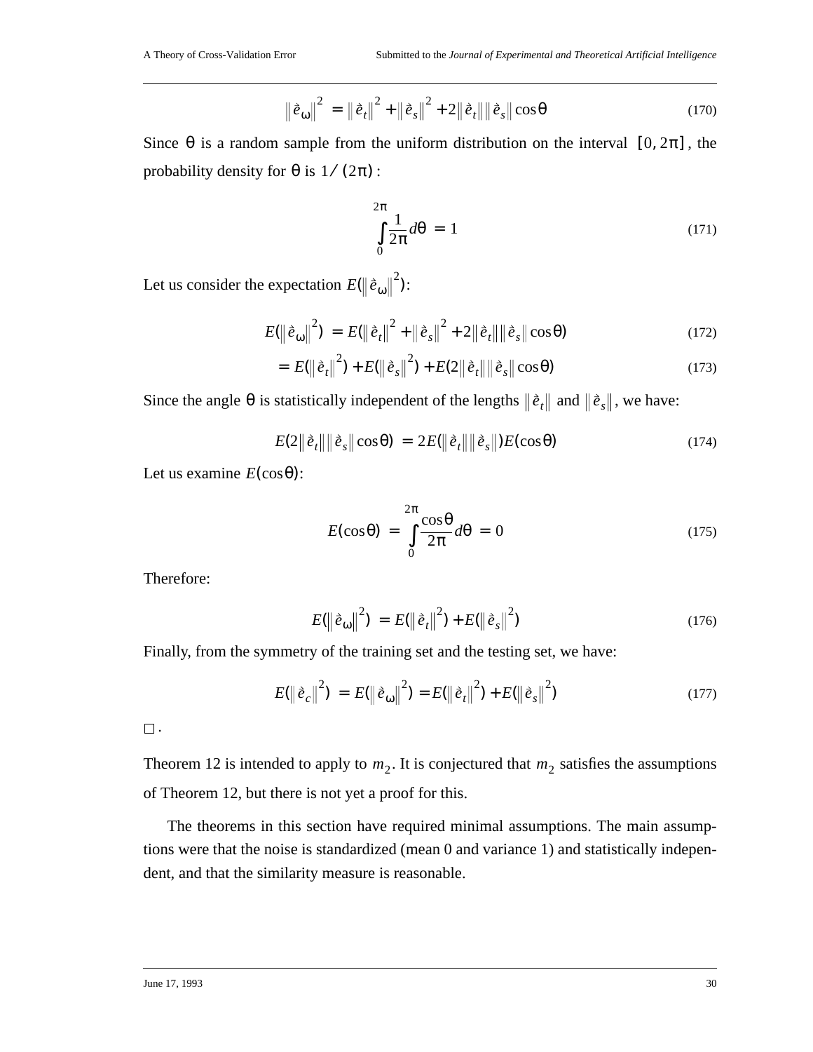$$\left\|\grave{e}_\omega\right\|^2 = \left\|\grave{e}_t\right\|^2 + \left\|\grave{e}_s\right\|^2 + 2\left\|\grave{e}_t\right\|\left\|\grave{e}_s\right\|\cos\theta \tag{170}$$

Since $\theta$ is a random sample from the uniform distribution on the interval $[0, 2\pi]$, the probability density for $\theta$ is $1/(2\pi)$:

$$\int_0^{2\pi} \frac{1}{2\pi} d\theta = 1 \tag{171}$$

Let us consider the expectation $E(\left\|\grave{e}_\omega\right\|^2)$:

$$E(\left\|\grave{e}_\omega\right\|^2) = E(\left\|\grave{e}_t\right\|^2 + \left\|\grave{e}_s\right\|^2 + 2\left\|\grave{e}_t\right\|\left\|\grave{e}_s\right\|\cos\theta) \tag{172}$$

$$= E(\left\|\grave{e}_t\right\|^2) + E(\left\|\grave{e}_s\right\|^2) + E(2\left\|\grave{e}_t\right\|\left\|\grave{e}_s\right\|\cos\theta) \tag{173}$$

Since the angle $\theta$ is statistically independent of the lengths $\left\|\grave{e}_t\right\|$ and $\left\|\grave{e}_s\right\|$, we have:

$$E(2\left\|\grave{e}_t\right\|\left\|\grave{e}_s\right\|\cos\theta) = 2E(\left\|\grave{e}_t\right\|\left\|\grave{e}_s\right\|)E(\cos\theta) \tag{174}$$

Let us examine $E(\cos\theta)$:

$$E(\cos\theta) = \int_0^{2\pi} \frac{\cos\theta}{2\pi} d\theta = 0 \tag{175}$$

Therefore:

$$E(\left\|\grave{e}_\omega\right\|^2) = E(\left\|\grave{e}_t\right\|^2) + E(\left\|\grave{e}_s\right\|^2) \tag{176}$$

Finally, from the symmetry of the training set and the testing set, we have:

$$E(\left\|\grave{e}_c\right\|^2) = E(\left\|\grave{e}_\omega\right\|^2) = E(\left\|\grave{e}_t\right\|^2) + E(\left\|\grave{e}_s\right\|^2) \tag{177}$$

□.

Theorem 12 is intended to apply to $m_2$. It is conjectured that $m_2$ satisfies the assumptions of Theorem 12, but there is not yet a proof for this.

The theorems in this section have required minimal assumptions. The main assumptions were that the noise is standardized (mean 0 and variance 1) and statistically independent, and that the similarity measure is reasonable.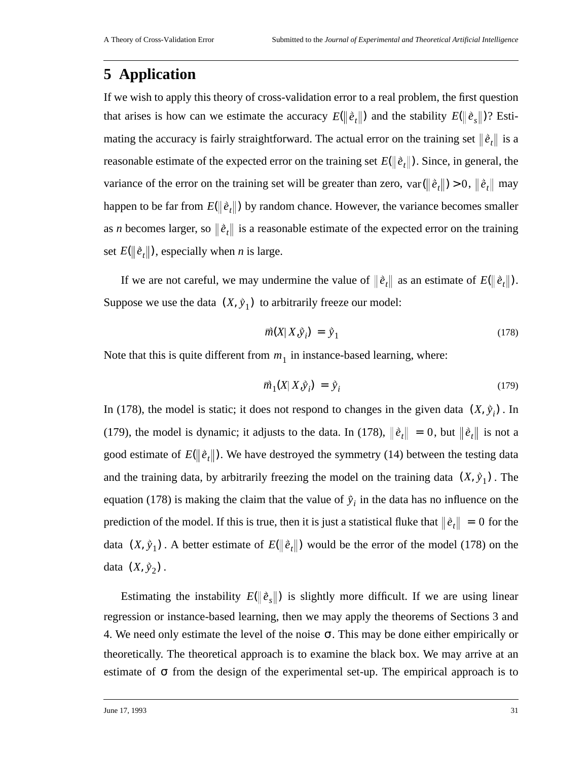## 5 Application

If we wish to apply this theory of cross-validation error to a real problem, the first question that arises is how can we estimate the accuracy $E(\|\vec{e}_t\|)$ and the stability $E(\|\vec{e}_s\|)$? Estimating the accuracy is fairly straightforward. The actual error on the training set $\|\vec{e}_t\|$ is a reasonable estimate of the expected error on the training set $E(\|\vec{e}_t\|)$. Since, in general, the variance of the error on the training set will be greater than zero, $\mathrm{var}(\|\vec{e}_t\|) > 0$, $\|\vec{e}_t\|$ may happen to be far from $E(\|\vec{e}_t\|)$ by random chance. However, the variance becomes smaller as *n* becomes larger, so $\|\vec{e}_t\|$ is a reasonable estimate of the expected error on the training set $E(\|\vec{e}_t\|)$, especially when *n* is large.

If we are not careful, we may undermine the value of $\|\vec{e}_t\|$ as an estimate of $E(\|\vec{e}_t\|)$. Suppose we use the data $(X, \vec{y}_1)$ to arbitrarily freeze our model:

$$\vec{m}(X | X, \vec{y}_i) = \vec{y}_1 \tag{178}$$

Note that this is quite different from $m_1$ in instance-based learning, where:

$$\vec{m}_1(X | X, \vec{y}_i) = \vec{y}_i \tag{179}$$

In (178), the model is static; it does not respond to changes in the given data $(X, \vec{y}_i)$. In (179), the model is dynamic; it adjusts to the data. In (178), $\|\vec{e}_t\| = 0$, but $\|\vec{e}_t\|$ is not a good estimate of $E(\|\vec{e}_t\|)$. We have destroyed the symmetry (14) between the testing data and the training data, by arbitrarily freezing the model on the training data $(X, \vec{y}_1)$. The equation (178) is making the claim that the value of $\vec{y}_i$ in the data has no influence on the prediction of the model. If this is true, then it is just a statistical fluke that $\|\vec{e}_t\| = 0$ for the data $(X, \vec{y}_1)$. A better estimate of $E(\|\vec{e}_t\|)$ would be the error of the model (178) on the data $(X, \vec{y}_2)$.

Estimating the instability $E(\|\vec{e}_s\|)$ is slightly more difficult. If we are using linear regression or instance-based learning, then we may apply the theorems of Sections 3 and 4. We need only estimate the level of the noise $\sigma$. This may be done either empirically or theoretically. The theoretical approach is to examine the black box. We may arrive at an estimate of $\sigma$ from the design of the experimental set-up. The empirical approach is to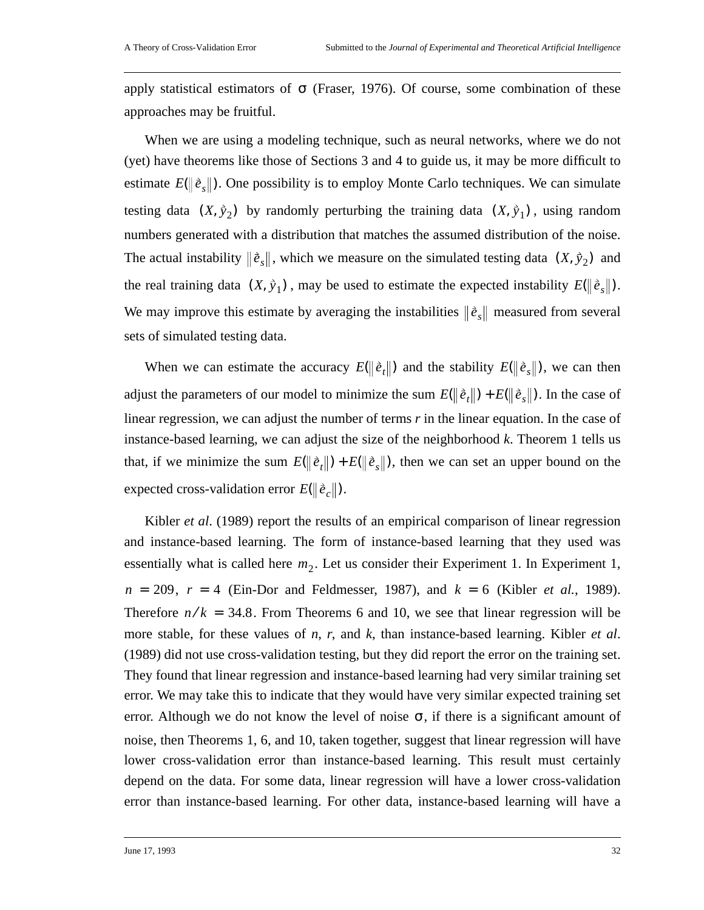apply statistical estimators of $\sigma$ (Fraser, 1976). Of course, some combination of these approaches may be fruitful.

When we are using a modeling technique, such as neural networks, where we do not (yet) have theorems like those of Sections 3 and 4 to guide us, it may be more difficult to estimate $E(\|\vec{e}_s\|)$. One possibility is to employ Monte Carlo techniques. We can simulate testing data $(X, \vec{y}_2)$ by randomly perturbing the training data $(X, \vec{y}_1)$, using random numbers generated with a distribution that matches the assumed distribution of the noise. The actual instability $\|\vec{e}_s\|$, which we measure on the simulated testing data $(X, \vec{y}_2)$ and the real training data $(X, \vec{y}_1)$, may be used to estimate the expected instability $E(\|\vec{e}_s\|)$. We may improve this estimate by averaging the instabilities $\|\vec{e}_s\|$ measured from several sets of simulated testing data.

When we can estimate the accuracy $E(\|\vec{e}_t\|)$ and the stability $E(\|\vec{e}_s\|)$, we can then adjust the parameters of our model to minimize the sum $E(\|\vec{e}_t\|) + E(\|\vec{e}_s\|)$. In the case of linear regression, we can adjust the number of terms *r* in the linear equation. In the case of instance-based learning, we can adjust the size of the neighborhood *k*. Theorem 1 tells us that, if we minimize the sum $E(\|\vec{e}_t\|) + E(\|\vec{e}_s\|)$, then we can set an upper bound on the expected cross-validation error $E(\|\vec{e}_c\|)$.

Kibler *et al*. (1989) report the results of an empirical comparison of linear regression and instance-based learning. The form of instance-based learning that they used was essentially what is called here $m_2$. Let us consider their Experiment 1. In Experiment 1, $n = 209$, $r = 4$ (Ein-Dor and Feldmesser, 1987), and $k = 6$ (Kibler *et al.*, 1989). Therefore $n/k = 34.8$. From Theorems 6 and 10, we see that linear regression will be more stable, for these values of *n*, *r*, and *k*, than instance-based learning. Kibler *et al*. (1989) did not use cross-validation testing, but they did report the error on the training set. They found that linear regression and instance-based learning had very similar training set error. We may take this to indicate that they would have very similar expected training set error. Although we do not know the level of noise $\sigma$, if there is a significant amount of noise, then Theorems 1, 6, and 10, taken together, suggest that linear regression will have lower cross-validation error than instance-based learning. This result must certainly depend on the data. For some data, linear regression will have a lower cross-validation error than instance-based learning. For other data, instance-based learning will have a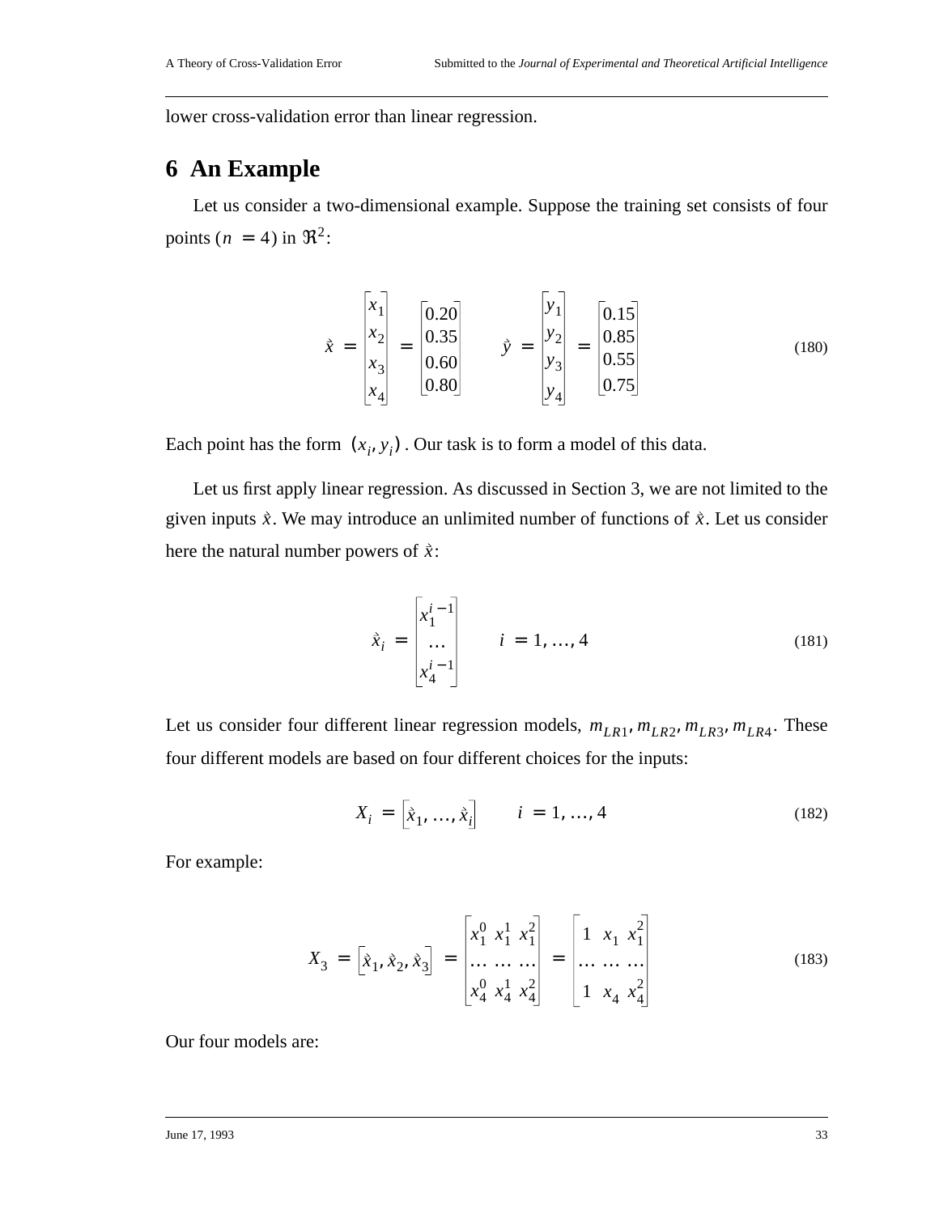lower cross-validation error than linear regression.

## 6 An Example

Let us consider a two-dimensional example. Suppose the training set consists of four points ($n = 4$) in $\Re^2$:

$$\vec{x} = \begin{bmatrix} x_1 \\ x_2 \\ x_3 \\ x_4 \end{bmatrix} = \begin{bmatrix} 0.20 \\ 0.35 \\ 0.60 \\ 0.80 \end{bmatrix} \qquad \vec{y} = \begin{bmatrix} y_1 \\ y_2 \\ y_3 \\ y_4 \end{bmatrix} = \begin{bmatrix} 0.15 \\ 0.85 \\ 0.55 \\ 0.75 \end{bmatrix} \tag{180}$$

Each point has the form $(x_i, y_i)$. Our task is to form a model of this data.

Let us first apply linear regression. As discussed in Section 3, we are not limited to the given inputs $\vec{x}$. We may introduce an unlimited number of functions of $\vec{x}$. Let us consider here the natural number powers of $\vec{x}$:

$$\vec{x}_i = \begin{bmatrix} x_1^{i-1} \\ \dots \\ x_4^{i-1} \end{bmatrix} \qquad i = 1, \dots, 4 \tag{181}$$

Let us consider four different linear regression models, $m_{LR1}, m_{LR2}, m_{LR3}, m_{LR4}$. These four different models are based on four different choices for the inputs:

$$X_i = \begin{bmatrix} \vec{x}_1, \dots, \vec{x}_i \end{bmatrix} \qquad i = 1, \dots, 4 \tag{182}$$

For example:

$$X_3 = \begin{bmatrix} \vec{x}_1, \vec{x}_2, \vec{x}_3 \end{bmatrix} = \begin{bmatrix} x_1^0 & x_1^1 & x_1^2 \\ \dots & \dots & \dots \\ x_4^0 & x_4^1 & x_4^2 \end{bmatrix} = \begin{bmatrix} 1 & x_1 & x_1^2 \\ \dots & \dots & \dots \\ 1 & x_4 & x_4^2 \end{bmatrix} \tag{183}$$

Our four models are: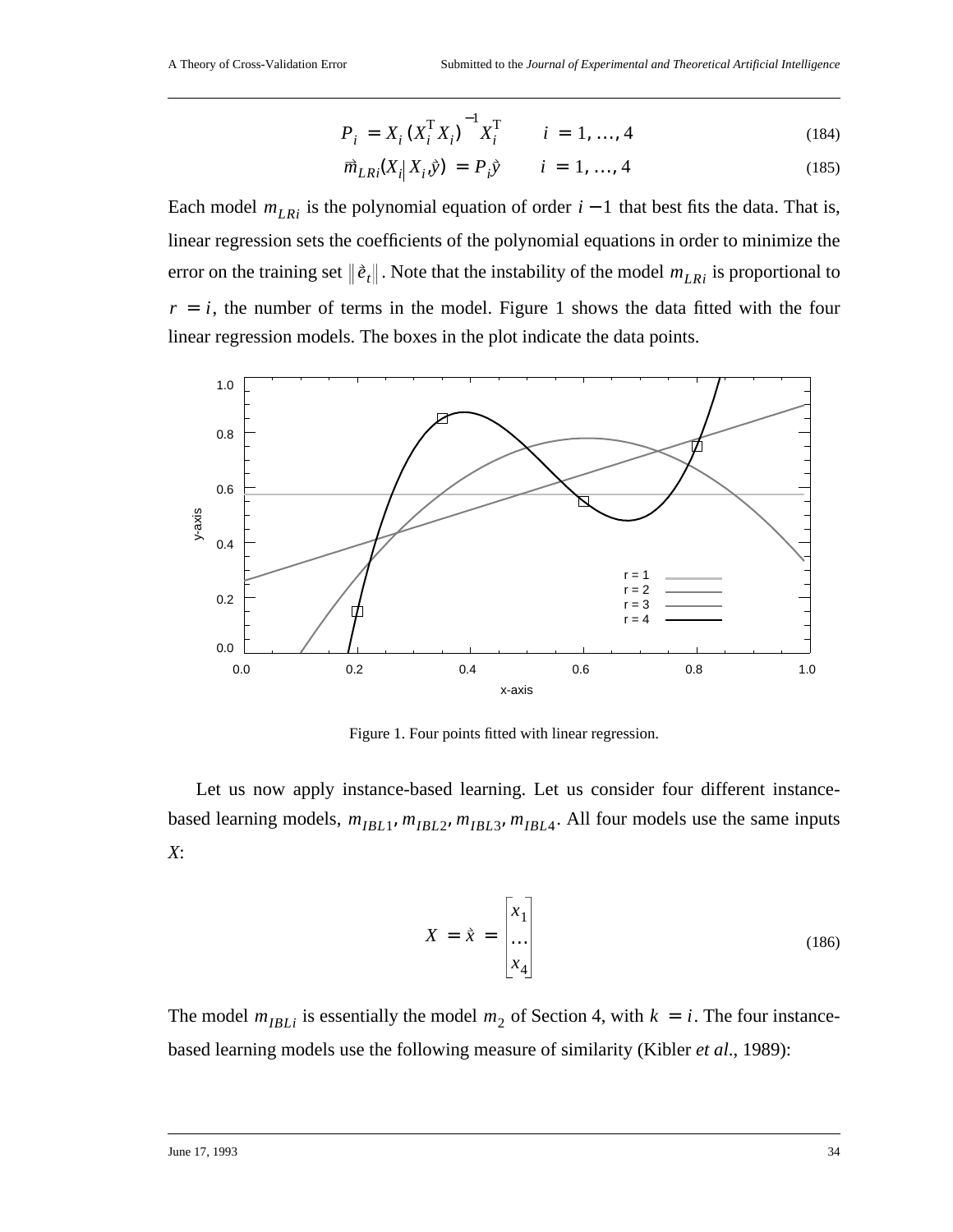$$P_i = X_i (X_i^T X_i)^{-1} X_i^T \qquad i = 1, \ldots, 4 \tag{184}$$

$$\vec{m}_{LRi}(X_i | X_i, \vec{y}) = P_i \vec{y} \qquad i = 1, \ldots, 4 \tag{185}$$

Each model $m_{LRi}$ is the polynomial equation of order $i - 1$ that best fits the data. That is, linear regression sets the coefficients of the polynomial equations in order to minimize the error on the training set $\|\vec{e}_t\|$. Note that the instability of the model $m_{LRi}$ is proportional to $r = i$, the number of terms in the model. Figure 1 shows the data fitted with the four linear regression models. The boxes in the plot indicate the data points.

Figure 1. Four points fitted with linear regression.

Let us now apply instance-based learning. Let us consider four different instance-based learning models, $m_{IBL1}, m_{IBL2}, m_{IBL3}, m_{IBL4}$. All four models use the same inputs $X$:

$$X = \vec{x} = \begin{bmatrix} x_1 \\ \ldots \\ x_4 \end{bmatrix} \tag{186}$$

The model $m_{IBLi}$ is essentially the model $m_2$ of Section 4, with $k = i$. The four instance-based learning models use the following measure of similarity (Kibler *et al.*, 1989):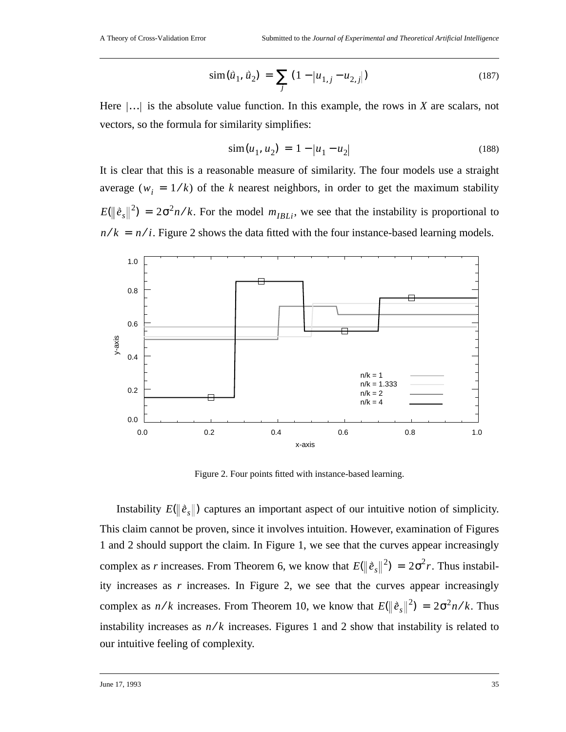$$\operatorname{sim}(\vec{u}_1, \vec{u}_2) = \sum_j (1 - |u_{1,j} - u_{2,j}|) \tag{187}$$

Here $|\ldots|$ is the absolute value function. In this example, the rows in $X$ are scalars, not vectors, so the formula for similarity simplifies:

$$\operatorname{sim}(u_1, u_2) = 1 - |u_1 - u_2| \tag{188}$$

It is clear that this is a reasonable measure of similarity. The four models use a straight average ($w_i = 1/k$) of the $k$ nearest neighbors, in order to get the maximum stability $E(\|\vec{e}_s\|^2) = 2\sigma^2 n/k$. For the model $m_{IBLi}$, we see that the instability is proportional to $n/k = n/i$. Figure 2 shows the data fitted with the four instance-based learning models.

Figure 2. Four points fitted with instance-based learning.

Instability $E(\|\vec{e}_s\|)$ captures an important aspect of our intuitive notion of simplicity. This claim cannot be proven, since it involves intuition. However, examination of Figures 1 and 2 should support the claim. In Figure 1, we see that the curves appear increasingly complex as $r$ increases. From Theorem 6, we know that $E(\|\vec{e}_s\|^2) = 2\sigma^2 r$. Thus instability increases as $r$ increases. In Figure 2, we see that the curves appear increasingly complex as $n/k$ increases. From Theorem 10, we know that $E(\|\vec{e}_s\|^2) = 2\sigma^2 n/k$. Thus instability increases as $n/k$ increases. Figures 1 and 2 show that instability is related to our intuitive feeling of complexity.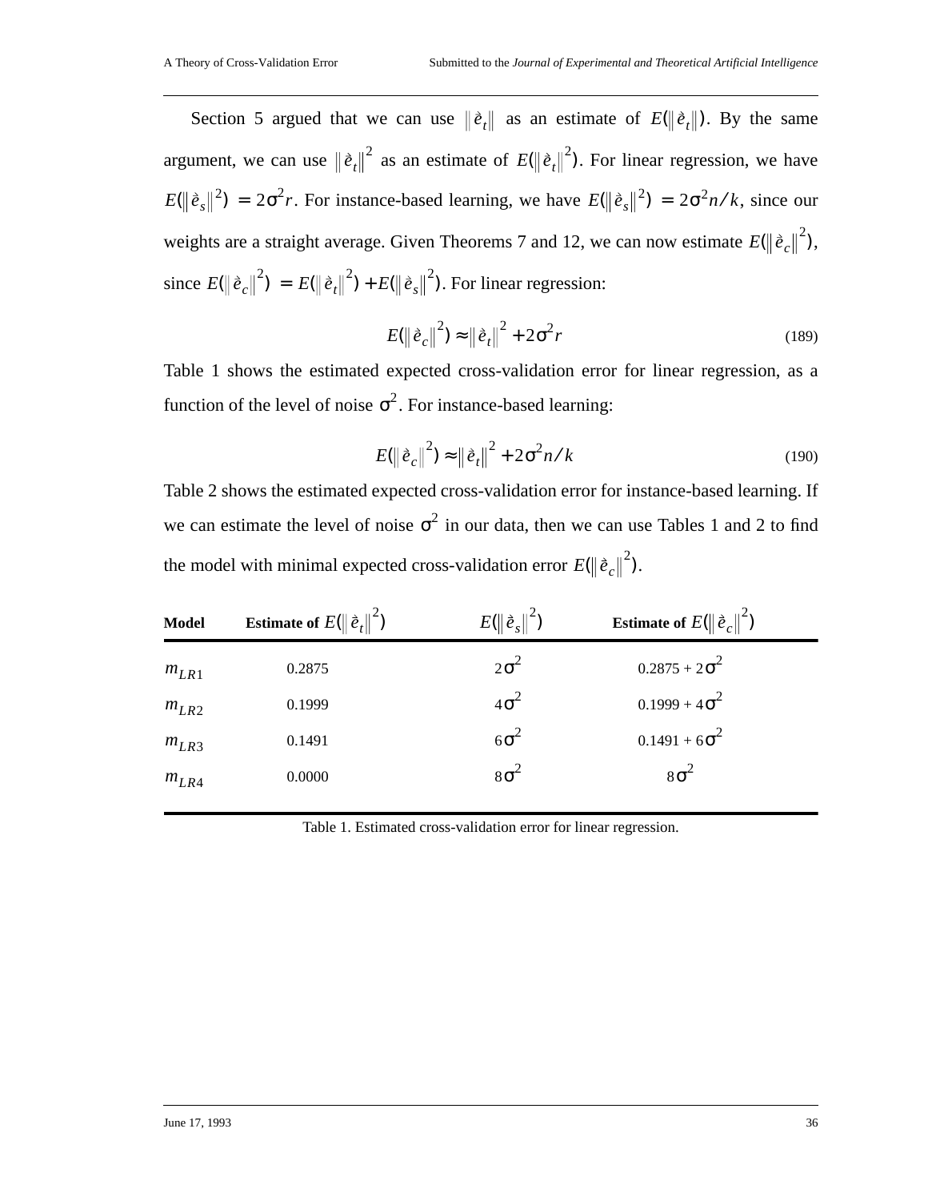Section 5 argued that we can use $\|\hat{e}_t\|$ as an estimate of $E(\|\hat{e}_t\|)$. By the same argument, we can use $\|\hat{e}_t\|^2$ as an estimate of $E(\|\hat{e}_t\|^2)$. For linear regression, we have $E(\|\hat{e}_s\|^2) = 2\sigma^2 r$. For instance-based learning, we have $E(\|\hat{e}_s\|^2) = 2\sigma^2 n/k$, since our weights are a straight average. Given Theorems 7 and 12, we can now estimate $E(\|\hat{e}_c\|^2)$, since $E(\|\hat{e}_c\|^2) = E(\|\hat{e}_t\|^2) + E(\|\hat{e}_s\|^2)$. For linear regression:

$$E(\|\hat{e}_c\|^2) \approx \|\hat{e}_t\|^2 + 2\sigma^2 r \tag{189}$$

Table 1 shows the estimated expected cross-validation error for linear regression, as a function of the level of noise $\sigma^2$. For instance-based learning:

$$E(\|\hat{e}_c\|^2) \approx \|\hat{e}_t\|^2 + 2\sigma^2 n/k \tag{190}$$

Table 2 shows the estimated expected cross-validation error for instance-based learning. If we can estimate the level of noise $\sigma^2$ in our data, then we can use Tables 1 and 2 to find the model with minimal expected cross-validation error $E(\|\hat{e}_c\|^2)$.

| **Model** | **Estimate of** $E(\|\hat{e}_t\|^2)$ | $E(\|\hat{e}_s\|^2)$ | **Estimate of** $E(\|\hat{e}_c\|^2)$ |
|---|---|---|---|
| $m_{LR1}$ | 0.2875 | $2\sigma^2$ | 0.2875 + $2\sigma^2$ |
| $m_{LR2}$ | 0.1999 | $4\sigma^2$ | 0.1999 + $4\sigma^2$ |
| $m_{LR3}$ | 0.1491 | $6\sigma^2$ | 0.1491 + $6\sigma^2$ |
| $m_{LR4}$ | 0.0000 | $8\sigma^2$ | $8\sigma^2$ |

Table 1. Estimated cross-validation error for linear regression.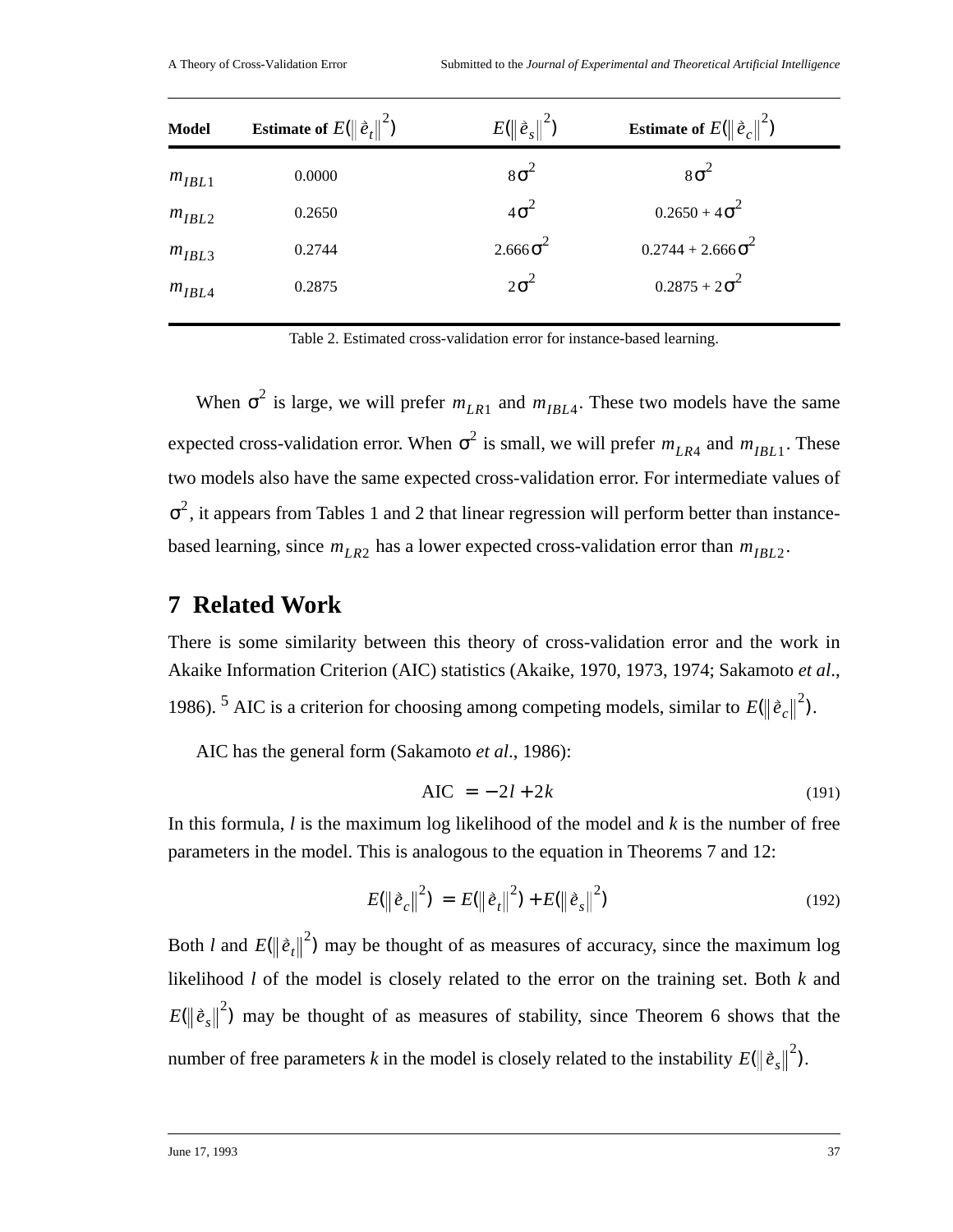| Model | Estimate of $E(\|\vec{e}_t\|^2)$ | $E(\|\vec{e}_s\|^2)$ | Estimate of $E(\|\vec{e}_c\|^2)$ |
|---|---|---|---|
| $m_{IBL1}$ | 0.0000 | $8\sigma^2$ | $8\sigma^2$ |
| $m_{IBL2}$ | 0.2650 | $4\sigma^2$ | $0.2650 + 4\sigma^2$ |
| $m_{IBL3}$ | 0.2744 | $2.666\sigma^2$ | $0.2744 + 2.666\sigma^2$ |
| $m_{IBL4}$ | 0.2875 | $2\sigma^2$ | $0.2875 + 2\sigma^2$ |

Table 2. Estimated cross-validation error for instance-based learning.

When $\sigma^2$ is large, we will prefer $m_{LR1}$ and $m_{IBL4}$. These two models have the same expected cross-validation error. When $\sigma^2$ is small, we will prefer $m_{LR4}$ and $m_{IBL1}$. These two models also have the same expected cross-validation error. For intermediate values of $\sigma^2$, it appears from Tables 1 and 2 that linear regression will perform better than instance-based learning, since $m_{LR2}$ has a lower expected cross-validation error than $m_{IBL2}$.

## 7 Related Work

There is some similarity between this theory of cross-validation error and the work in Akaike Information Criterion (AIC) statistics (Akaike, 1970, 1973, 1974; Sakamoto *et al*., 1986). [5] AIC is a criterion for choosing among competing models, similar to $E(\|\vec{e}_c\|^2)$.

AIC has the general form (Sakamoto *et al*., 1986):

$$\text{AIC} = -2l + 2k \tag{191}$$

In this formula, *l* is the maximum log likelihood of the model and *k* is the number of free parameters in the model. This is analogous to the equation in Theorems 7 and 12:

$$E(\|\vec{e}_c\|^2) = E(\|\vec{e}_t\|^2) + E(\|\vec{e}_s\|^2) \tag{192}$$

Both *l* and $E(\|\vec{e}_t\|^2)$ may be thought of as measures of accuracy, since the maximum log likelihood *l* of the model is closely related to the error on the training set. Both *k* and $E(\|\vec{e}_s\|^2)$ may be thought of as measures of stability, since Theorem 6 shows that the number of free parameters *k* in the model is closely related to the instability $E(\|\vec{e}_s\|^2)$.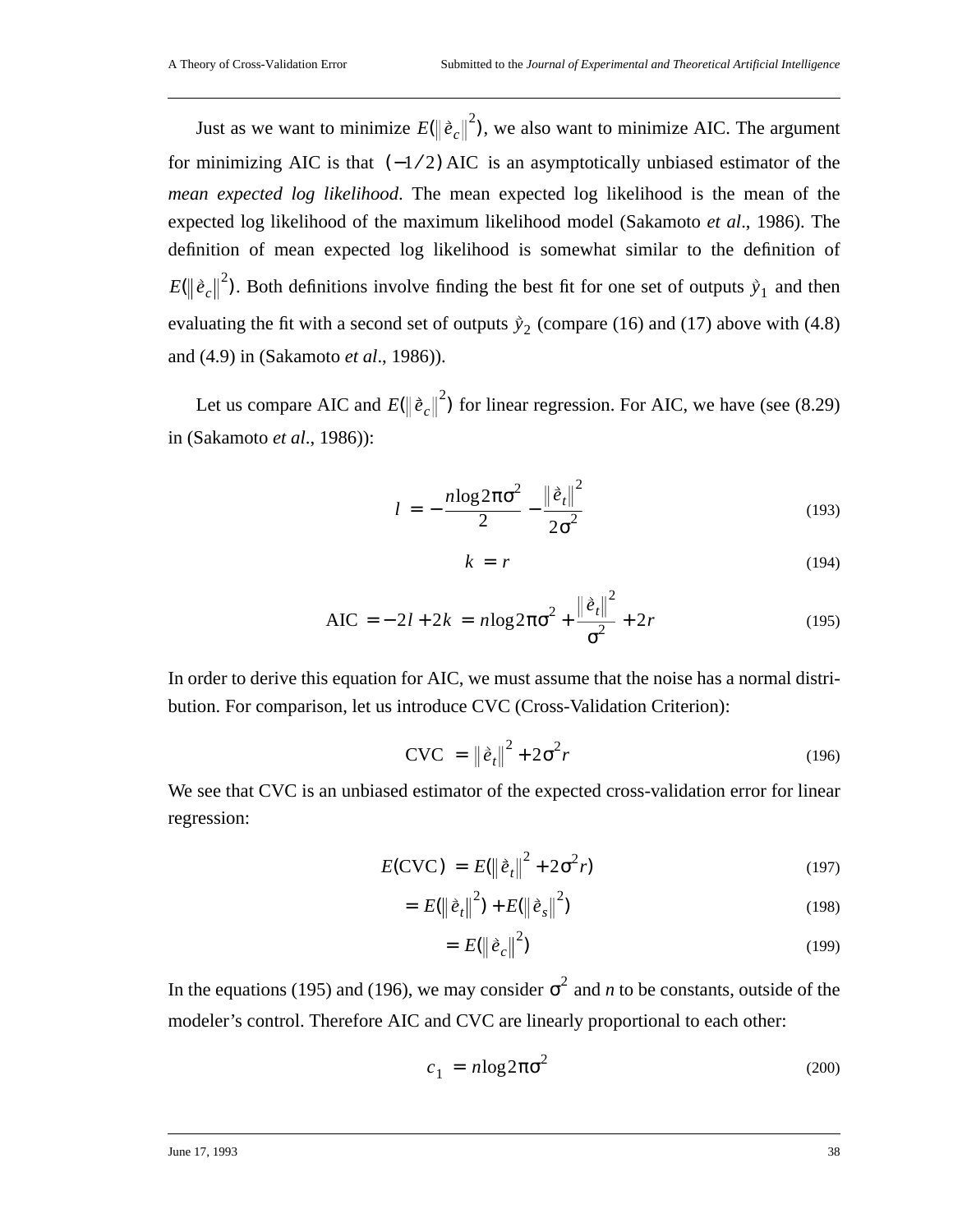Just as we want to minimize $E(\|\hat{e}_c\|^2)$, we also want to minimize AIC. The argument for minimizing AIC is that $(-1/2)\,\text{AIC}$ is an asymptotically unbiased estimator of the *mean expected log likelihood*. The mean expected log likelihood is the mean of the expected log likelihood of the maximum likelihood model (Sakamoto *et al*., 1986). The definition of mean expected log likelihood is somewhat similar to the definition of $E(\|\hat{e}_c\|^2)$. Both definitions involve finding the best fit for one set of outputs $\hat{y}_1$ and then evaluating the fit with a second set of outputs $\hat{y}_2$ (compare (16) and (17) above with (4.8) and (4.9) in (Sakamoto *et al*., 1986)).

Let us compare AIC and $E(\|\hat{e}_c\|^2)$ for linear regression. For AIC, we have (see (8.29) in (Sakamoto *et al*., 1986)):

$$l = -\frac{n \log 2\pi\sigma^2}{2} - \frac{\|\hat{e}_t\|^2}{2\sigma^2} \tag{193}$$

$$k = r \tag{194}$$

$$\text{AIC} = -2l + 2k = n \log 2\pi\sigma^2 + \frac{\|\hat{e}_t\|^2}{\sigma^2} + 2r \tag{195}$$

In order to derive this equation for AIC, we must assume that the noise has a normal distribution. For comparison, let us introduce CVC (Cross-Validation Criterion):

$$\text{CVC} = \|\hat{e}_t\|^2 + 2\sigma^2 r \tag{196}$$

We see that CVC is an unbiased estimator of the expected cross-validation error for linear regression:

$$E(\text{CVC}) = E(\|\hat{e}_t\|^2 + 2\sigma^2 r) \tag{197}$$

$$= E(\|\hat{e}_t\|^2) + E(\|\hat{e}_s\|^2) \tag{198}$$

$$= E(\|\hat{e}_c\|^2) \tag{199}$$

In the equations (195) and (196), we may consider $\sigma^2$ and $n$ to be constants, outside of the modeler's control. Therefore AIC and CVC are linearly proportional to each other:

$$c_1 = n \log 2\pi\sigma^2 \tag{200}$$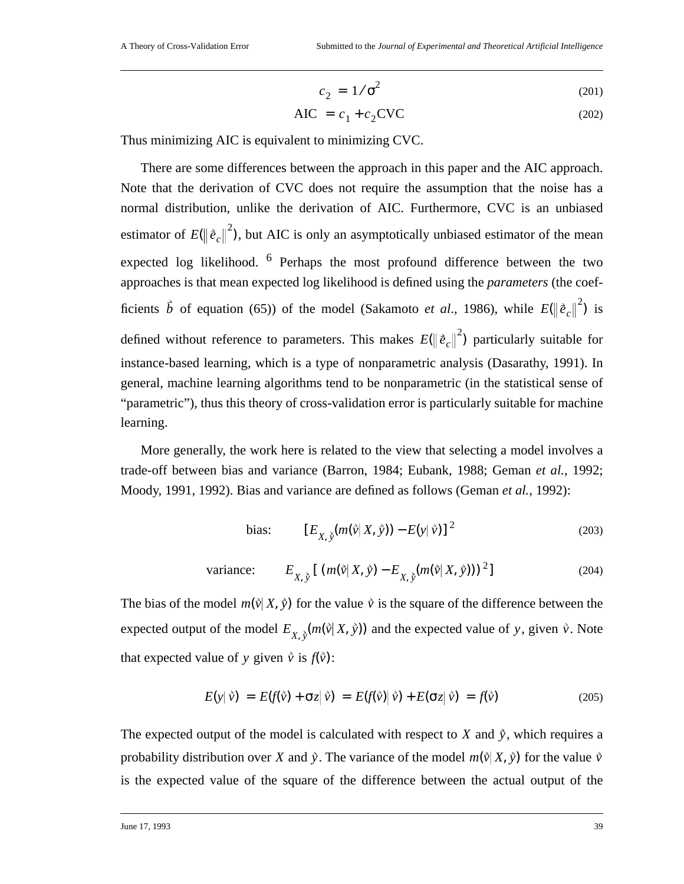$$c_2 = 1/\sigma^2 \tag{201}$$

$$\text{AIC} = c_1 + c_2\text{CVC} \tag{202}$$

Thus minimizing AIC is equivalent to minimizing CVC.

There are some differences between the approach in this paper and the AIC approach. Note that the derivation of CVC does not require the assumption that the noise has a normal distribution, unlike the derivation of AIC. Furthermore, CVC is an unbiased estimator of $E(\|\vec{e}_c\|^2)$, but AIC is only an asymptotically unbiased estimator of the mean expected log likelihood. [6] Perhaps the most profound difference between the two approaches is that mean expected log likelihood is defined using the *parameters* (the coefficients $\vec{b}$ of equation (65)) of the model (Sakamoto *et al*., 1986), while $E(\|\vec{e}_c\|^2)$ is defined without reference to parameters. This makes $E(\|\vec{e}_c\|^2)$ particularly suitable for instance-based learning, which is a type of nonparametric analysis (Dasarathy, 1991). In general, machine learning algorithms tend to be nonparametric (in the statistical sense of "parametric"), thus this theory of cross-validation error is particularly suitable for machine learning.

More generally, the work here is related to the view that selecting a model involves a trade-off between bias and variance (Barron, 1984; Eubank, 1988; Geman *et al.*, 1992; Moody, 1991, 1992). Bias and variance are defined as follows (Geman *et al.*, 1992):

$$\text{bias:} \qquad [E_{X,\vec{y}}(m(\vec{v}|X,\vec{y})) - E(y|\vec{v})]^2 \tag{203}$$

$$\text{variance:} \qquad E_{X,\vec{y}}[(m(\vec{v}|X,\vec{y}) - E_{X,\vec{y}}(m(\vec{v}|X,\vec{y})))^2] \tag{204}$$

The bias of the model $m(\vec{v}|X,\vec{y})$ for the value $\vec{v}$ is the square of the difference between the expected output of the model $E_{X,\vec{y}}(m(\vec{v}|X,\vec{y}))$ and the expected value of $y$, given $\vec{v}$. Note that expected value of $y$ given $\vec{v}$ is $f(\vec{v})$:

$$E(y|\vec{v}) = E(f(\vec{v}) + \sigma z|\vec{v}) = E(f(\vec{v})|\vec{v}) + E(\sigma z|\vec{v}) = f(\vec{v}) \tag{205}$$

The expected output of the model is calculated with respect to $X$ and $\vec{y}$, which requires a probability distribution over $X$ and $\vec{y}$. The variance of the model $m(\vec{v}|X,\vec{y})$ for the value $\vec{v}$ is the expected value of the square of the difference between the actual output of the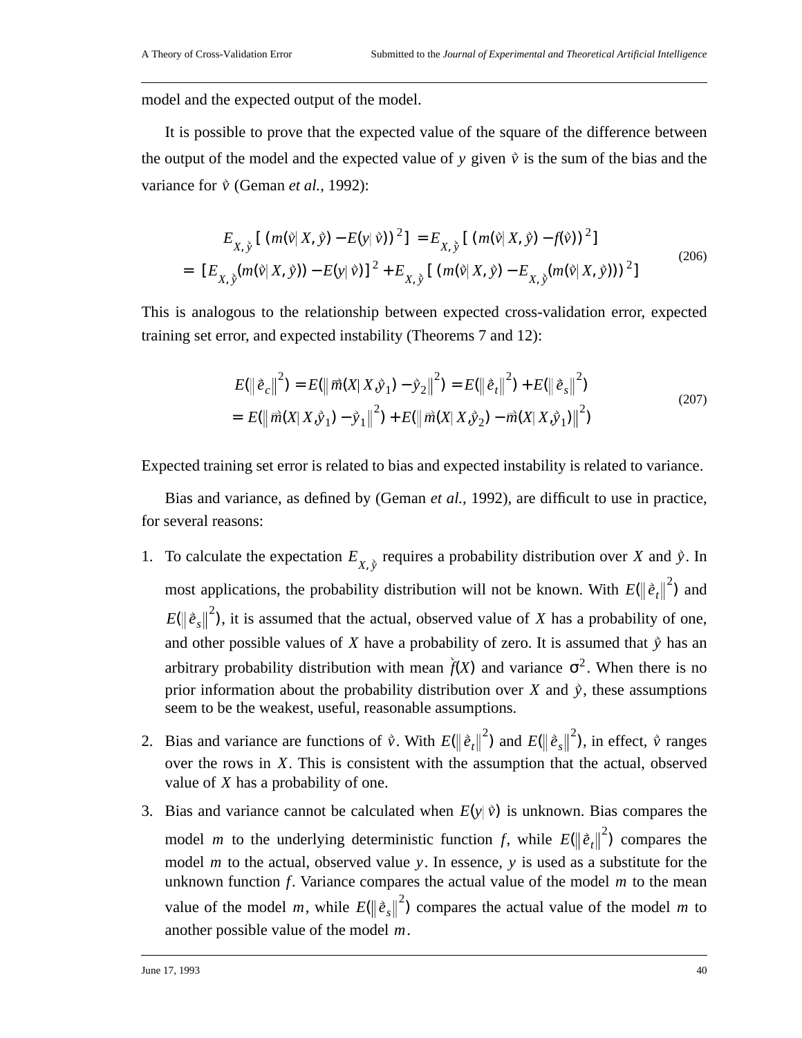model and the expected output of the model.

It is possible to prove that the expected value of the square of the difference between the output of the model and the expected value of $y$ given $\vec{v}$ is the sum of the bias and the variance for $\vec{v}$ (Geman *et al.*, 1992):

$$
\begin{aligned}
E_{X,\vec{y}}[(m(\vec{v}|X,\vec{y}) - E(y|\vec{v}))^2] &= E_{X,\vec{y}}[(m(\vec{v}|X,\vec{y}) - f(\vec{v}))^2] \\
= [E_{X,\vec{y}}(m(\vec{v}|X,\vec{y})) - E(y|\vec{v})]^2 &+ E_{X,\vec{y}}[(m(\vec{v}|X,\vec{y}) - E_{X,\vec{y}}(m(\vec{v}|X,\vec{y})))^2]
\end{aligned}
\tag{206}
$$

This is analogous to the relationship between expected cross-validation error, expected training set error, and expected instability (Theorems 7 and 12):

$$
\begin{aligned}
E(\|\vec{e}_c\|^2) &= E(\|\vec{m}(X|X,\vec{y}_1) - \vec{y}_2\|^2) = E(\|\vec{e}_t\|^2) + E(\|\vec{e}_s\|^2) \\
&= E(\|\vec{m}(X|X,\vec{y}_1) - \vec{y}_1\|^2) + E(\|\vec{m}(X|X,\vec{y}_2) - \vec{m}(X|X,\vec{y}_1)\|^2)
\end{aligned}
\tag{207}
$$

Expected training set error is related to bias and expected instability is related to variance.

Bias and variance, as defined by (Geman *et al.*, 1992), are difficult to use in practice, for several reasons:

1. To calculate the expectation $E_{X,\vec{y}}$ requires a probability distribution over $X$ and $\vec{y}$. In most applications, the probability distribution will not be known. With $E(\|\vec{e}_t\|^2)$ and $E(\|\vec{e}_s\|^2)$, it is assumed that the actual, observed value of $X$ has a probability of one, and other possible values of $X$ have a probability of zero. It is assumed that $\vec{y}$ has an arbitrary probability distribution with mean $\vec{f}(X)$ and variance $\sigma^2$. When there is no prior information about the probability distribution over $X$ and $\vec{y}$, these assumptions seem to be the weakest, useful, reasonable assumptions.
2. Bias and variance are functions of $\vec{v}$. With $E(\|\vec{e}_t\|^2)$ and $E(\|\vec{e}_s\|^2)$, in effect, $\vec{v}$ ranges over the rows in $X$. This is consistent with the assumption that the actual, observed value of $X$ has a probability of one.
3. Bias and variance cannot be calculated when $E(y|\vec{v})$ is unknown. Bias compares the model $m$ to the underlying deterministic function $f$, while $E(\|\vec{e}_t\|^2)$ compares the model $m$ to the actual, observed value $y$. In essence, $y$ is used as a substitute for the unknown function $f$. Variance compares the actual value of the model $m$ to the mean value of the model $m$, while $E(\|\vec{e}_s\|^2)$ compares the actual value of the model $m$ to another possible value of the model $m$.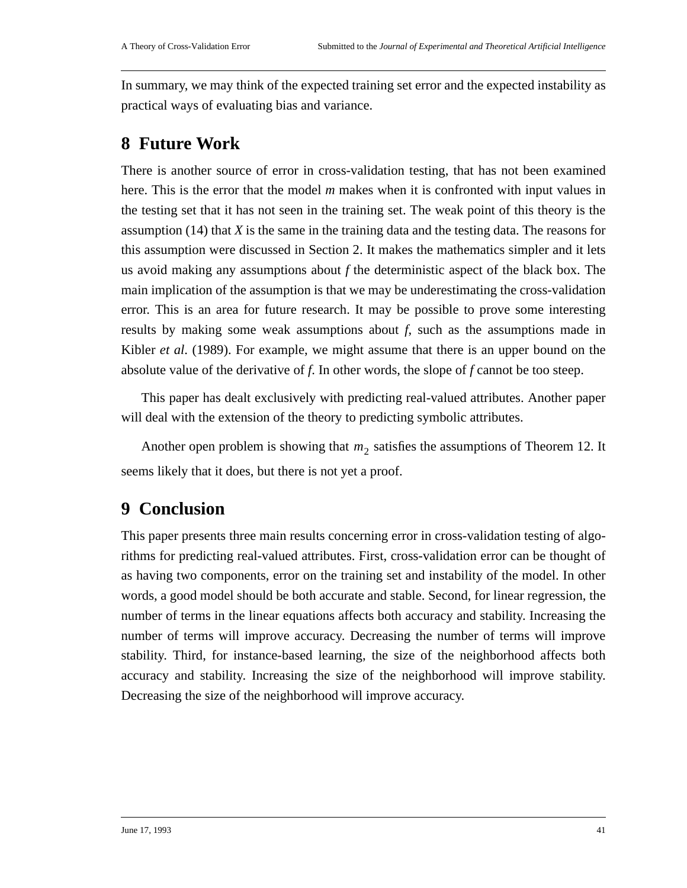In summary, we may think of the expected training set error and the expected instability as practical ways of evaluating bias and variance.

## 8 Future Work

There is another source of error in cross-validation testing, that has not been examined here. This is the error that the model $m$ makes when it is confronted with input values in the testing set that it has not seen in the training set. The weak point of this theory is the assumption (14) that $X$ is the same in the training data and the testing data. The reasons for this assumption were discussed in Section 2. It makes the mathematics simpler and it lets us avoid making any assumptions about $f$ the deterministic aspect of the black box. The main implication of the assumption is that we may be underestimating the cross-validation error. This is an area for future research. It may be possible to prove some interesting results by making some weak assumptions about $f$, such as the assumptions made in Kibler *et al*. (1989). For example, we might assume that there is an upper bound on the absolute value of the derivative of $f$. In other words, the slope of $f$ cannot be too steep.

This paper has dealt exclusively with predicting real-valued attributes. Another paper will deal with the extension of the theory to predicting symbolic attributes.

Another open problem is showing that $m_2$ satisfies the assumptions of Theorem 12. It seems likely that it does, but there is not yet a proof.

## 9 Conclusion

This paper presents three main results concerning error in cross-validation testing of algorithms for predicting real-valued attributes. First, cross-validation error can be thought of as having two components, error on the training set and instability of the model. In other words, a good model should be both accurate and stable. Second, for linear regression, the number of terms in the linear equations affects both accuracy and stability. Increasing the number of terms will improve accuracy. Decreasing the number of terms will improve stability. Third, for instance-based learning, the size of the neighborhood affects both accuracy and stability. Increasing the size of the neighborhood will improve stability. Decreasing the size of the neighborhood will improve accuracy.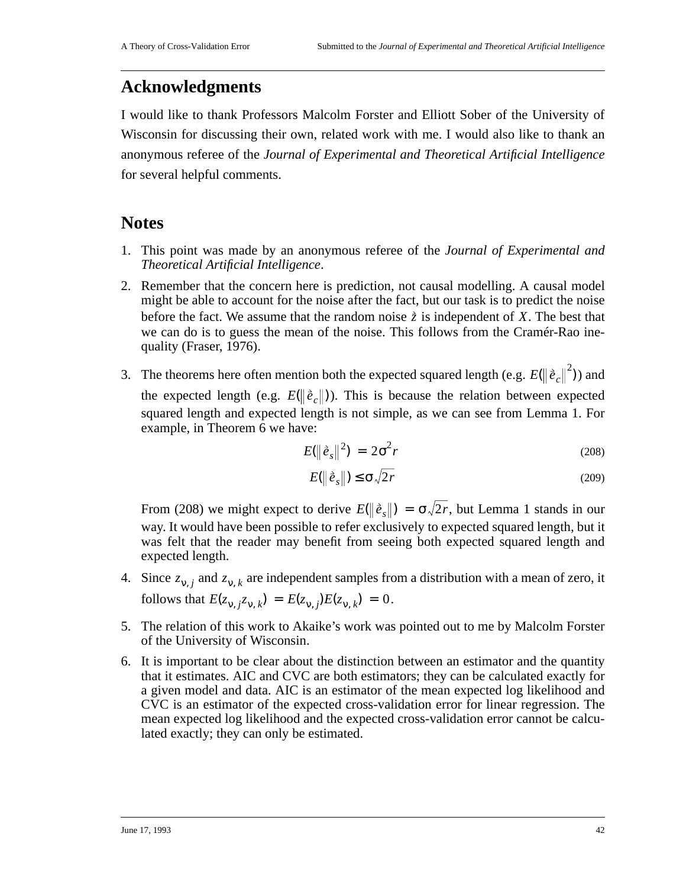## Acknowledgments

I would like to thank Professors Malcolm Forster and Elliott Sober of the University of Wisconsin for discussing their own, related work with me. I would also like to thank an anonymous referee of the *Journal of Experimental and Theoretical Artificial Intelligence* for several helpful comments.

## Notes

1. This point was made by an anonymous referee of the *Journal of Experimental and Theoretical Artificial Intelligence*.
2. Remember that the concern here is prediction, not causal modelling. A causal model might be able to account for the noise after the fact, but our task is to predict the noise before the fact. We assume that the random noise $\vec{z}$ is independent of $X$. The best that we can do is to guess the mean of the noise. This follows from the Cramér-Rao inequality (Fraser, 1976).
3. The theorems here often mention both the expected squared length (e.g. $E(\|\vec{e}_c\|^2)$) and the expected length (e.g. $E(\|\vec{e}_c\|)$). This is because the relation between expected squared length and expected length is not simple, as we can see from Lemma 1. For example, in Theorem 6 we have:

$$E(\|\vec{e}_s\|^2) = 2\sigma^2 r \tag{208}$$

$$E(\|\vec{e}_s\|) \leq \sigma\sqrt{2r} \tag{209}$$

   From (208) we might expect to derive $E(\|\vec{e}_s\|) = \sigma\sqrt{2r}$, but Lemma 1 stands in our way. It would have been possible to refer exclusively to expected squared length, but it was felt that the reader may benefit from seeing both expected squared length and expected length.

4. Since $z_{\nu, j}$ and $z_{\nu, k}$ are independent samples from a distribution with a mean of zero, it follows that $E(z_{\nu, j} z_{\nu, k}) = E(z_{\nu, j})E(z_{\nu, k}) = 0$.
5. The relation of this work to Akaike's work was pointed out to me by Malcolm Forster of the University of Wisconsin.
6. It is important to be clear about the distinction between an estimator and the quantity that it estimates. AIC and CVC are both estimators; they can be calculated exactly for a given model and data. AIC is an estimator of the mean expected log likelihood and CVC is an estimator of the expected cross-validation error for linear regression. The mean expected log likelihood and the expected cross-validation error cannot be calculated exactly; they can only be estimated.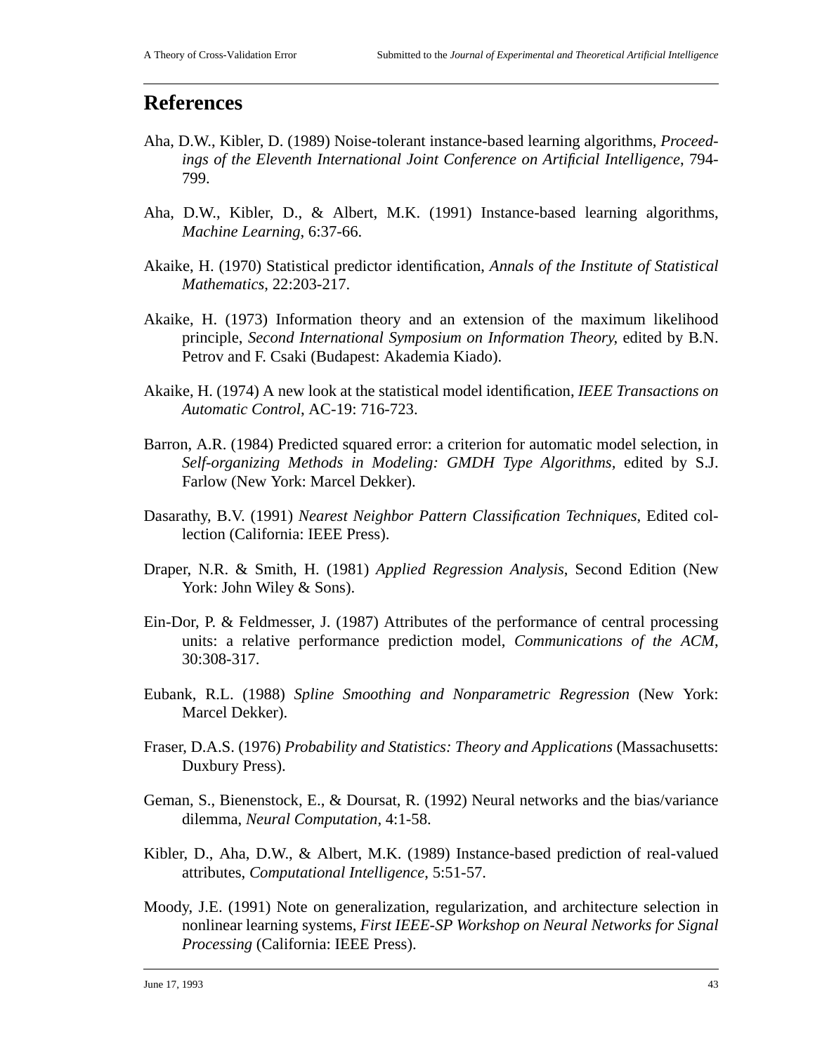# References

Aha, D.W., Kibler, D. (1989) Noise-tolerant instance-based learning algorithms, *Proceedings of the Eleventh International Joint Conference on Artificial Intelligence*, 794-799.

Aha, D.W., Kibler, D., & Albert, M.K. (1991) Instance-based learning algorithms, *Machine Learning*, 6:37-66.

Akaike, H. (1970) Statistical predictor identification, *Annals of the Institute of Statistical Mathematics*, 22:203-217.

Akaike, H. (1973) Information theory and an extension of the maximum likelihood principle, *Second International Symposium on Information Theory*, edited by B.N. Petrov and F. Csaki (Budapest: Akademia Kiado).

Akaike, H. (1974) A new look at the statistical model identification, *IEEE Transactions on Automatic Control*, AC-19: 716-723.

Barron, A.R. (1984) Predicted squared error: a criterion for automatic model selection, in *Self-organizing Methods in Modeling: GMDH Type Algorithms*, edited by S.J. Farlow (New York: Marcel Dekker).

Dasarathy, B.V. (1991) *Nearest Neighbor Pattern Classification Techniques*, Edited collection (California: IEEE Press).

Draper, N.R. & Smith, H. (1981) *Applied Regression Analysis*, Second Edition (New York: John Wiley & Sons).

Ein-Dor, P. & Feldmesser, J. (1987) Attributes of the performance of central processing units: a relative performance prediction model, *Communications of the ACM*, 30:308-317.

Eubank, R.L. (1988) *Spline Smoothing and Nonparametric Regression* (New York: Marcel Dekker).

Fraser, D.A.S. (1976) *Probability and Statistics: Theory and Applications* (Massachusetts: Duxbury Press).

Geman, S., Bienenstock, E., & Doursat, R. (1992) Neural networks and the bias/variance dilemma, *Neural Computation*, 4:1-58.

Kibler, D., Aha, D.W., & Albert, M.K. (1989) Instance-based prediction of real-valued attributes, *Computational Intelligence*, 5:51-57.

Moody, J.E. (1991) Note on generalization, regularization, and architecture selection in nonlinear learning systems, *First IEEE-SP Workshop on Neural Networks for Signal Processing* (California: IEEE Press).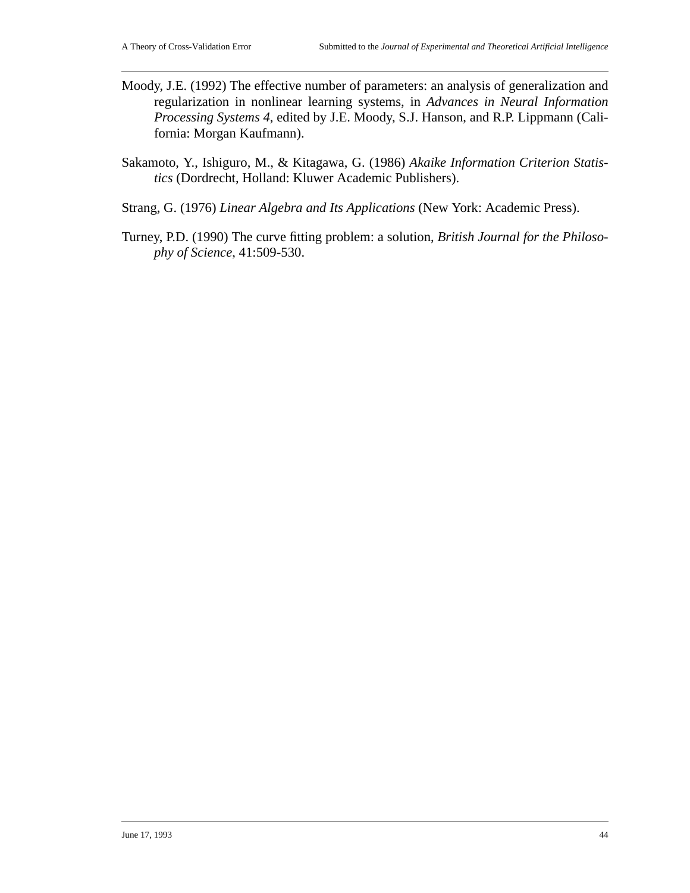Moody, J.E. (1992) The effective number of parameters: an analysis of generalization and regularization in nonlinear learning systems, in *Advances in Neural Information Processing Systems 4*, edited by J.E. Moody, S.J. Hanson, and R.P. Lippmann (California: Morgan Kaufmann).

Sakamoto, Y., Ishiguro, M., & Kitagawa, G. (1986) *Akaike Information Criterion Statistics* (Dordrecht, Holland: Kluwer Academic Publishers).

Strang, G. (1976) *Linear Algebra and Its Applications* (New York: Academic Press).

Turney, P.D. (1990) The curve fitting problem: a solution, *British Journal for the Philosophy of Science*, 41:509-530.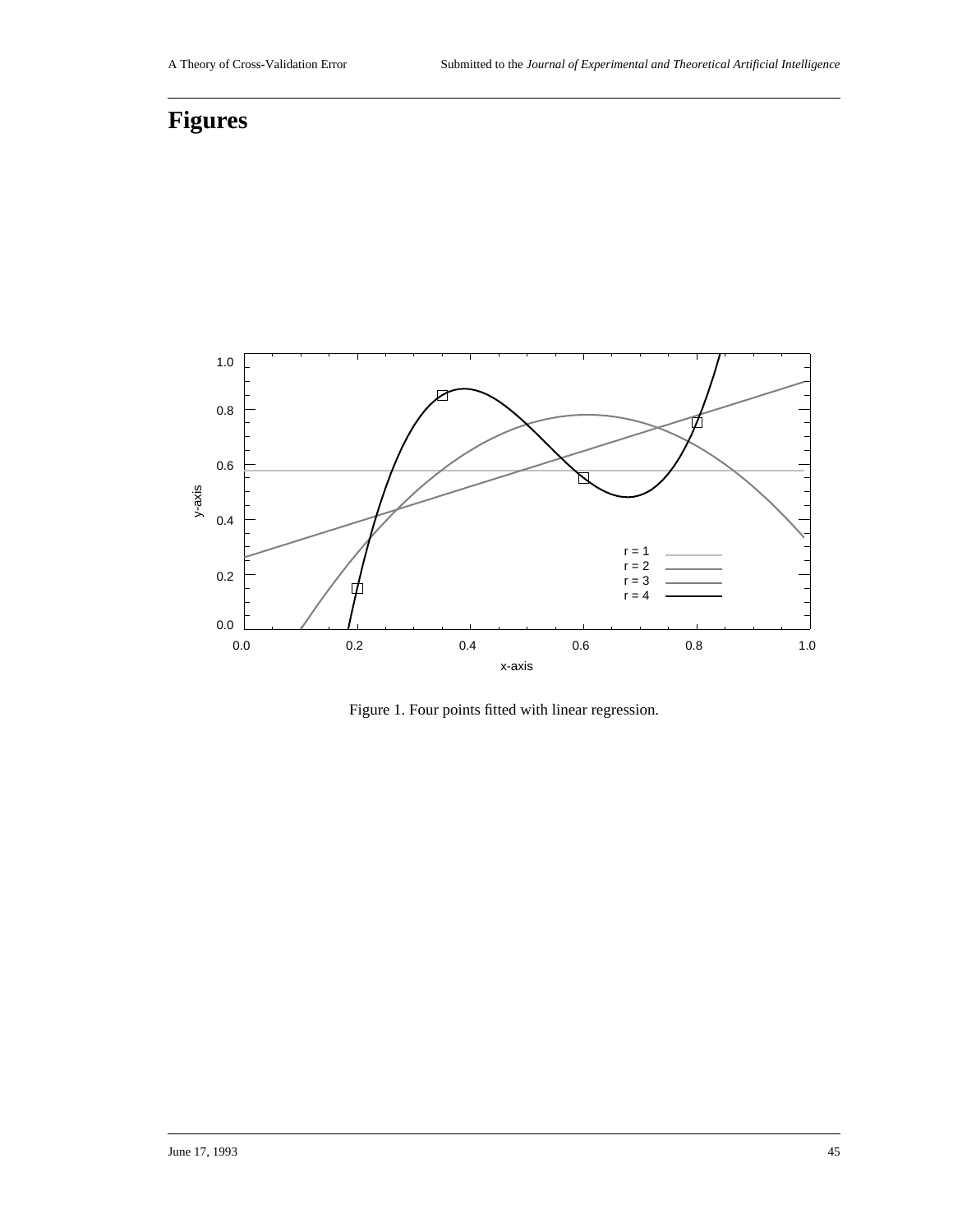# Figures

Figure 1. Four points fitted with linear regression.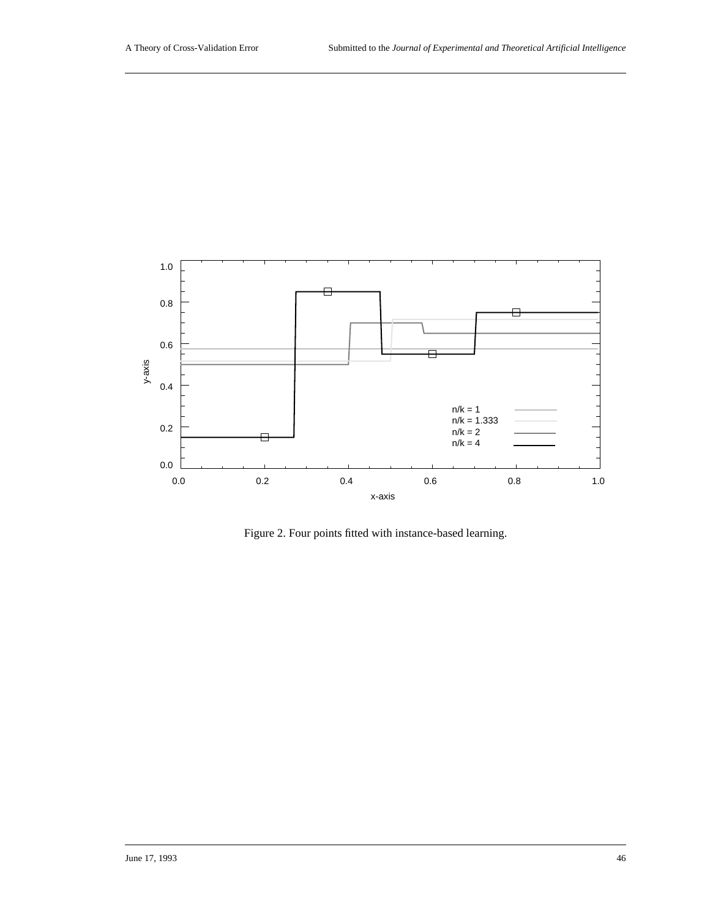Figure 2. Four points fitted with instance-based learning.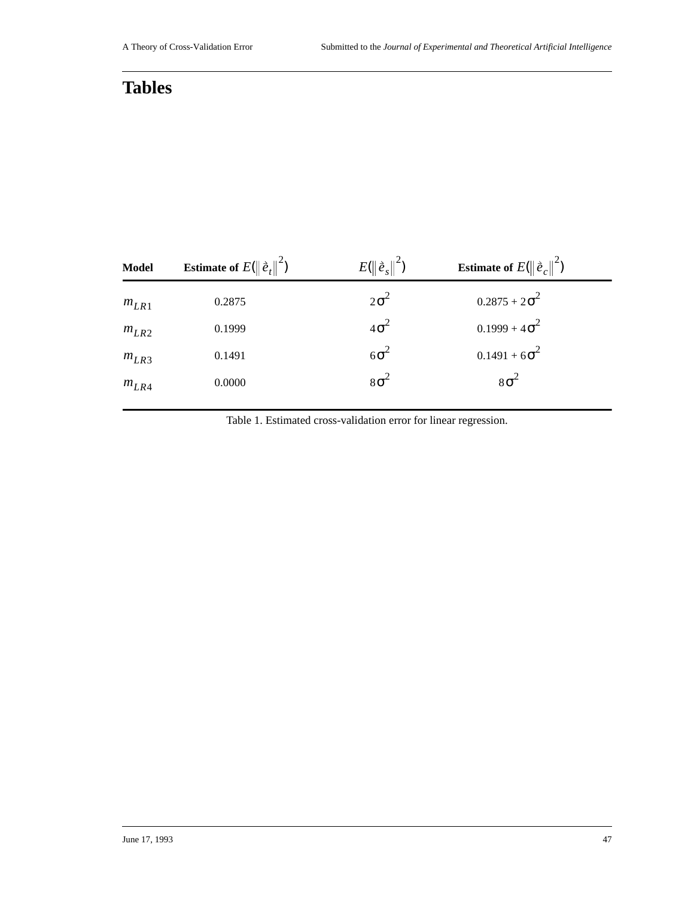# Tables

| Model | Estimate of $E(\|\hat{e}_t\|^2)$ | $E(\|\hat{e}_s\|^2)$ | Estimate of $E(\|\hat{e}_c\|^2)$ |
|---|---|---|---|
| $m_{LR1}$ | 0.2875 | $2\sigma^2$ | $0.2875 + 2\sigma^2$ |
| $m_{LR2}$ | 0.1999 | $4\sigma^2$ | $0.1999 + 4\sigma^2$ |
| $m_{LR3}$ | 0.1491 | $6\sigma^2$ | $0.1491 + 6\sigma^2$ |
| $m_{LR4}$ | 0.0000 | $8\sigma^2$ | $8\sigma^2$ |

Table 1. Estimated cross-validation error for linear regression.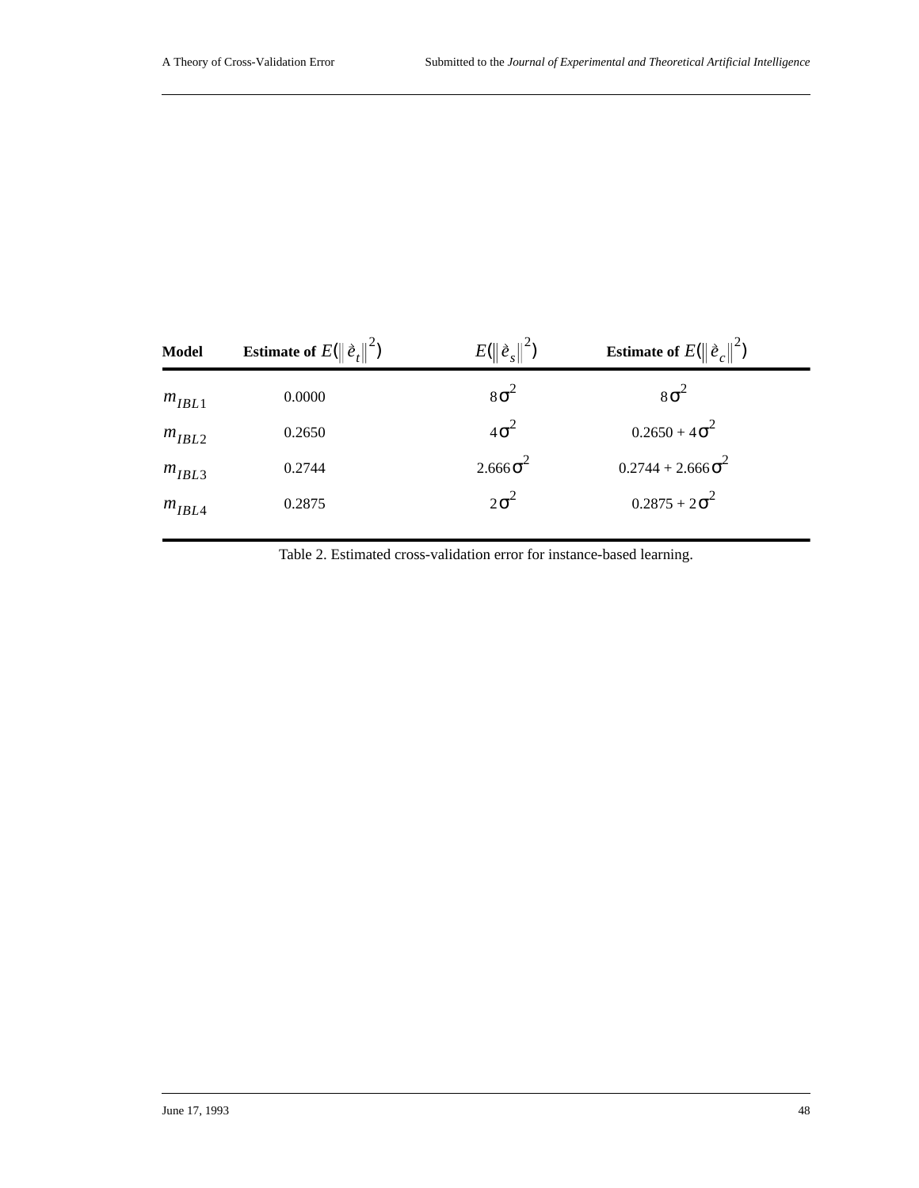| **Model** | **Estimate of** $E(\|\hat{e}_t\|^2)$ | $E(\|\hat{e}_s\|^2)$ | **Estimate of** $E(\|\hat{e}_c\|^2)$ |
|---|---|---|---|
| $m_{IBL1}$ | 0.0000 | $8\sigma^2$ | $8\sigma^2$ |
| $m_{IBL2}$ | 0.2650 | $4\sigma^2$ | $0.2650 + 4\sigma^2$ |
| $m_{IBL3}$ | 0.2744 | $2.666\sigma^2$ | $0.2744 + 2.666\sigma^2$ |
| $m_{IBL4}$ | 0.2875 | $2\sigma^2$ | $0.2875 + 2\sigma^2$ |

Table 2. Estimated cross-validation error for instance-based learning.